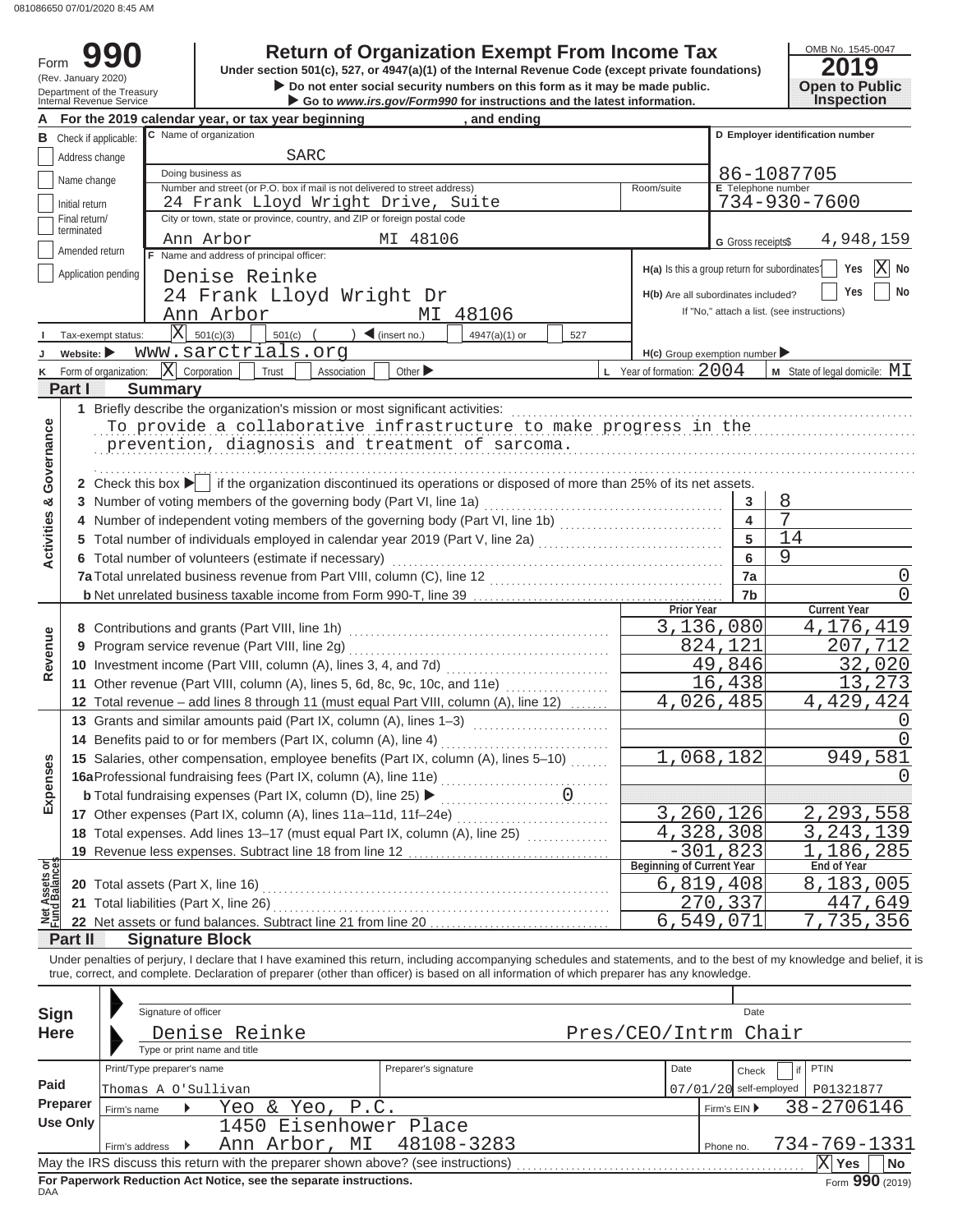081086650 07/01/2020 8:45 AM

# Form 990

**Return of Organization Exempt From Income Tax**

Under section 501(c), 527, or 4947(a)(1) of the Internal Revenue Code (except private foundations)

▶ Do not enter social security numbers on this form as it may be made public.

▶ Go to *www.irs.gov/Form990* for instructions and the latest information.

(Rev. January 2020) Department of the Treasury Internal Revenue Service

OMB No. 1545-0047 **2019** **Open to Public Inspection**

**A** For the 2019 calendar year, or tax year beginning , and ending

**B** Check if applicable: Address change / Name change / Initial return / Final return/terminated / Amended return / Application pending

**C** Name of organization: SARC

Doing business as

Number and street (or P.O. box if mail is not delivered to street address): 24 Frank Lloyd Wright Drive, Suite — Room/suite

City or town, state or province, country, and ZIP or foreign postal code: Ann Arbor MI 48106

**D** Employer identification number: 86-1087705

**E** Telephone number: 734-930-7600

**G** Gross receipts$ 4,948,159

**F** Name and address of principal officer: Denise Reinke, 24 Frank Lloyd Wright Dr, Ann Arbor MI 48106

**H(a)** Is this a group return for subordinates? Yes [ ] No [X]

**H(b)** Are all subordinates included? Yes [ ] No [ ] If "No," attach a list. (see instructions)

**I** Tax-exempt status: [X] 501(c)(3) [ ] 501(c) ( ) ◀ (insert no.) [ ] 4947(a)(1) or [ ] 527

**J** Website: ▶ www.sarctrials.org

**H(c)** Group exemption number ▶

**K** Form of organization: [X] Corporation [ ] Trust [ ] Association [ ] Other ▶

**L** Year of formation: 2004

**M** State of legal domicile: MI

## Part I Summary

**Activities & Governance**

1 Briefly describe the organization's mission or most significant activities:
To provide a collaborative infrastructure to make progress in the prevention, diagnosis and treatment of sarcoma.

2 Check this box ▶ [ ] if the organization discontinued its operations or disposed of more than 25% of its net assets.

| | | | |
|---|---|---|---|
| 3 | Number of voting members of the governing body (Part VI, line 1a) | 3 | 8 |
| 4 | Number of independent voting members of the governing body (Part VI, line 1b) | 4 | 7 |
| 5 | Total number of individuals employed in calendar year 2019 (Part V, line 2a) | 5 | 14 |
| 6 | Total number of volunteers (estimate if necessary) | 6 | 9 |
| 7a | Total unrelated business revenue from Part VIII, column (C), line 12 | 7a | 0 |
| b | Net unrelated business taxable income from Form 990-T, line 39 | 7b | 0 |

| | | Prior Year | Current Year |
|---|---|---|---|
| **Revenue** | | | |
| 8 | Contributions and grants (Part VIII, line 1h) | 3,136,080 | 4,176,419 |
| 9 | Program service revenue (Part VIII, line 2g) | 824,121 | 207,712 |
| 10 | Investment income (Part VIII, column (A), lines 3, 4, and 7d) | 49,846 | 32,020 |
| 11 | Other revenue (Part VIII, column (A), lines 5, 6d, 8c, 9c, 10c, and 11e) | 16,438 | 13,273 |
| 12 | Total revenue – add lines 8 through 11 (must equal Part VIII, column (A), line 12) | 4,026,485 | 4,429,424 |
| **Expenses** | | | |
| 13 | Grants and similar amounts paid (Part IX, column (A), lines 1–3) | | 0 |
| 14 | Benefits paid to or for members (Part IX, column (A), line 4) | | 0 |
| 15 | Salaries, other compensation, employee benefits (Part IX, column (A), lines 5–10) | 1,068,182 | 949,581 |
| 16a | Professional fundraising fees (Part IX, column (A), line 11e) | | 0 |
| b | Total fundraising expenses (Part IX, column (D), line 25) ▶ 0 | | |
| 17 | Other expenses (Part IX, column (A), lines 11a–11d, 11f–24e) | 3,260,126 | 2,293,558 |
| 18 | Total expenses. Add lines 13–17 (must equal Part IX, column (A), line 25) | 4,328,308 | 3,243,139 |
| 19 | Revenue less expenses. Subtract line 18 from line 12 | -301,823 | 1,186,285 |
| **Net Assets or Fund Balances** | | **Beginning of Current Year** | **End of Year** |
| 20 | Total assets (Part X, line 16) | 6,819,408 | 8,183,005 |
| 21 | Total liabilities (Part X, line 26) | 270,337 | 447,649 |
| 22 | Net assets or fund balances. Subtract line 21 from line 20 | 6,549,071 | 7,735,356 |

## Part II Signature Block

Under penalties of perjury, I declare that I have examined this return, including accompanying schedules and statements, and to the best of my knowledge and belief, it is true, correct, and complete. Declaration of preparer (other than officer) is based on all information of which preparer has any knowledge.

**Sign Here**

Signature of officer — Date

Denise Reinke — Pres/CEO/Intrm Chair

Type or print name and title

**Paid Preparer Use Only**

| Print/Type preparer's name | Preparer's signature | Date | Check [ ] if self-employed | PTIN |
|---|---|---|---|---|
| Thomas A O'Sullivan | | 07/01/20 | | P01321877 |

Firm's name ▶ Yeo & Yeo, P.C. — Firm's EIN ▶ 38-2706146

Firm's address ▶ 1450 Eisenhower Place, Ann Arbor, MI 48108-3283 — Phone no. 734-769-1331

May the IRS discuss this return with the preparer shown above? (see instructions) [X] Yes [ ] No

**For Paperwork Reduction Act Notice, see the separate instructions.**

DAA Form **990** (2019)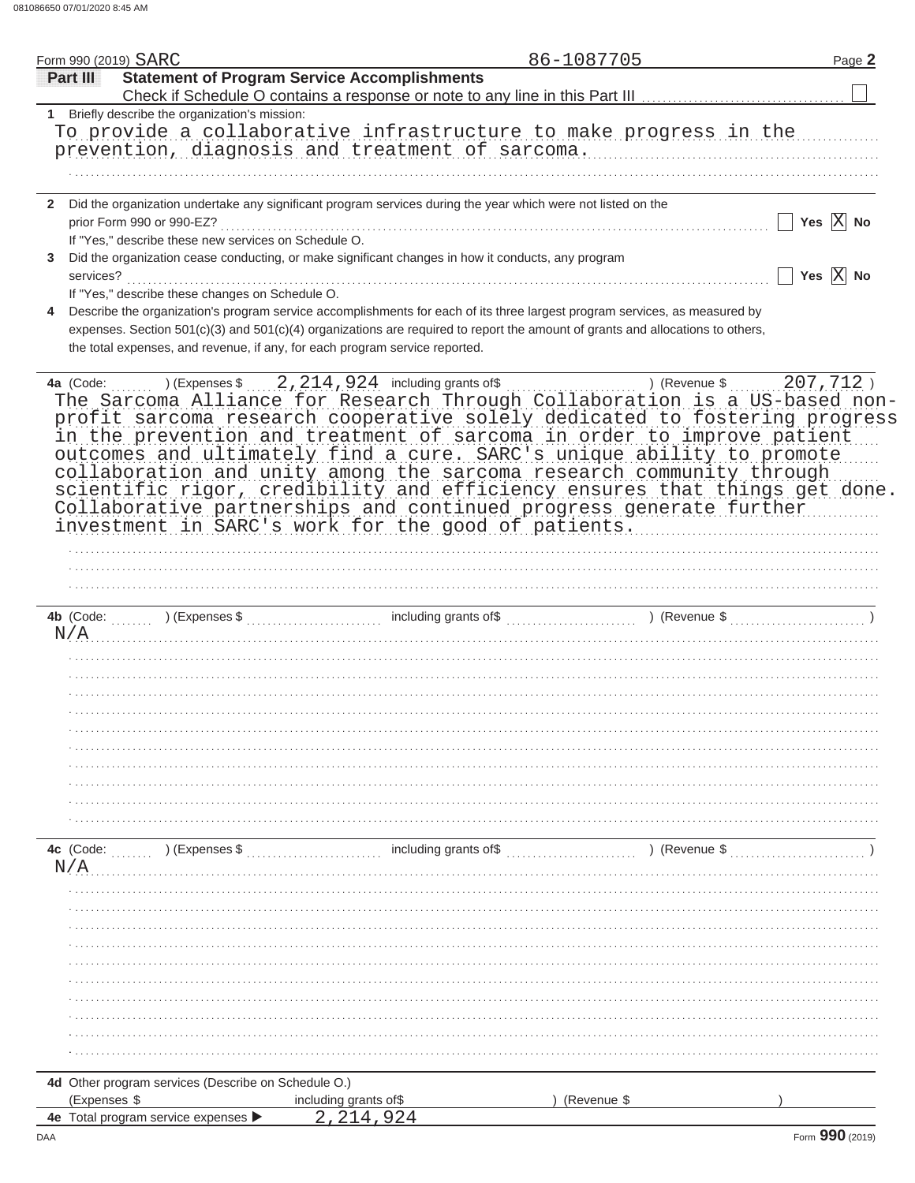Form 990 (2019) SARC 86-1087705

**Part III Statement of Program Service Accomplishments**

Check if Schedule O contains a response or note to any line in this Part III ☐

**1** Briefly describe the organization's mission:

To provide a collaborative infrastructure to make progress in the prevention, diagnosis and treatment of sarcoma.

**2** Did the organization undertake any significant program services during the year which were not listed on the prior Form 990 or 990-EZ? ☐ Yes ☒ No

If "Yes," describe these new services on Schedule O.

**3** Did the organization cease conducting, or make significant changes in how it conducts, any program services? ☐ Yes ☒ No

If "Yes," describe these changes on Schedule O.

**4** Describe the organization's program service accomplishments for each of its three largest program services, as measured by expenses. Section 501(c)(3) and 501(c)(4) organizations are required to report the amount of grants and allocations to others, the total expenses, and revenue, if any, for each program service reported.

**4a** (Code: ) (Expenses $ 2,214,924 including grants of$ ) (Revenue $ 207,712 )

The Sarcoma Alliance for Research Through Collaboration is a US-based non-profit sarcoma research cooperative solely dedicated to fostering progress in the prevention and treatment of sarcoma in order to improve patient outcomes and ultimately find a cure. SARC's unique ability to promote collaboration and unity among the sarcoma research community through scientific rigor, credibility and efficiency ensures that things get done. Collaborative partnerships and continued progress generate further investment in SARC's work for the good of patients.

**4b** (Code: ) (Expenses $ including grants of$ ) (Revenue $ )

N/A

**4c** (Code: ) (Expenses $ including grants of$ ) (Revenue $ )

N/A

**4d** Other program services (Describe on Schedule O.)

(Expenses $ including grants of$ ) (Revenue $ )

**4e** Total program service expenses ▶ 2,214,924

Form **990** (2019)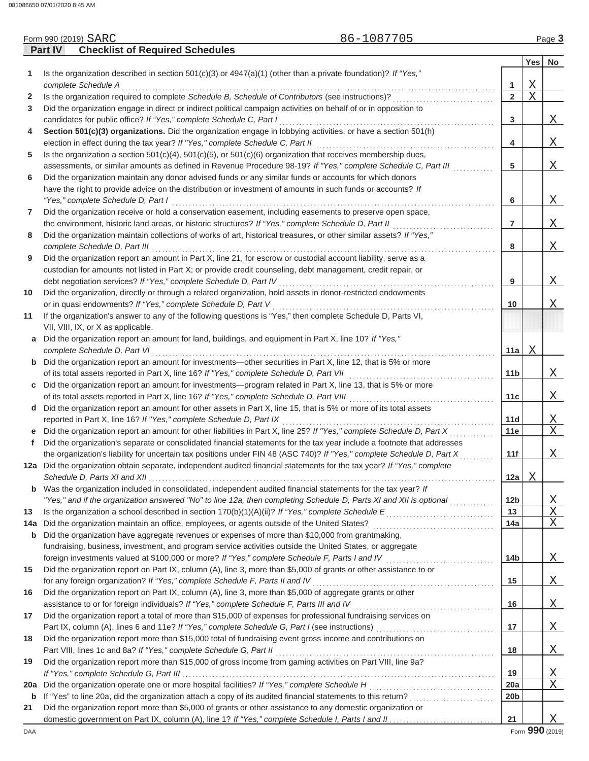Form 990 (2019) SARC 86-1087705 Page **3**

**Part IV Checklist of Required Schedules**

| | | | Yes | No |
|---|---|---|---|---|
| **1** | Is the organization described in section 501(c)(3) or 4947(a)(1) (other than a private foundation)? *If "Yes," complete Schedule A* | **1** | X | |
| **2** | Is the organization required to complete *Schedule B, Schedule of Contributors* (see instructions)? | **2** | X | |
| **3** | Did the organization engage in direct or indirect political campaign activities on behalf of or in opposition to candidates for public office? *If "Yes," complete Schedule C, Part I* | **3** | | X |
| **4** | **Section 501(c)(3) organizations.** Did the organization engage in lobbying activities, or have a section 501(h) election in effect during the tax year? *If "Yes," complete Schedule C, Part II* | **4** | | X |
| **5** | Is the organization a section 501(c)(4), 501(c)(5), or 501(c)(6) organization that receives membership dues, assessments, or similar amounts as defined in Revenue Procedure 98-19? *If "Yes," complete Schedule C, Part III* | **5** | | X |
| **6** | Did the organization maintain any donor advised funds or any similar funds or accounts for which donors have the right to provide advice on the distribution or investment of amounts in such funds or accounts? *If "Yes," complete Schedule D, Part I* | **6** | | X |
| **7** | Did the organization receive or hold a conservation easement, including easements to preserve open space, the environment, historic land areas, or historic structures? *If "Yes," complete Schedule D, Part II* | **7** | | X |
| **8** | Did the organization maintain collections of works of art, historical treasures, or other similar assets? *If "Yes," complete Schedule D, Part III* | **8** | | X |
| **9** | Did the organization report an amount in Part X, line 21, for escrow or custodial account liability, serve as a custodian for amounts not listed in Part X; or provide credit counseling, debt management, credit repair, or debt negotiation services? *If "Yes," complete Schedule D, Part IV* | **9** | | X |
| **10** | Did the organization, directly or through a related organization, hold assets in donor-restricted endowments or in quasi endowments? *If "Yes," complete Schedule D, Part V* | **10** | | X |
| **11** | If the organization's answer to any of the following questions is "Yes," then complete Schedule D, Parts VI, VII, VIII, IX, or X as applicable. | | | |
| **a** | Did the organization report an amount for land, buildings, and equipment in Part X, line 10? *If "Yes," complete Schedule D, Part VI* | **11a** | X | |
| **b** | Did the organization report an amount for investments—other securities in Part X, line 12, that is 5% or more of its total assets reported in Part X, line 16? *If "Yes," complete Schedule D, Part VII* | **11b** | | X |
| **c** | Did the organization report an amount for investments—program related in Part X, line 13, that is 5% or more of its total assets reported in Part X, line 16? *If "Yes," complete Schedule D, Part VIII* | **11c** | | X |
| **d** | Did the organization report an amount for other assets in Part X, line 15, that is 5% or more of its total assets reported in Part X, line 16? *If "Yes," complete Schedule D, Part IX* | **11d** | | X |
| **e** | Did the organization report an amount for other liabilities in Part X, line 25? *If "Yes," complete Schedule D, Part X* | **11e** | | X |
| **f** | Did the organization's separate or consolidated financial statements for the tax year include a footnote that addresses the organization's liability for uncertain tax positions under FIN 48 (ASC 740)? *If "Yes," complete Schedule D, Part X* | **11f** | | X |
| **12a** | Did the organization obtain separate, independent audited financial statements for the tax year? *If "Yes," complete Schedule D, Parts XI and XII* | **12a** | X | |
| **b** | Was the organization included in consolidated, independent audited financial statements for the tax year? *If "Yes," and if the organization answered "No" to line 12a, then completing Schedule D, Parts XI and XII is optional* | **12b** | | X |
| **13** | Is the organization a school described in section 170(b)(1)(A)(ii)? *If "Yes," complete Schedule E* | **13** | | X |
| **14a** | Did the organization maintain an office, employees, or agents outside of the United States? | **14a** | | X |
| **b** | Did the organization have aggregate revenues or expenses of more than $10,000 from grantmaking, fundraising, business, investment, and program service activities outside the United States, or aggregate foreign investments valued at $100,000 or more? *If "Yes," complete Schedule F, Parts I and IV* | **14b** | | X |
| **15** | Did the organization report on Part IX, column (A), line 3, more than $5,000 of grants or other assistance to or for any foreign organization? *If "Yes," complete Schedule F, Parts II and IV* | **15** | | X |
| **16** | Did the organization report on Part IX, column (A), line 3, more than $5,000 of aggregate grants or other assistance to or for foreign individuals? *If "Yes," complete Schedule F, Parts III and IV* | **16** | | X |
| **17** | Did the organization report a total of more than $15,000 of expenses for professional fundraising services on Part IX, column (A), lines 6 and 11e? *If "Yes," complete Schedule G, Part I* (see instructions) | **17** | | X |
| **18** | Did the organization report more than $15,000 total of fundraising event gross income and contributions on Part VIII, lines 1c and 8a? *If "Yes," complete Schedule G, Part II* | **18** | | X |
| **19** | Did the organization report more than $15,000 of gross income from gaming activities on Part VIII, line 9a? *If "Yes," complete Schedule G, Part III* | **19** | | X |
| **20a** | Did the organization operate one or more hospital facilities? *If "Yes," complete Schedule H* | **20a** | | X |
| **b** | If "Yes" to line 20a, did the organization attach a copy of its audited financial statements to this return? | **20b** | | |
| **21** | Did the organization report more than $5,000 of grants or other assistance to any domestic organization or domestic government on Part IX, column (A), line 1? *If "Yes," complete Schedule I, Parts I and II* | **21** | | X |

Form **990** (2019)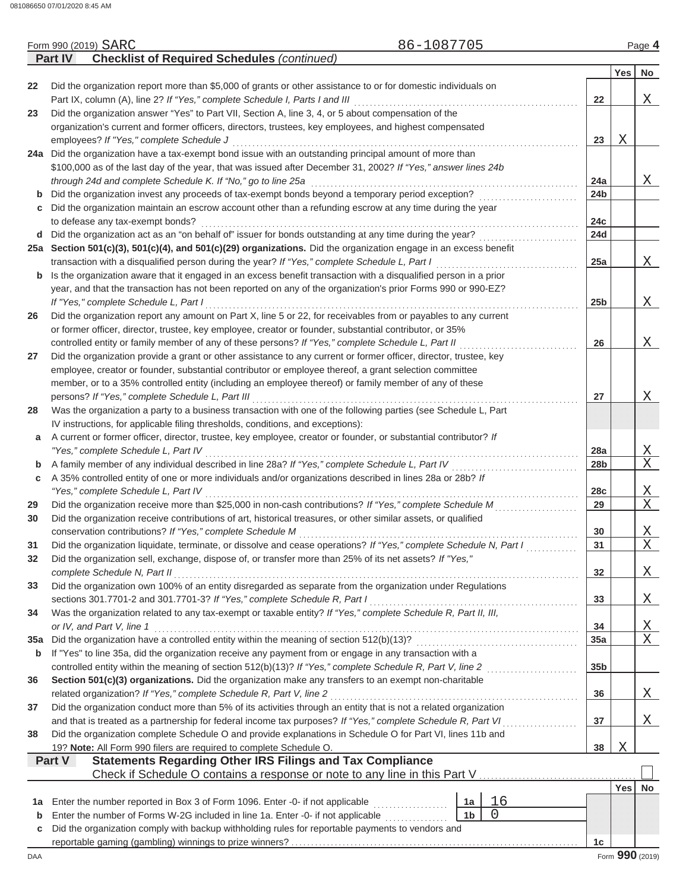081086650 07/01/2020 8:45 AM

Form 990 (2019) SARC 86-1087705

## Part IV Checklist of Required Schedules *(continued)*

| | | | Yes | No |
|---|---|---|---|---|
| 22 | Did the organization report more than $5,000 of grants or other assistance to or for domestic individuals on Part IX, column (A), line 2? *If "Yes," complete Schedule I, Parts I and III* | 22 | | X |
| 23 | Did the organization answer "Yes" to Part VII, Section A, line 3, 4, or 5 about compensation of the organization's current and former officers, directors, trustees, key employees, and highest compensated employees? *If "Yes," complete Schedule J* | 23 | X | |
| 24a | Did the organization have a tax-exempt bond issue with an outstanding principal amount of more than $100,000 as of the last day of the year, that was issued after December 31, 2002? *If "Yes," answer lines 24b through 24d and complete Schedule K. If "No," go to line 25a* | 24a | | X |
| b | Did the organization invest any proceeds of tax-exempt bonds beyond a temporary period exception? | 24b | | |
| c | Did the organization maintain an escrow account other than a refunding escrow at any time during the year to defease any tax-exempt bonds? | 24c | | |
| d | Did the organization act as an "on behalf of" issuer for bonds outstanding at any time during the year? | 24d | | |
| 25a | **Section 501(c)(3), 501(c)(4), and 501(c)(29) organizations.** Did the organization engage in an excess benefit transaction with a disqualified person during the year? *If "Yes," complete Schedule L, Part I* | 25a | | X |
| b | Is the organization aware that it engaged in an excess benefit transaction with a disqualified person in a prior year, and that the transaction has not been reported on any of the organization's prior Forms 990 or 990-EZ? *If "Yes," complete Schedule L, Part I* | 25b | | X |
| 26 | Did the organization report any amount on Part X, line 5 or 22, for receivables from or payables to any current or former officer, director, trustee, key employee, creator or founder, substantial contributor, or 35% controlled entity or family member of any of these persons? *If "Yes," complete Schedule L, Part II* | 26 | | X |
| 27 | Did the organization provide a grant or other assistance to any current or former officer, director, trustee, key employee, creator or founder, substantial contributor or employee thereof, a grant selection committee member, or to a 35% controlled entity (including an employee thereof) or family member of any of these persons? *If "Yes," complete Schedule L, Part III* | 27 | | X |
| 28 | Was the organization a party to a business transaction with one of the following parties (see Schedule L, Part IV instructions, for applicable filing thresholds, conditions, and exceptions): | | | |
| a | A current or former officer, director, trustee, key employee, creator or founder, or substantial contributor? *If "Yes," complete Schedule L, Part IV* | 28a | | X |
| b | A family member of any individual described in line 28a? *If "Yes," complete Schedule L, Part IV* | 28b | | X |
| c | A 35% controlled entity of one or more individuals and/or organizations described in lines 28a or 28b? *If "Yes," complete Schedule L, Part IV* | 28c | | X |
| 29 | Did the organization receive more than $25,000 in non-cash contributions? *If "Yes," complete Schedule M* | 29 | | X |
| 30 | Did the organization receive contributions of art, historical treasures, or other similar assets, or qualified conservation contributions? *If "Yes," complete Schedule M* | 30 | | X |
| 31 | Did the organization liquidate, terminate, or dissolve and cease operations? *If "Yes," complete Schedule N, Part I* | 31 | | X |
| 32 | Did the organization sell, exchange, dispose of, or transfer more than 25% of its net assets? *If "Yes," complete Schedule N, Part II* | 32 | | X |
| 33 | Did the organization own 100% of an entity disregarded as separate from the organization under Regulations sections 301.7701-2 and 301.7701-3? *If "Yes," complete Schedule R, Part I* | 33 | | X |
| 34 | Was the organization related to any tax-exempt or taxable entity? *If "Yes," complete Schedule R, Part II, III, or IV, and Part V, line 1* | 34 | | X |
| 35a | Did the organization have a controlled entity within the meaning of section 512(b)(13)? | 35a | | X |
| b | If "Yes" to line 35a, did the organization receive any payment from or engage in any transaction with a controlled entity within the meaning of section 512(b)(13)? *If "Yes," complete Schedule R, Part V, line 2* | 35b | | |
| 36 | **Section 501(c)(3) organizations.** Did the organization make any transfers to an exempt non-charitable related organization? *If "Yes," complete Schedule R, Part V, line 2* | 36 | | X |
| 37 | Did the organization conduct more than 5% of its activities through an entity that is not a related organization and that is treated as a partnership for federal income tax purposes? *If "Yes," complete Schedule R, Part VI* | 37 | | X |
| 38 | Did the organization complete Schedule O and provide explanations in Schedule O for Part VI, lines 11b and 19? **Note:** All Form 990 filers are required to complete Schedule O. | 38 | X | |

## Part V Statements Regarding Other IRS Filings and Tax Compliance

Check if Schedule O contains a response or note to any line in this Part V ☐

| | | | | | Yes | No |
|---|---|---|---|---|---|---|
| 1a | Enter the number reported in Box 3 of Form 1096. Enter -0- if not applicable | 1a | 16 | | | |
| b | Enter the number of Forms W-2G included in line 1a. Enter -0- if not applicable | 1b | 0 | | | |
| c | Did the organization comply with backup withholding rules for reportable payments to vendors and reportable gaming (gambling) winnings to prize winners? | | | 1c | | |

DAA Form **990** (2019)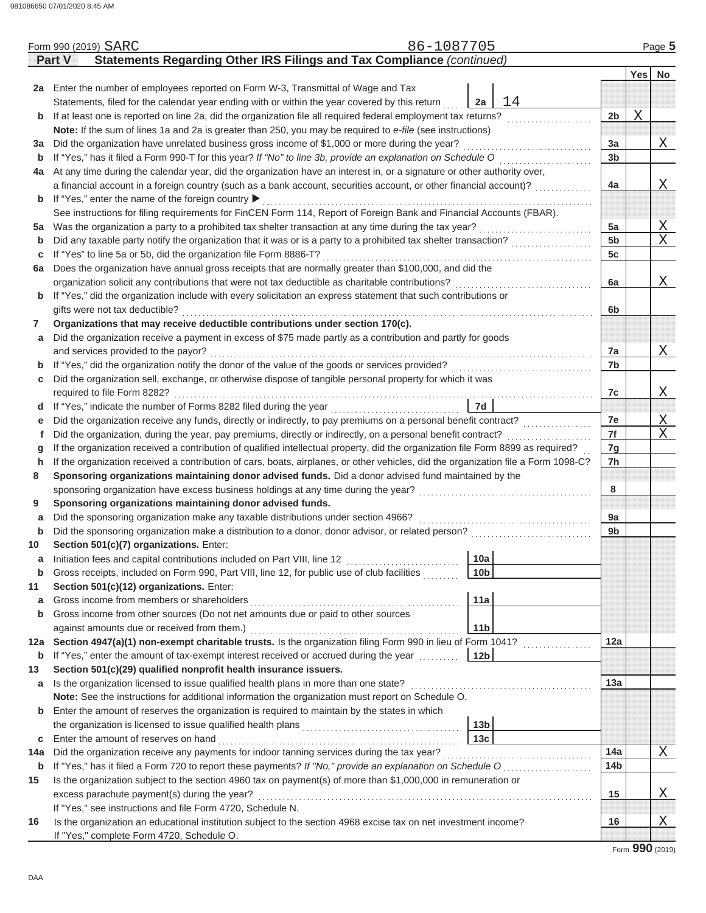Form 990 (2019) SARC 86-1087705

**Part V Statements Regarding Other IRS Filings and Tax Compliance** *(continued)*

| | | | Yes | No |
|---|---|---|---|---|
| **2a** | Enter the number of employees reported on Form W-3, Transmittal of Wage and Tax Statements, filed for the calendar year ending with or within the year covered by this return ... **2a** 14 | | | |
| **b** | If at least one is reported on line 2a, did the organization file all required federal employment tax returns? | **2b** | X | |
| | **Note:** If the sum of lines 1a and 2a is greater than 250, you may be required to *e-file* (see instructions) | | | |
| **3a** | Did the organization have unrelated business gross income of $1,000 or more during the year? | **3a** | | X |
| **b** | If "Yes," has it filed a Form 990-T for this year? *If "No" to line 3b, provide an explanation on Schedule O* | **3b** | | |
| **4a** | At any time during the calendar year, did the organization have an interest in, or a signature or other authority over, a financial account in a foreign country (such as a bank account, securities account, or other financial account)? | **4a** | | X |
| **b** | If "Yes," enter the name of the foreign country ▶ | | | |
| | See instructions for filing requirements for FinCEN Form 114, Report of Foreign Bank and Financial Accounts (FBAR). | | | |
| **5a** | Was the organization a party to a prohibited tax shelter transaction at any time during the tax year? | **5a** | | X |
| **b** | Did any taxable party notify the organization that it was or is a party to a prohibited tax shelter transaction? | **5b** | | X |
| **c** | If "Yes" to line 5a or 5b, did the organization file Form 8886-T? | **5c** | | |
| **6a** | Does the organization have annual gross receipts that are normally greater than $100,000, and did the organization solicit any contributions that were not tax deductible as charitable contributions? | **6a** | | X |
| **b** | If "Yes," did the organization include with every solicitation an express statement that such contributions or gifts were not tax deductible? | **6b** | | |
| **7** | **Organizations that may receive deductible contributions under section 170(c).** | | | |
| **a** | Did the organization receive a payment in excess of $75 made partly as a contribution and partly for goods and services provided to the payor? | **7a** | | X |
| **b** | If "Yes," did the organization notify the donor of the value of the goods or services provided? | **7b** | | |
| **c** | Did the organization sell, exchange, or otherwise dispose of tangible personal property for which it was required to file Form 8282? | **7c** | | X |
| **d** | If "Yes," indicate the number of Forms 8282 filed during the year ... **7d** | | | |
| **e** | Did the organization receive any funds, directly or indirectly, to pay premiums on a personal benefit contract? | **7e** | | X |
| **f** | Did the organization, during the year, pay premiums, directly or indirectly, on a personal benefit contract? | **7f** | | X |
| **g** | If the organization received a contribution of qualified intellectual property, did the organization file Form 8899 as required? | **7g** | | |
| **h** | If the organization received a contribution of cars, boats, airplanes, or other vehicles, did the organization file a Form 1098-C? | **7h** | | |
| **8** | **Sponsoring organizations maintaining donor advised funds.** Did a donor advised fund maintained by the sponsoring organization have excess business holdings at any time during the year? | **8** | | |
| **9** | **Sponsoring organizations maintaining donor advised funds.** | | | |
| **a** | Did the sponsoring organization make any taxable distributions under section 4966? | **9a** | | |
| **b** | Did the sponsoring organization make a distribution to a donor, donor advisor, or related person? | **9b** | | |
| **10** | **Section 501(c)(7) organizations.** Enter: | | | |
| **a** | Initiation fees and capital contributions included on Part VIII, line 12 ... **10a** | | | |
| **b** | Gross receipts, included on Form 990, Part VIII, line 12, for public use of club facilities ... **10b** | | | |
| **11** | **Section 501(c)(12) organizations.** Enter: | | | |
| **a** | Gross income from members or shareholders ... **11a** | | | |
| **b** | Gross income from other sources (Do not net amounts due or paid to other sources against amounts due or received from them.) ... **11b** | | | |
| **12a** | **Section 4947(a)(1) non-exempt charitable trusts.** Is the organization filing Form 990 in lieu of Form 1041? | **12a** | | |
| **b** | If "Yes," enter the amount of tax-exempt interest received or accrued during the year ... **12b** | | | |
| **13** | **Section 501(c)(29) qualified nonprofit health insurance issuers.** | | | |
| **a** | Is the organization licensed to issue qualified health plans in more than one state? | **13a** | | |
| | **Note:** See the instructions for additional information the organization must report on Schedule O. | | | |
| **b** | Enter the amount of reserves the organization is required to maintain by the states in which the organization is licensed to issue qualified health plans ... **13b** | | | |
| **c** | Enter the amount of reserves on hand ... **13c** | | | |
| **14a** | Did the organization receive any payments for indoor tanning services during the tax year? | **14a** | | X |
| **b** | If "Yes," has it filed a Form 720 to report these payments? *If "No," provide an explanation on Schedule O* | **14b** | | |
| **15** | Is the organization subject to the section 4960 tax on payment(s) of more than $1,000,000 in remuneration or excess parachute payment(s) during the year? If "Yes," see instructions and file Form 4720, Schedule N. | **15** | | X |
| **16** | Is the organization an educational institution subject to the section 4968 excise tax on net investment income? If "Yes," complete Form 4720, Schedule O. | **16** | | X |

Form **990** (2019)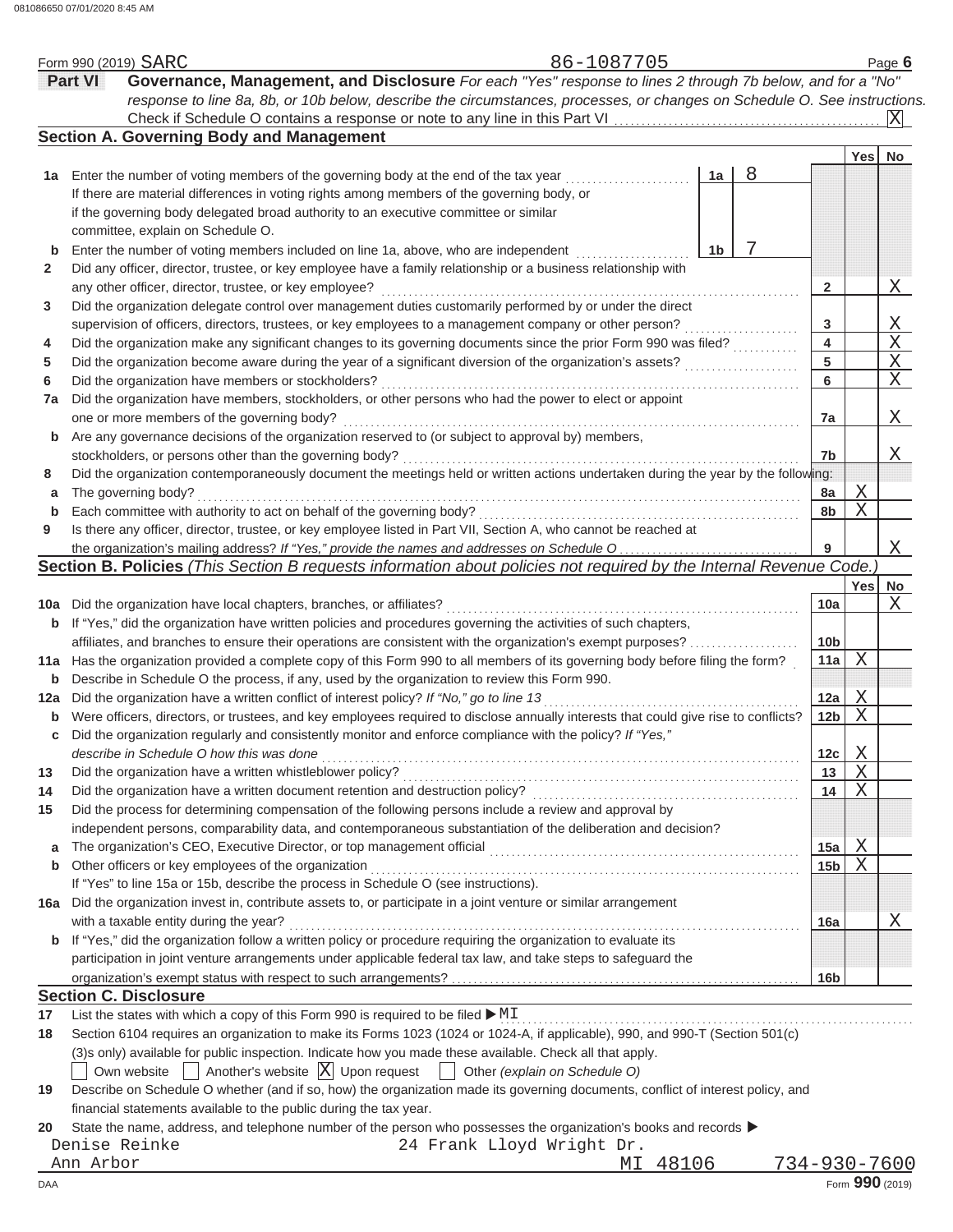Form 990 (2019) SARC 86-1087705 Page 6

## Part VI Governance, Management, and Disclosure

*For each "Yes" response to lines 2 through 7b below, and for a "No" response to line 8a, 8b, or 10b below, describe the circumstances, processes, or changes on Schedule O. See instructions.*

Check if Schedule O contains a response or note to any line in this Part VI . . . . . [X]

### Section A. Governing Body and Management

| | | | Yes | No |
|---|---|---|---|---|
| 1a | Enter the number of voting members of the governing body at the end of the tax year . . . **1a** 8<br>If there are material differences in voting rights among members of the governing body, or if the governing body delegated broad authority to an executive committee or similar committee, explain on Schedule O. | | | |
| b | Enter the number of voting members included on line 1a, above, who are independent . . . **1b** 7 | | | |
| 2 | Did any officer, director, trustee, or key employee have a family relationship or a business relationship with any other officer, director, trustee, or key employee? | 2 | | X |
| 3 | Did the organization delegate control over management duties customarily performed by or under the direct supervision of officers, directors, trustees, or key employees to a management company or other person? | 3 | | X |
| 4 | Did the organization make any significant changes to its governing documents since the prior Form 990 was filed? | 4 | | X |
| 5 | Did the organization become aware during the year of a significant diversion of the organization's assets? | 5 | | X |
| 6 | Did the organization have members or stockholders? | 6 | | X |
| 7a | Did the organization have members, stockholders, or other persons who had the power to elect or appoint one or more members of the governing body? | 7a | | X |
| b | Are any governance decisions of the organization reserved to (or subject to approval by) members, stockholders, or persons other than the governing body? | 7b | | X |
| 8 | Did the organization contemporaneously document the meetings held or written actions undertaken during the year by the following: | | | |
| a | The governing body? | 8a | X | |
| b | Each committee with authority to act on behalf of the governing body? | 8b | X | |
| 9 | Is there any officer, director, trustee, or key employee listed in Part VII, Section A, who cannot be reached at the organization's mailing address? *If "Yes," provide the names and addresses on Schedule O* | 9 | | X |

### Section B. Policies *(This Section B requests information about policies not required by the Internal Revenue Code.)*

| | | | Yes | No |
|---|---|---|---|---|
| 10a | Did the organization have local chapters, branches, or affiliates? | 10a | | X |
| b | If "Yes," did the organization have written policies and procedures governing the activities of such chapters, affiliates, and branches to ensure their operations are consistent with the organization's exempt purposes? | 10b | | |
| 11a | Has the organization provided a complete copy of this Form 990 to all members of its governing body before filing the form? | 11a | X | |
| b | Describe in Schedule O the process, if any, used by the organization to review this Form 990. | | | |
| 12a | Did the organization have a written conflict of interest policy? *If "No," go to line 13* | 12a | X | |
| b | Were officers, directors, or trustees, and key employees required to disclose annually interests that could give rise to conflicts? | 12b | X | |
| c | Did the organization regularly and consistently monitor and enforce compliance with the policy? *If "Yes," describe in Schedule O how this was done* | 12c | X | |
| 13 | Did the organization have a written whistleblower policy? | 13 | X | |
| 14 | Did the organization have a written document retention and destruction policy? | 14 | X | |
| 15 | Did the process for determining compensation of the following persons include a review and approval by independent persons, comparability data, and contemporaneous substantiation of the deliberation and decision? | | | |
| a | The organization's CEO, Executive Director, or top management official | 15a | X | |
| b | Other officers or key employees of the organization<br>If "Yes" to line 15a or 15b, describe the process in Schedule O (see instructions). | 15b | X | |
| 16a | Did the organization invest in, contribute assets to, or participate in a joint venture or similar arrangement with a taxable entity during the year? | 16a | | X |
| b | If "Yes," did the organization follow a written policy or procedure requiring the organization to evaluate its participation in joint venture arrangements under applicable federal tax law, and take steps to safeguard the organization's exempt status with respect to such arrangements? | 16b | | |

### Section C. Disclosure

17 List the states with which a copy of this Form 990 is required to be filed ▶ MI

18 Section 6104 requires an organization to make its Forms 1023 (1024 or 1024-A, if applicable), 990, and 990-T (Section 501(c)(3)s only) available for public inspection. Indicate how you made these available. Check all that apply.

[ ] Own website [ ] Another's website [X] Upon request [ ] Other *(explain on Schedule O)*

19 Describe on Schedule O whether (and if so, how) the organization made its governing documents, conflict of interest policy, and financial statements available to the public during the tax year.

20 State the name, address, and telephone number of the person who possesses the organization's books and records ▶

Denise Reinke 24 Frank Lloyd Wright Dr.
Ann Arbor MI 48106 734-930-7600

DAA Form **990** (2019)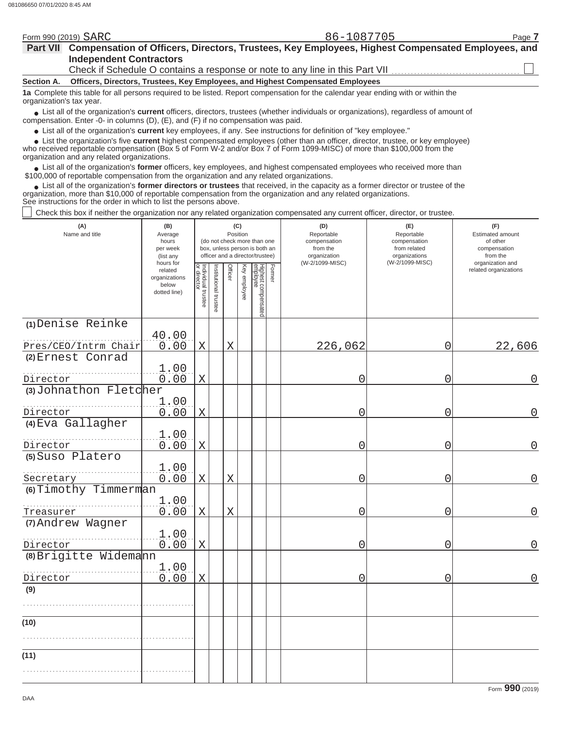Form 990 (2019) SARC 86-1087705 Page **7**

## Part VII Compensation of Officers, Directors, Trustees, Key Employees, Highest Compensated Employees, and Independent Contractors

Check if Schedule O contains a response or note to any line in this Part VII ☐

**Section A. Officers, Directors, Trustees, Key Employees, and Highest Compensated Employees**

**1a** Complete this table for all persons required to be listed. Report compensation for the calendar year ending with or within the organization's tax year.

- List all of the organization's **current** officers, directors, trustees (whether individuals or organizations), regardless of amount of compensation. Enter -0- in columns (D), (E), and (F) if no compensation was paid.
- List all of the organization's **current** key employees, if any. See instructions for definition of "key employee."
- List the organization's five **current** highest compensated employees (other than an officer, director, trustee, or key employee) who received reportable compensation (Box 5 of Form W-2 and/or Box 7 of Form 1099-MISC) of more than $100,000 from the organization and any related organizations.
- List all of the organization's **former** officers, key employees, and highest compensated employees who received more than $100,000 of reportable compensation from the organization and any related organizations.
- List all of the organization's **former directors or trustees** that received, in the capacity as a former director or trustee of the organization, more than $10,000 of reportable compensation from the organization and any related organizations.

See instructions for the order in which to list the persons above.

☐ Check this box if neither the organization nor any related organization compensated any current officer, director, or trustee.

| (A) Name and title | (B) Average hours per week (list any hours for related organizations below dotted line) | (C) Position: Individual trustee or director | Institutional trustee | Officer | Key employee | Highest compensated employee | Former | (D) Reportable compensation from the organization (W-2/1099-MISC) | (E) Reportable compensation from related organizations (W-2/1099-MISC) | (F) Estimated amount of other compensation from the organization and related organizations |
|---|---|---|---|---|---|---|---|---|---|---|
| (1) Denise Reinke<br>Pres/CEO/Intrm Chair | 40.00<br>0.00 | X | | X | | | | 226,062 | 0 | 22,606 |
| (2) Ernest Conrad<br>Director | 1.00<br>0.00 | X | | | | | | 0 | 0 | 0 |
| (3) Johnathon Fletcher<br>Director | 1.00<br>0.00 | X | | | | | | 0 | 0 | 0 |
| (4) Eva Gallagher<br>Director | 1.00<br>0.00 | X | | | | | | 0 | 0 | 0 |
| (5) Suso Platero<br>Secretary | 1.00<br>0.00 | X | | X | | | | 0 | 0 | 0 |
| (6) Timothy Timmerman<br>Treasurer | 1.00<br>0.00 | X | | X | | | | 0 | 0 | 0 |
| (7) Andrew Wagner<br>Director | 1.00<br>0.00 | X | | | | | | 0 | 0 | 0 |
| (8) Brigitte Widemann<br>Director | 1.00<br>0.00 | X | | | | | | 0 | 0 | 0 |
| (9) | | | | | | | | | | |
| (10) | | | | | | | | | | |
| (11) | | | | | | | | | | |

Form **990** (2019)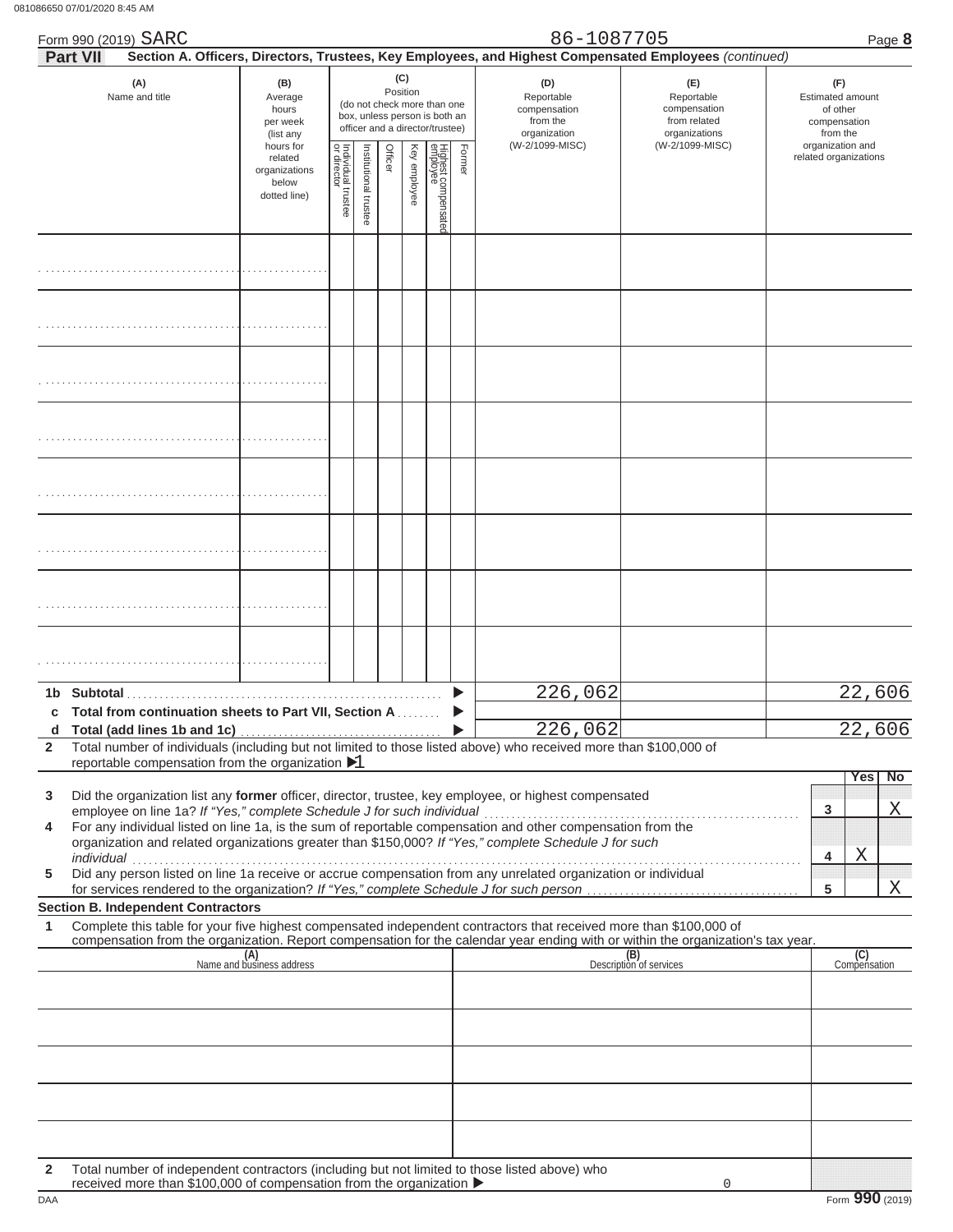Form 990 (2019) SARC 86-1087705 Page **8**

**Part VII** **Section A. Officers, Directors, Trustees, Key Employees, and Highest Compensated Employees** *(continued)*

| (A) Name and title | (B) Average hours per week (list any hours for related organizations below dotted line) | (C) Position: Individual trustee or director | Institutional trustee | Officer | Key employee | Highest compensated employee | Former | (D) Reportable compensation from the organization (W-2/1099-MISC) | (E) Reportable compensation from related organizations (W-2/1099-MISC) | (F) Estimated amount of other compensation from the organization and related organizations |
|---|---|---|---|---|---|---|---|---|---|---|
| | | | | | | | | | | |
| | | | | | | | | | | |
| | | | | | | | | | | |
| | | | | | | | | | | |
| | | | | | | | | | | |
| | | | | | | | | | | |
| | | | | | | | | | | |
| | | | | | | | | | | |
| **1b Subtotal** | | | | | | | | 226,062 | | 22,606 |
| **c Total from continuation sheets to Part VII, Section A** | | | | | | | | | | |
| **d Total (add lines 1b and 1c)** | | | | | | | | 226,062 | | 22,606 |

**2** Total number of individuals (including but not limited to those listed above) who received more than $100,000 of reportable compensation from the organization ▶ 1

| | | | Yes | No |
|---|---|---|---|---|
| **3** | Did the organization list any **former** officer, director, trustee, key employee, or highest compensated employee on line 1a? *If "Yes," complete Schedule J for such individual* | 3 | | X |
| **4** | For any individual listed on line 1a, is the sum of reportable compensation and other compensation from the organization and related organizations greater than $150,000? *If "Yes," complete Schedule J for such individual* | 4 | X | |
| **5** | Did any person listed on line 1a receive or accrue compensation from any unrelated organization or individual for services rendered to the organization? *If "Yes," complete Schedule J for such person* | 5 | | X |

**Section B. Independent Contractors**

**1** Complete this table for your five highest compensated independent contractors that received more than $100,000 of compensation from the organization. Report compensation for the calendar year ending with or within the organization's tax year.

| (A) Name and business address | (B) Description of services | (C) Compensation |
|---|---|---|
| | | |
| | | |
| | | |
| | | |
| | | |

**2** Total number of independent contractors (including but not limited to those listed above) who received more than $100,000 of compensation from the organization ▶ 0

Form **990** (2019)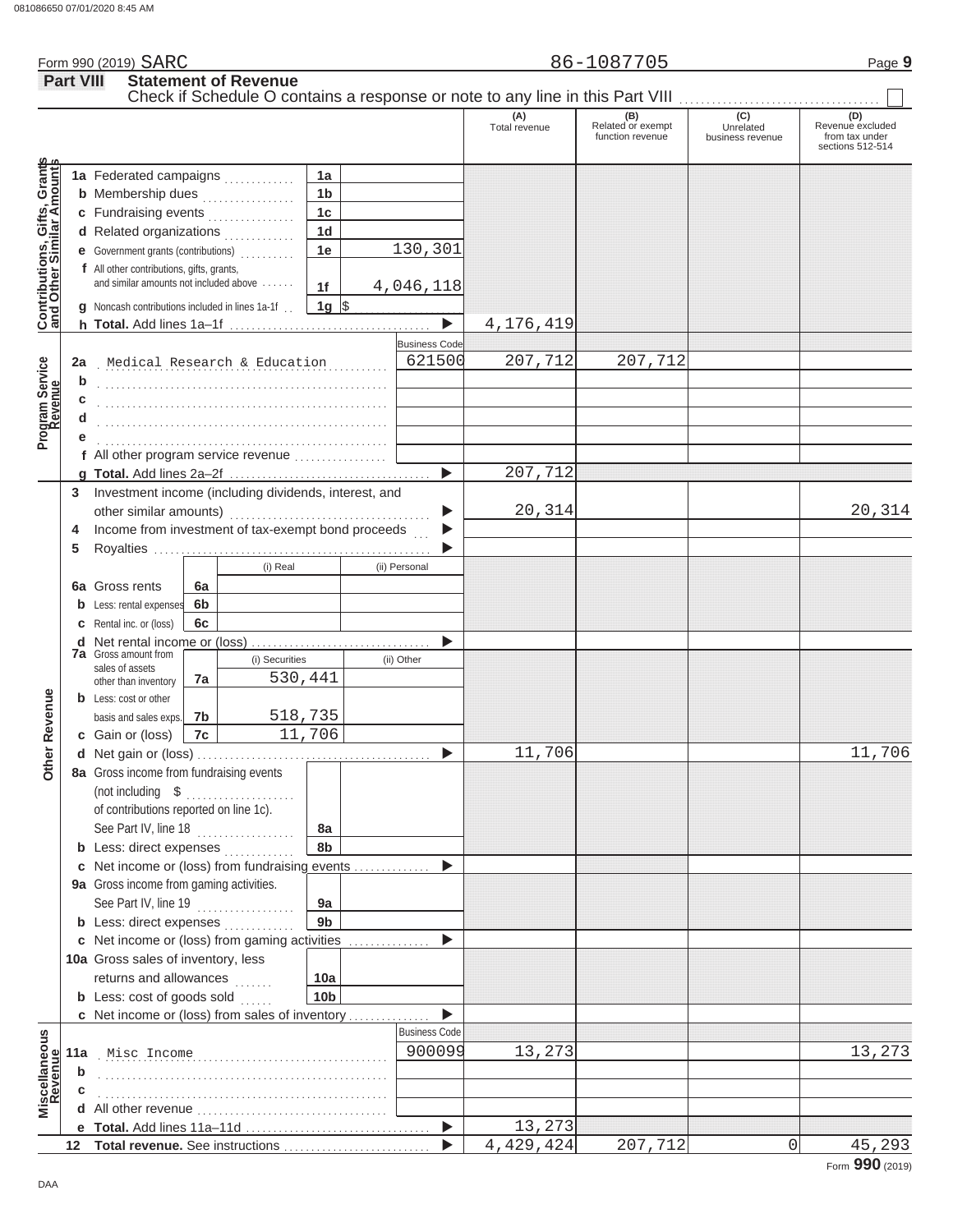081086650 07/01/2020 8:45 AM

Form 990 (2019) SARC 86-1087705 Page **9**

## Part VIII Statement of Revenue

Check if Schedule O contains a response or note to any line in this Part VIII ☐

| | | | | (A) Total revenue | (B) Related or exempt function revenue | (C) Unrelated business revenue | (D) Revenue excluded from tax under sections 512-514 |
|---|---|---|---|---|---|---|---|
| **Contributions, Gifts, Grants and Other Similar Amounts** | 1a Federated campaigns | 1a | | | | | |
| | b Membership dues | 1b | | | | | |
| | c Fundraising events | 1c | | | | | |
| | d Related organizations | 1d | | | | | |
| | e Government grants (contributions) | 1e | 130,301 | | | | |
| | f All other contributions, gifts, grants, and similar amounts not included above | 1f | 4,046,118 | | | | |
| | g Noncash contributions included in lines 1a-1f | 1g | $ | | | | |
| | h **Total.** Add lines 1a–1f | | ▶ | 4,176,419 | | | |
| **Program Service Revenue** | | | Business Code | | | | |
| | 2a Medical Research & Education | | 621500 | 207,712 | 207,712 | | |
| | b | | | | | | |
| | c | | | | | | |
| | d | | | | | | |
| | e | | | | | | |
| | f All other program service revenue | | | | | | |
| | g **Total.** Add lines 2a–2f | | ▶ | 207,712 | | | |
| **Other Revenue** | 3 Investment income (including dividends, interest, and other similar amounts) | | ▶ | 20,314 | | | 20,314 |
| | 4 Income from investment of tax-exempt bond proceeds | | ▶ | | | | |
| | 5 Royalties | | ▶ | | | | |
| | | (i) Real | (ii) Personal | | | | |
| | 6a Gross rents | 6a | | | | | |
| | b Less: rental expenses | 6b | | | | | |
| | c Rental inc. or (loss) | 6c | | | | | |
| | d Net rental income or (loss) | | ▶ | | | | |
| | | (i) Securities | (ii) Other | | | | |
| | 7a Gross amount from sales of assets other than inventory | 7a 530,441 | | | | | |
| | b Less: cost or other basis and sales exps. | 7b 518,735 | | | | | |
| | c Gain or (loss) | 7c 11,706 | | | | | |
| | d Net gain or (loss) | | ▶ | 11,706 | | | 11,706 |
| | 8a Gross income from fundraising events (not including $ of contributions reported on line 1c). See Part IV, line 18 | 8a | | | | | |
| | b Less: direct expenses | 8b | | | | | |
| | c Net income or (loss) from fundraising events | | ▶ | | | | |
| | 9a Gross income from gaming activities. See Part IV, line 19 | 9a | | | | | |
| | b Less: direct expenses | 9b | | | | | |
| | c Net income or (loss) from gaming activities | | ▶ | | | | |
| | 10a Gross sales of inventory, less returns and allowances | 10a | | | | | |
| | b Less: cost of goods sold | 10b | | | | | |
| | c Net income or (loss) from sales of inventory | | ▶ | | | | |
| **Miscellaneous Revenue** | | | Business Code | | | | |
| | 11a Misc Income | | 900099 | 13,273 | | | 13,273 |
| | b | | | | | | |
| | c | | | | | | |
| | d All other revenue | | | | | | |
| | e **Total.** Add lines 11a–11d | | ▶ | 13,273 | | | |
| | 12 **Total revenue.** See instructions | | ▶ | 4,429,424 | 207,712 | 0 | 45,293 |

DAA Form **990** (2019)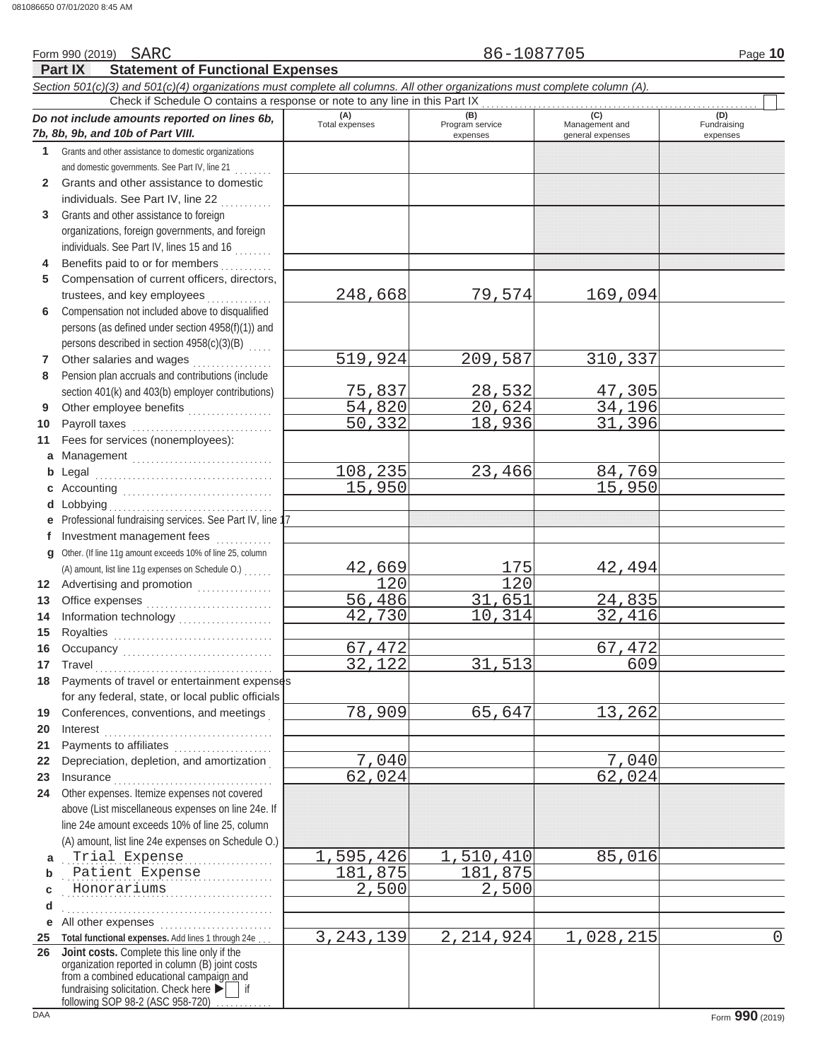Form 990 (2019) SARC 86-1087705

## Part IX Statement of Functional Expenses

*Section 501(c)(3) and 501(c)(4) organizations must complete all columns. All other organizations must complete column (A).*

Check if Schedule O contains a response or note to any line in this Part IX ☐

| *Do not include amounts reported on lines 6b, 7b, 8b, 9b, and 10b of Part VIII.* | (A) Total expenses | (B) Program service expenses | (C) Management and general expenses | (D) Fundraising expenses |
|---|---|---|---|---|
| 1 Grants and other assistance to domestic organizations and domestic governments. See Part IV, line 21 | | | | |
| 2 Grants and other assistance to domestic individuals. See Part IV, line 22 | | | | |
| 3 Grants and other assistance to foreign organizations, foreign governments, and foreign individuals. See Part IV, lines 15 and 16 | | | | |
| 4 Benefits paid to or for members | | | | |
| 5 Compensation of current officers, directors, trustees, and key employees | 248,668 | 79,574 | 169,094 | |
| 6 Compensation not included above to disqualified persons (as defined under section 4958(f)(1)) and persons described in section 4958(c)(3)(B) | | | | |
| 7 Other salaries and wages | 519,924 | 209,587 | 310,337 | |
| 8 Pension plan accruals and contributions (include section 401(k) and 403(b) employer contributions) | 75,837 | 28,532 | 47,305 | |
| 9 Other employee benefits | 54,820 | 20,624 | 34,196 | |
| 10 Payroll taxes | 50,332 | 18,936 | 31,396 | |
| 11 Fees for services (nonemployees): | | | | |
| a Management | | | | |
| b Legal | 108,235 | 23,466 | 84,769 | |
| c Accounting | 15,950 | | 15,950 | |
| d Lobbying | | | | |
| e Professional fundraising services. See Part IV, line 17 | | | | |
| f Investment management fees | | | | |
| g Other. (If line 11g amount exceeds 10% of line 25, column (A) amount, list line 11g expenses on Schedule O.) | 42,669 | 175 | 42,494 | |
| 12 Advertising and promotion | 120 | 120 | | |
| 13 Office expenses | 56,486 | 31,651 | 24,835 | |
| 14 Information technology | 42,730 | 10,314 | 32,416 | |
| 15 Royalties | | | | |
| 16 Occupancy | 67,472 | | 67,472 | |
| 17 Travel | 32,122 | 31,513 | 609 | |
| 18 Payments of travel or entertainment expenses for any federal, state, or local public officials | | | | |
| 19 Conferences, conventions, and meetings | 78,909 | 65,647 | 13,262 | |
| 20 Interest | | | | |
| 21 Payments to affiliates | | | | |
| 22 Depreciation, depletion, and amortization | 7,040 | | 7,040 | |
| 23 Insurance | 62,024 | | 62,024 | |
| 24 Other expenses. Itemize expenses not covered above (List miscellaneous expenses on line 24e. If line 24e amount exceeds 10% of line 25, column (A) amount, list line 24e expenses on Schedule O.) | | | | |
| a Trial Expense | 1,595,426 | 1,510,410 | 85,016 | |
| b Patient Expense | 181,875 | 181,875 | | |
| c Honorariums | 2,500 | 2,500 | | |
| d | | | | |
| e All other expenses | | | | |
| 25 **Total functional expenses.** Add lines 1 through 24e | 3,243,139 | 2,214,924 | 1,028,215 | 0 |
| 26 **Joint costs.** Complete this line only if the organization reported in column (B) joint costs from a combined educational campaign and fundraising solicitation. Check here ▶ ☐ if following SOP 98-2 (ASC 958-720) | | | | |

Form **990** (2019)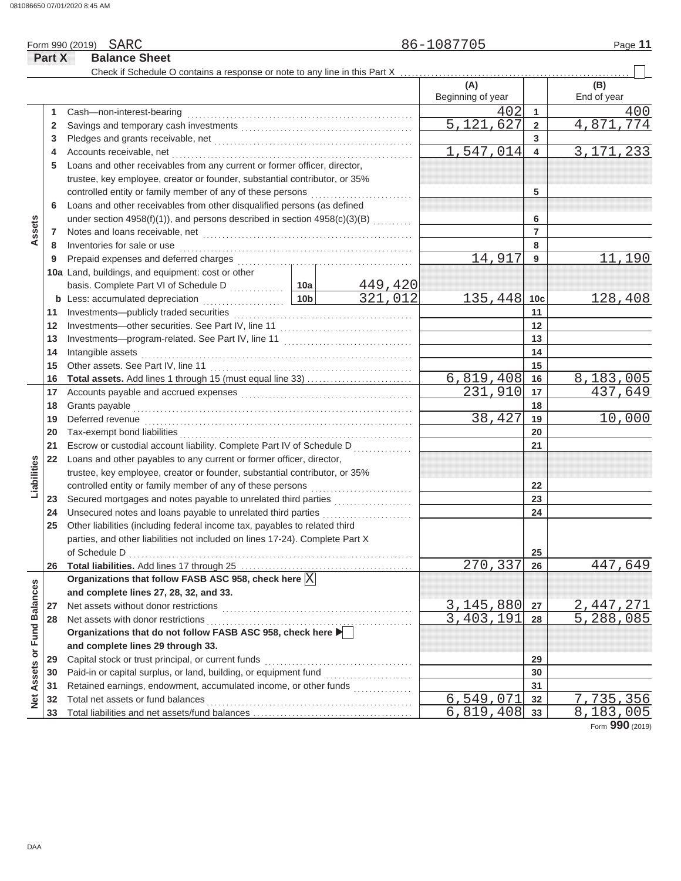Form 990 (2019) SARC 86-1087705

**Part X Balance Sheet**

Check if Schedule O contains a response or note to any line in this Part X ☐

| | | | | (A) Beginning of year | | (B) End of year |
|---|---|---|---|---|---|---|
| **Assets** | 1 | Cash—non-interest-bearing | | 402 | 1 | 400 |
| | 2 | Savings and temporary cash investments | | 5,121,627 | 2 | 4,871,774 |
| | 3 | Pledges and grants receivable, net | | | 3 | |
| | 4 | Accounts receivable, net | | 1,547,014 | 4 | 3,171,233 |
| | 5 | Loans and other receivables from any current or former officer, director, trustee, key employee, creator or founder, substantial contributor, or 35% controlled entity or family member of any of these persons | | | 5 | |
| | 6 | Loans and other receivables from other disqualified persons (as defined under section 4958(f)(1)), and persons described in section 4958(c)(3)(B) | | | 6 | |
| | 7 | Notes and loans receivable, net | | | 7 | |
| | 8 | Inventories for sale or use | | | 8 | |
| | 9 | Prepaid expenses and deferred charges | | 14,917 | 9 | 11,190 |
| | 10a | Land, buildings, and equipment: cost or other basis. Complete Part VI of Schedule D | 10a 449,420 | | | |
| | b | Less: accumulated depreciation | 10b 321,012 | 135,448 | 10c | 128,408 |
| | 11 | Investments—publicly traded securities | | | 11 | |
| | 12 | Investments—other securities. See Part IV, line 11 | | | 12 | |
| | 13 | Investments—program-related. See Part IV, line 11 | | | 13 | |
| | 14 | Intangible assets | | | 14 | |
| | 15 | Other assets. See Part IV, line 11 | | | 15 | |
| | 16 | **Total assets.** Add lines 1 through 15 (must equal line 33) | | 6,819,408 | 16 | 8,183,005 |
| **Liabilities** | 17 | Accounts payable and accrued expenses | | 231,910 | 17 | 437,649 |
| | 18 | Grants payable | | | 18 | |
| | 19 | Deferred revenue | | 38,427 | 19 | 10,000 |
| | 20 | Tax-exempt bond liabilities | | | 20 | |
| | 21 | Escrow or custodial account liability. Complete Part IV of Schedule D | | | 21 | |
| | 22 | Loans and other payables to any current or former officer, director, trustee, key employee, creator or founder, substantial contributor, or 35% controlled entity or family member of any of these persons | | | 22 | |
| | 23 | Secured mortgages and notes payable to unrelated third parties | | | 23 | |
| | 24 | Unsecured notes and loans payable to unrelated third parties | | | 24 | |
| | 25 | Other liabilities (including federal income tax, payables to related third parties, and other liabilities not included on lines 17-24). Complete Part X of Schedule D | | | 25 | |
| | 26 | **Total liabilities.** Add lines 17 through 25 | | 270,337 | 26 | 447,649 |
| **Net Assets or Fund Balances** | | **Organizations that follow FASB ASC 958, check here** ☒ **and complete lines 27, 28, 32, and 33.** | | | | |
| | 27 | Net assets without donor restrictions | | 3,145,880 | 27 | 2,447,271 |
| | 28 | Net assets with donor restrictions | | 3,403,191 | 28 | 5,288,085 |
| | | **Organizations that do not follow FASB ASC 958, check here** ☐ **and complete lines 29 through 33.** | | | | |
| | 29 | Capital stock or trust principal, or current funds | | | 29 | |
| | 30 | Paid-in or capital surplus, or land, building, or equipment fund | | | 30 | |
| | 31 | Retained earnings, endowment, accumulated income, or other funds | | | 31 | |
| | 32 | Total net assets or fund balances | | 6,549,071 | 32 | 7,735,356 |
| | 33 | Total liabilities and net assets/fund balances | | 6,819,408 | 33 | 8,183,005 |

Form **990** (2019)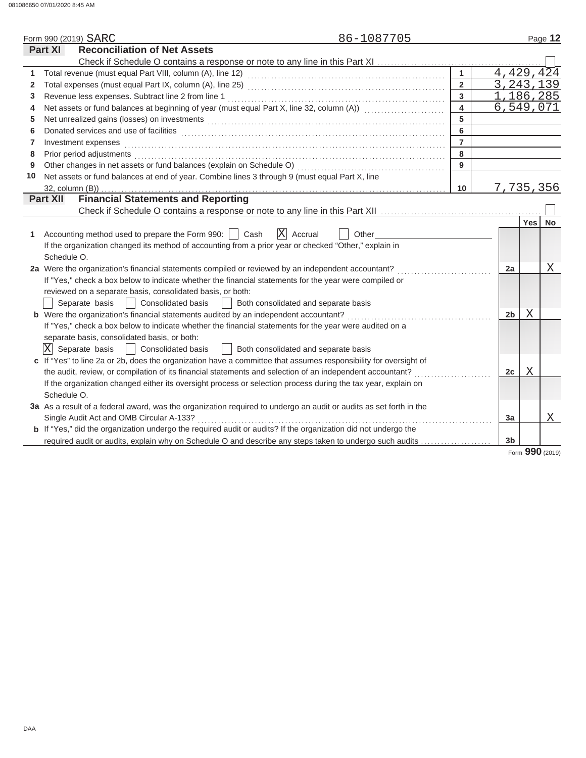Form 990 (2019) SARC 86-1087705

## Part XI Reconciliation of Net Assets

Check if Schedule O contains a response or note to any line in this Part XI ☐

| | | | |
|---|---|---|---|
| 1 | Total revenue (must equal Part VIII, column (A), line 12) | 1 | 4,429,424 |
| 2 | Total expenses (must equal Part IX, column (A), line 25) | 2 | 3,243,139 |
| 3 | Revenue less expenses. Subtract line 2 from line 1 | 3 | 1,186,285 |
| 4 | Net assets or fund balances at beginning of year (must equal Part X, line 32, column (A)) | 4 | 6,549,071 |
| 5 | Net unrealized gains (losses) on investments | 5 | |
| 6 | Donated services and use of facilities | 6 | |
| 7 | Investment expenses | 7 | |
| 8 | Prior period adjustments | 8 | |
| 9 | Other changes in net assets or fund balances (explain on Schedule O) | 9 | |
| 10 | Net assets or fund balances at end of year. Combine lines 3 through 9 (must equal Part X, line 32, column (B)) | 10 | 7,735,356 |

## Part XII Financial Statements and Reporting

Check if Schedule O contains a response or note to any line in this Part XII ☐

| | | | Yes | No |
|---|---|---|---|---|
| 1 | Accounting method used to prepare the Form 990: ☐ Cash ☒ Accrual ☐ Other<br>If the organization changed its method of accounting from a prior year or checked "Other," explain in Schedule O. | | | |
| 2a | Were the organization's financial statements compiled or reviewed by an independent accountant?<br>If "Yes," check a box below to indicate whether the financial statements for the year were compiled or reviewed on a separate basis, consolidated basis, or both:<br>☐ Separate basis ☐ Consolidated basis ☐ Both consolidated and separate basis | 2a | | X |
| b | Were the organization's financial statements audited by an independent accountant?<br>If "Yes," check a box below to indicate whether the financial statements for the year were audited on a separate basis, consolidated basis, or both:<br>☒ Separate basis ☐ Consolidated basis ☐ Both consolidated and separate basis | 2b | X | |
| c | If "Yes" to line 2a or 2b, does the organization have a committee that assumes responsibility for oversight of the audit, review, or compilation of its financial statements and selection of an independent accountant?<br>If the organization changed either its oversight process or selection process during the tax year, explain on Schedule O. | 2c | X | |
| 3a | As a result of a federal award, was the organization required to undergo an audit or audits as set forth in the Single Audit Act and OMB Circular A-133? | 3a | | X |
| b | If "Yes," did the organization undergo the required audit or audits? If the organization did not undergo the required audit or audits, explain why on Schedule O and describe any steps taken to undergo such audits | 3b | | |

Form 990 (2019)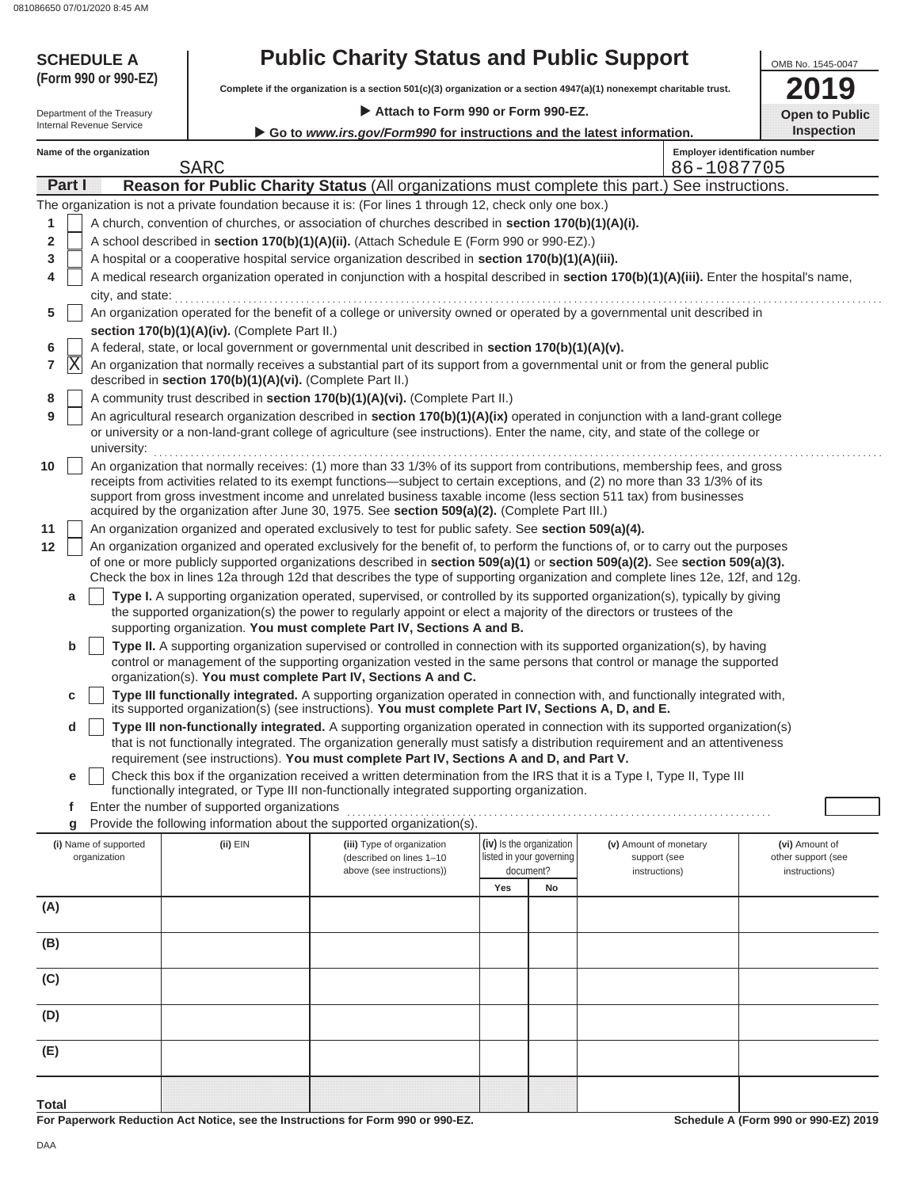**SCHEDULE A**
**(Form 990 or 990-EZ)**

Department of the Treasury
Internal Revenue Service

# Public Charity Status and Public Support

**Complete if the organization is a section 501(c)(3) organization or a section 4947(a)(1) nonexempt charitable trust.**

▶ **Attach to Form 990 or Form 990-EZ.**

▶ **Go to *www.irs.gov/Form990* for instructions and the latest information.**

OMB No. 1545-0047

**2019**

**Open to Public Inspection**

**Name of the organization**: SARC

**Employer identification number**: 86-1087705

## Part I — Reason for Public Charity Status (All organizations must complete this part.) See instructions.

The organization is not a private foundation because it is: (For lines 1 through 12, check only one box.)

1. [ ] A church, convention of churches, or association of churches described in **section 170(b)(1)(A)(i).**
2. [ ] A school described in **section 170(b)(1)(A)(ii).** (Attach Schedule E (Form 990 or 990-EZ).)
3. [ ] A hospital or a cooperative hospital service organization described in **section 170(b)(1)(A)(iii).**
4. [ ] A medical research organization operated in conjunction with a hospital described in **section 170(b)(1)(A)(iii).** Enter the hospital's name, city, and state:
5. [ ] An organization operated for the benefit of a college or university owned or operated by a governmental unit described in **section 170(b)(1)(A)(iv).** (Complete Part II.)
6. [ ] A federal, state, or local government or governmental unit described in **section 170(b)(1)(A)(v).**
7. [X] An organization that normally receives a substantial part of its support from a governmental unit or from the general public described in **section 170(b)(1)(A)(vi).** (Complete Part II.)
8. [ ] A community trust described in **section 170(b)(1)(A)(vi).** (Complete Part II.)
9. [ ] An agricultural research organization described in **section 170(b)(1)(A)(ix)** operated in conjunction with a land-grant college or university or a non-land-grant college of agriculture (see instructions). Enter the name, city, and state of the college or university:
10. [ ] An organization that normally receives: (1) more than 33 1/3% of its support from contributions, membership fees, and gross receipts from activities related to its exempt functions—subject to certain exceptions, and (2) no more than 33 1/3% of its support from gross investment income and unrelated business taxable income (less section 511 tax) from businesses acquired by the organization after June 30, 1975. See **section 509(a)(2).** (Complete Part III.)
11. [ ] An organization organized and operated exclusively to test for public safety. See **section 509(a)(4).**
12. [ ] An organization organized and operated exclusively for the benefit of, to perform the functions of, or to carry out the purposes of one or more publicly supported organizations described in **section 509(a)(1)** or **section 509(a)(2).** See **section 509(a)(3).** Check the box in lines 12a through 12d that describes the type of supporting organization and complete lines 12e, 12f, and 12g.
   - **a** [ ] **Type I.** A supporting organization operated, supervised, or controlled by its supported organization(s), typically by giving the supported organization(s) the power to regularly appoint or elect a majority of the directors or trustees of the supporting organization. **You must complete Part IV, Sections A and B.**
   - **b** [ ] **Type II.** A supporting organization supervised or controlled in connection with its supported organization(s), by having control or management of the supporting organization vested in the same persons that control or manage the supported organization(s). **You must complete Part IV, Sections A and C.**
   - **c** [ ] **Type III functionally integrated.** A supporting organization operated in connection with, and functionally integrated with, its supported organization(s) (see instructions). **You must complete Part IV, Sections A, D, and E.**
   - **d** [ ] **Type III non-functionally integrated.** A supporting organization operated in connection with its supported organization(s) that is not functionally integrated. The organization generally must satisfy a distribution requirement and an attentiveness requirement (see instructions). **You must complete Part IV, Sections A and D, and Part V.**
   - **e** [ ] Check this box if the organization received a written determination from the IRS that it is a Type I, Type II, Type III functionally integrated, or Type III non-functionally integrated supporting organization.
   - **f** Enter the number of supported organizations
   - **g** Provide the following information about the supported organization(s).

| (i) Name of supported organization | (ii) EIN | (iii) Type of organization (described on lines 1–10 above (see instructions)) | (iv) Is the organization listed in your governing document? Yes | No | (v) Amount of monetary support (see instructions) | (vi) Amount of other support (see instructions) |
|---|---|---|---|---|---|---|
| (A) | | | | | | |
| (B) | | | | | | |
| (C) | | | | | | |
| (D) | | | | | | |
| (E) | | | | | | |
| **Total** | | | | | | |

**For Paperwork Reduction Act Notice, see the Instructions for Form 990 or 990-EZ.**

**Schedule A (Form 990 or 990-EZ) 2019**

DAA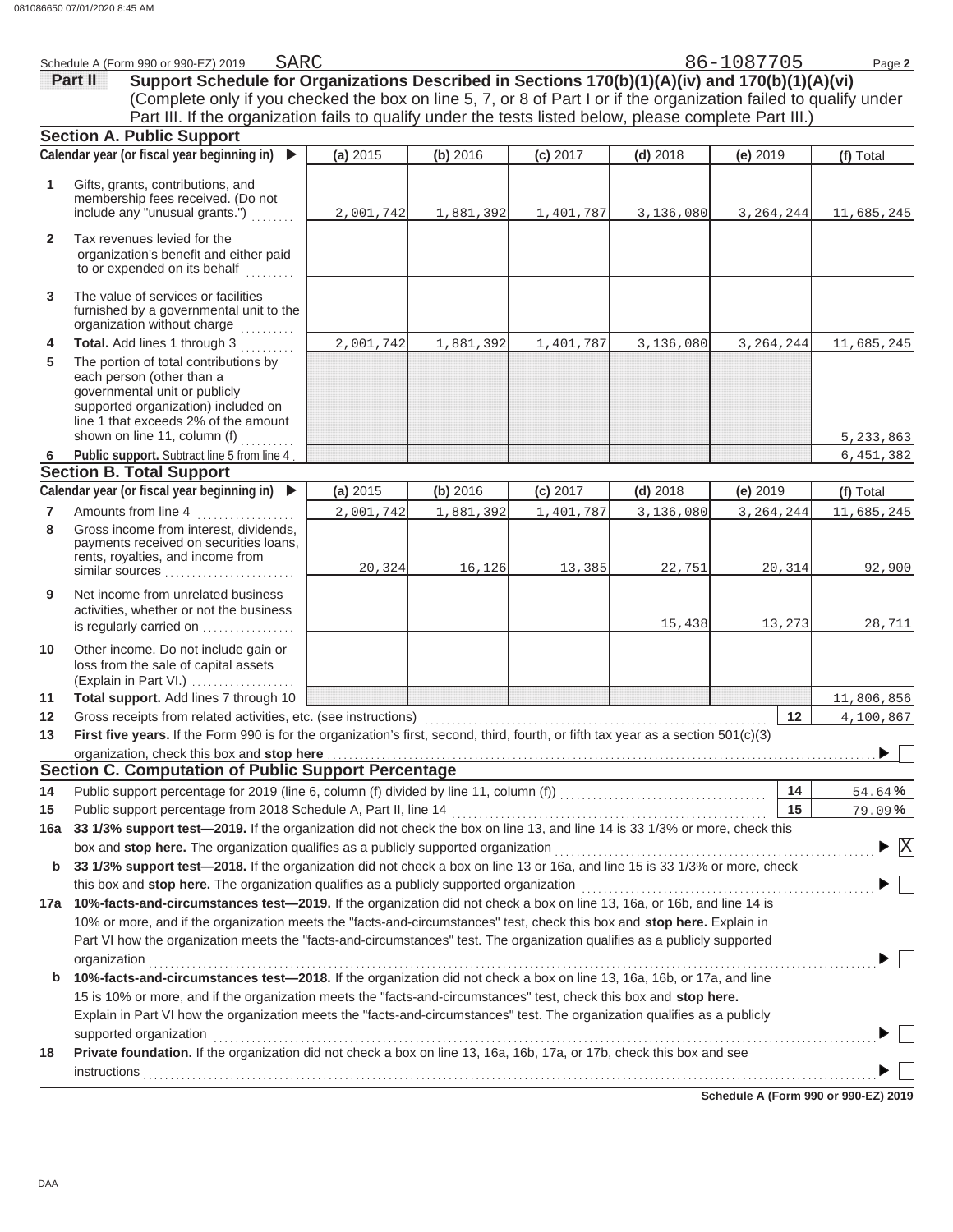Schedule A (Form 990 or 990-EZ) 2019 SARC 86-1087705 Page 2

## Part II Support Schedule for Organizations Described in Sections 170(b)(1)(A)(iv) and 170(b)(1)(A)(vi)

(Complete only if you checked the box on line 5, 7, or 8 of Part I or if the organization failed to qualify under Part III. If the organization fails to qualify under the tests listed below, please complete Part III.)

### Section A. Public Support

| | Calendar year (or fiscal year beginning in) ▶ | (a) 2015 | (b) 2016 | (c) 2017 | (d) 2018 | (e) 2019 | (f) Total |
|---|---|---|---|---|---|---|---|
| 1 | Gifts, grants, contributions, and membership fees received. (Do not include any "unusual grants.") | 2,001,742 | 1,881,392 | 1,401,787 | 3,136,080 | 3,264,244 | 11,685,245 |
| 2 | Tax revenues levied for the organization's benefit and either paid to or expended on its behalf | | | | | | |
| 3 | The value of services or facilities furnished by a governmental unit to the organization without charge | | | | | | |
| 4 | **Total.** Add lines 1 through 3 | 2,001,742 | 1,881,392 | 1,401,787 | 3,136,080 | 3,264,244 | 11,685,245 |
| 5 | The portion of total contributions by each person (other than a governmental unit or publicly supported organization) included on line 1 that exceeds 2% of the amount shown on line 11, column (f) | | | | | | 5,233,863 |
| 6 | **Public support.** Subtract line 5 from line 4 | | | | | | 6,451,382 |

### Section B. Total Support

| | Calendar year (or fiscal year beginning in) ▶ | (a) 2015 | (b) 2016 | (c) 2017 | (d) 2018 | (e) 2019 | (f) Total |
|---|---|---|---|---|---|---|---|
| 7 | Amounts from line 4 | 2,001,742 | 1,881,392 | 1,401,787 | 3,136,080 | 3,264,244 | 11,685,245 |
| 8 | Gross income from interest, dividends, payments received on securities loans, rents, royalties, and income from similar sources | 20,324 | 16,126 | 13,385 | 22,751 | 20,314 | 92,900 |
| 9 | Net income from unrelated business activities, whether or not the business is regularly carried on | | | | 15,438 | 13,273 | 28,711 |
| 10 | Other income. Do not include gain or loss from the sale of capital assets (Explain in Part VI.) | | | | | | |
| 11 | **Total support.** Add lines 7 through 10 | | | | | | 11,806,856 |
| 12 | Gross receipts from related activities, etc. (see instructions) | | | | | 12 | 4,100,867 |

13 **First five years.** If the Form 990 is for the organization's first, second, third, fourth, or fifth tax year as a section 501(c)(3) organization, check this box and **stop here** ▶ ☐

### Section C. Computation of Public Support Percentage

| | | | |
|---|---|---|---|
| 14 | Public support percentage for 2019 (line 6, column (f) divided by line 11, column (f)) | 14 | 54.64 % |
| 15 | Public support percentage from 2018 Schedule A, Part II, line 14 | 15 | 79.09 % |

**16a 33 1/3% support test—2019.** If the organization did not check the box on line 13, and line 14 is 33 1/3% or more, check this box and **stop here.** The organization qualifies as a publicly supported organization ▶ ☒

**b 33 1/3% support test—2018.** If the organization did not check a box on line 13 or 16a, and line 15 is 33 1/3% or more, check this box and **stop here.** The organization qualifies as a publicly supported organization ▶ ☐

**17a 10%-facts-and-circumstances test—2019.** If the organization did not check a box on line 13, 16a, or 16b, and line 14 is 10% or more, and if the organization meets the "facts-and-circumstances" test, check this box and **stop here.** Explain in Part VI how the organization meets the "facts-and-circumstances" test. The organization qualifies as a publicly supported organization ▶ ☐

**b 10%-facts-and-circumstances test—2018.** If the organization did not check a box on line 13, 16a, 16b, or 17a, and line 15 is 10% or more, and if the organization meets the "facts-and-circumstances" test, check this box and **stop here.** Explain in Part VI how the organization meets the "facts-and-circumstances" test. The organization qualifies as a publicly supported organization ▶ ☐

**18 Private foundation.** If the organization did not check a box on line 13, 16a, 16b, 17a, or 17b, check this box and see instructions ▶ ☐

Schedule A (Form 990 or 990-EZ) 2019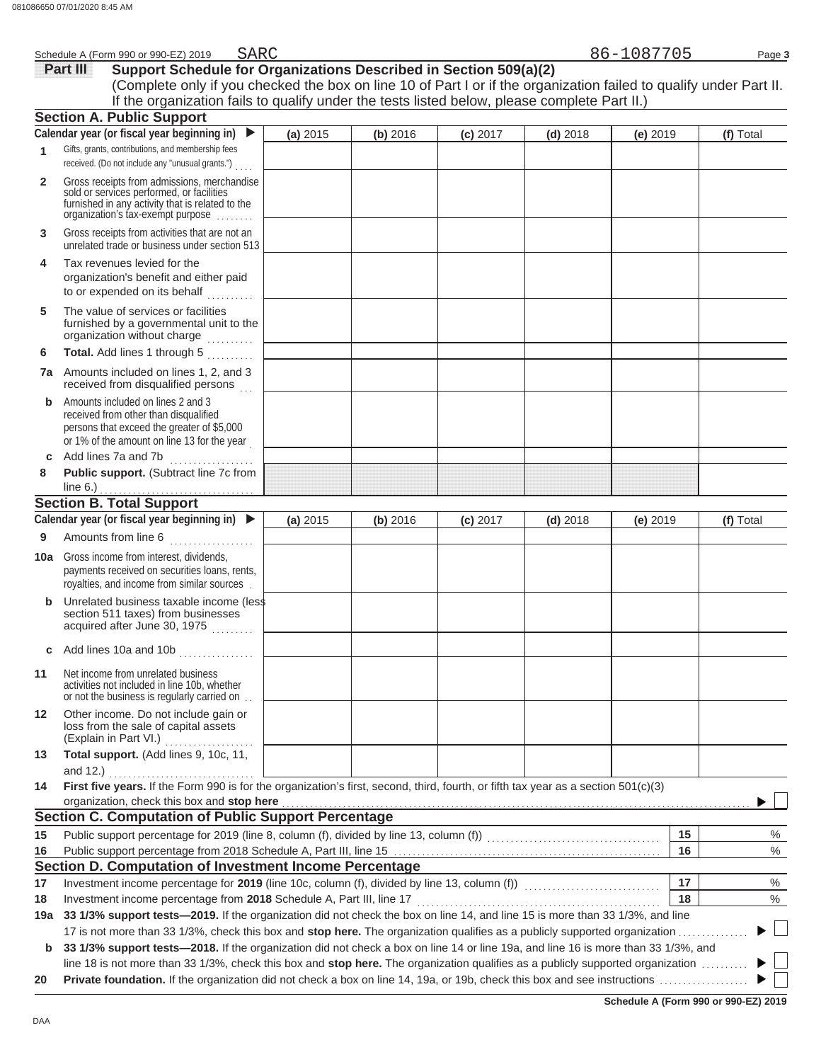081086650 07/01/2020 8:45 AM

Schedule A (Form 990 or 990-EZ) 2019 SARC 86-1087705 Page 3

## Part III Support Schedule for Organizations Described in Section 509(a)(2)

(Complete only if you checked the box on line 10 of Part I or if the organization failed to qualify under Part II. If the organization fails to qualify under the tests listed below, please complete Part II.)

### Section A. Public Support

| Calendar year (or fiscal year beginning in) ▶ | (a) 2015 | (b) 2016 | (c) 2017 | (d) 2018 | (e) 2019 | (f) Total |
|---|---|---|---|---|---|---|
| 1 Gifts, grants, contributions, and membership fees received. (Do not include any "unusual grants.") | | | | | | |
| 2 Gross receipts from admissions, merchandise sold or services performed, or facilities furnished in any activity that is related to the organization's tax-exempt purpose | | | | | | |
| 3 Gross receipts from activities that are not an unrelated trade or business under section 513 | | | | | | |
| 4 Tax revenues levied for the organization's benefit and either paid to or expended on its behalf | | | | | | |
| 5 The value of services or facilities furnished by a governmental unit to the organization without charge | | | | | | |
| 6 **Total.** Add lines 1 through 5 | | | | | | |
| 7a Amounts included on lines 1, 2, and 3 received from disqualified persons | | | | | | |
| b Amounts included on lines 2 and 3 received from other than disqualified persons that exceed the greater of $5,000 or 1% of the amount on line 13 for the year | | | | | | |
| c Add lines 7a and 7b | | | | | | |
| 8 **Public support.** (Subtract line 7c from line 6.) | | | | | | |

### Section B. Total Support

| Calendar year (or fiscal year beginning in) ▶ | (a) 2015 | (b) 2016 | (c) 2017 | (d) 2018 | (e) 2019 | (f) Total |
|---|---|---|---|---|---|---|
| 9 Amounts from line 6 | | | | | | |
| 10a Gross income from interest, dividends, payments received on securities loans, rents, royalties, and income from similar sources | | | | | | |
| b Unrelated business taxable income (less section 511 taxes) from businesses acquired after June 30, 1975 | | | | | | |
| c Add lines 10a and 10b | | | | | | |
| 11 Net income from unrelated business activities not included in line 10b, whether or not the business is regularly carried on | | | | | | |
| 12 Other income. Do not include gain or loss from the sale of capital assets (Explain in Part VI.) | | | | | | |
| 13 **Total support.** (Add lines 9, 10c, 11, and 12.) | | | | | | |

14 **First five years.** If the Form 990 is for the organization's first, second, third, fourth, or fifth tax year as a section 501(c)(3) organization, check this box and **stop here** ▶ ☐

### Section C. Computation of Public Support Percentage

| | | | |
|---|---|---|---|
| 15 | Public support percentage for 2019 (line 8, column (f), divided by line 13, column (f)) | 15 | % |
| 16 | Public support percentage from 2018 Schedule A, Part III, line 15 | 16 | % |

### Section D. Computation of Investment Income Percentage

| | | | |
|---|---|---|---|
| 17 | Investment income percentage for **2019** (line 10c, column (f), divided by line 13, column (f)) | 17 | % |
| 18 | Investment income percentage from **2018** Schedule A, Part III, line 17 | 18 | % |

19a **33 1/3% support tests—2019.** If the organization did not check the box on line 14, and line 15 is more than 33 1/3%, and line 17 is not more than 33 1/3%, check this box and **stop here.** The organization qualifies as a publicly supported organization ▶ ☐

b **33 1/3% support tests—2018.** If the organization did not check a box on line 14 or line 19a, and line 16 is more than 33 1/3%, and line 18 is not more than 33 1/3%, check this box and **stop here.** The organization qualifies as a publicly supported organization ▶ ☐

20 **Private foundation.** If the organization did not check a box on line 14, 19a, or 19b, check this box and see instructions ▶ ☐

DAA **Schedule A (Form 990 or 990-EZ) 2019**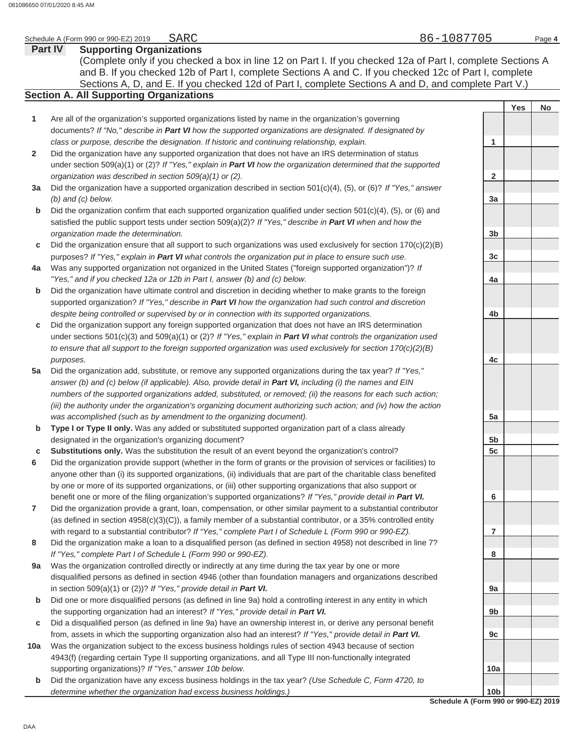Schedule A (Form 990 or 990-EZ) 2019 SARC 86-1087705

## Part IV Supporting Organizations

(Complete only if you checked a box in line 12 on Part I. If you checked 12a of Part I, complete Sections A and B. If you checked 12b of Part I, complete Sections A and C. If you checked 12c of Part I, complete Sections A, D, and E. If you checked 12d of Part I, complete Sections A and D, and complete Part V.)

### Section A. All Supporting Organizations

| | | Line | Yes | No |
|---|---|---|---|---|
| **1** | Are all of the organization's supported organizations listed by name in the organization's governing documents? *If "No," describe in* ***Part VI*** *how the supported organizations are designated. If designated by class or purpose, describe the designation. If historic and continuing relationship, explain.* | **1** | | |
| **2** | Did the organization have any supported organization that does not have an IRS determination of status under section 509(a)(1) or (2)? *If "Yes," explain in* ***Part VI*** *how the organization determined that the supported organization was described in section 509(a)(1) or (2).* | **2** | | |
| **3a** | Did the organization have a supported organization described in section 501(c)(4), (5), or (6)? *If "Yes," answer (b) and (c) below.* | **3a** | | |
| **b** | Did the organization confirm that each supported organization qualified under section 501(c)(4), (5), or (6) and satisfied the public support tests under section 509(a)(2)? *If "Yes," describe in* ***Part VI*** *when and how the organization made the determination.* | **3b** | | |
| **c** | Did the organization ensure that all support to such organizations was used exclusively for section 170(c)(2)(B) purposes? *If "Yes," explain in* ***Part VI*** *what controls the organization put in place to ensure such use.* | **3c** | | |
| **4a** | Was any supported organization not organized in the United States ("foreign supported organization")? *If "Yes," and if you checked 12a or 12b in Part I, answer (b) and (c) below.* | **4a** | | |
| **b** | Did the organization have ultimate control and discretion in deciding whether to make grants to the foreign supported organization? *If "Yes," describe in* ***Part VI*** *how the organization had such control and discretion despite being controlled or supervised by or in connection with its supported organizations.* | **4b** | | |
| **c** | Did the organization support any foreign supported organization that does not have an IRS determination under sections 501(c)(3) and 509(a)(1) or (2)? *If "Yes," explain in* ***Part VI*** *what controls the organization used to ensure that all support to the foreign supported organization was used exclusively for section 170(c)(2)(B) purposes.* | **4c** | | |
| **5a** | Did the organization add, substitute, or remove any supported organizations during the tax year? *If "Yes," answer (b) and (c) below (if applicable). Also, provide detail in* ***Part VI,*** *including (i) the names and EIN numbers of the supported organizations added, substituted, or removed; (ii) the reasons for each such action; (iii) the authority under the organization's organizing document authorizing such action; and (iv) how the action was accomplished (such as by amendment to the organizing document).* | **5a** | | |
| **b** | **Type I or Type II only.** Was any added or substituted supported organization part of a class already designated in the organization's organizing document? | **5b** | | |
| **c** | **Substitutions only.** Was the substitution the result of an event beyond the organization's control? | **5c** | | |
| **6** | Did the organization provide support (whether in the form of grants or the provision of services or facilities) to anyone other than (i) its supported organizations, (ii) individuals that are part of the charitable class benefited by one or more of its supported organizations, or (iii) other supporting organizations that also support or benefit one or more of the filing organization's supported organizations? *If "Yes," provide detail in* ***Part VI.*** | **6** | | |
| **7** | Did the organization provide a grant, loan, compensation, or other similar payment to a substantial contributor (as defined in section 4958(c)(3)(C)), a family member of a substantial contributor, or a 35% controlled entity with regard to a substantial contributor? *If "Yes," complete Part I of Schedule L (Form 990 or 990-EZ).* | **7** | | |
| **8** | Did the organization make a loan to a disqualified person (as defined in section 4958) not described in line 7? *If "Yes," complete Part I of Schedule L (Form 990 or 990-EZ).* | **8** | | |
| **9a** | Was the organization controlled directly or indirectly at any time during the tax year by one or more disqualified persons as defined in section 4946 (other than foundation managers and organizations described in section 509(a)(1) or (2))? *If "Yes," provide detail in* ***Part VI.*** | **9a** | | |
| **b** | Did one or more disqualified persons (as defined in line 9a) hold a controlling interest in any entity in which the supporting organization had an interest? *If "Yes," provide detail in* ***Part VI.*** | **9b** | | |
| **c** | Did a disqualified person (as defined in line 9a) have an ownership interest in, or derive any personal benefit from, assets in which the supporting organization also had an interest? *If "Yes," provide detail in* ***Part VI.*** | **9c** | | |
| **10a** | Was the organization subject to the excess business holdings rules of section 4943 because of section 4943(f) (regarding certain Type II supporting organizations, and all Type III non-functionally integrated supporting organizations)? *If "Yes," answer 10b below.* | **10a** | | |
| **b** | Did the organization have any excess business holdings in the tax year? *(Use Schedule C, Form 4720, to determine whether the organization had excess business holdings.)* | **10b** | | |

**Schedule A (Form 990 or 990-EZ) 2019**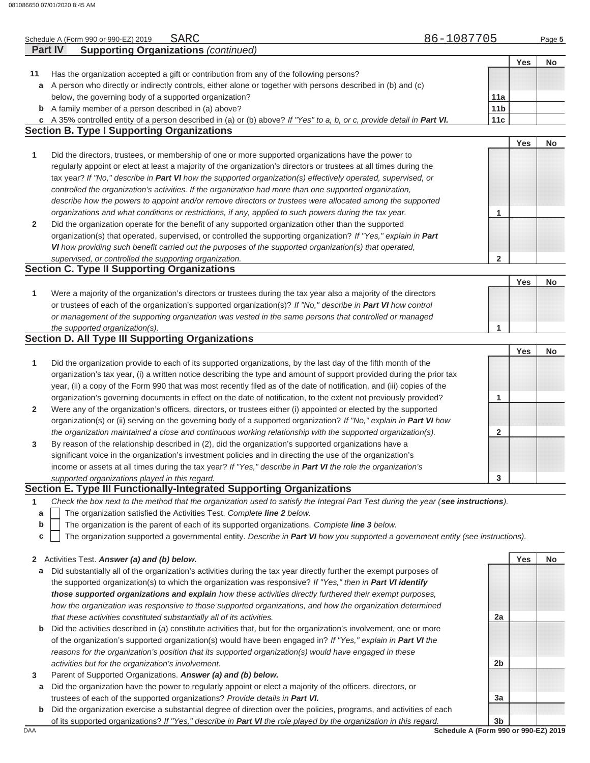Schedule A (Form 990 or 990-EZ) 2019 SARC 86-1087705

**Part IV Supporting Organizations** *(continued)*

| | | | Yes | No |
|---|---|---|---|---|
| **11** | Has the organization accepted a gift or contribution from any of the following persons? | | | |
| **a** | A person who directly or indirectly controls, either alone or together with persons described in (b) and (c) below, the governing body of a supported organization? | 11a | | |
| **b** | A family member of a person described in (a) above? | 11b | | |
| **c** | A 35% controlled entity of a person described in (a) or (b) above? *If "Yes" to a, b, or c, provide detail in* ***Part VI.*** | 11c | | |

### Section B. Type I Supporting Organizations

| | | | Yes | No |
|---|---|---|---|---|
| **1** | Did the directors, trustees, or membership of one or more supported organizations have the power to regularly appoint or elect at least a majority of the organization's directors or trustees at all times during the tax year? *If "No," describe in* ***Part VI*** *how the supported organization(s) effectively operated, supervised, or controlled the organization's activities. If the organization had more than one supported organization, describe how the powers to appoint and/or remove directors or trustees were allocated among the supported organizations and what conditions or restrictions, if any, applied to such powers during the tax year.* | 1 | | |
| **2** | Did the organization operate for the benefit of any supported organization other than the supported organization(s) that operated, supervised, or controlled the supporting organization? *If "Yes," explain in* ***Part VI*** *how providing such benefit carried out the purposes of the supported organization(s) that operated, supervised, or controlled the supporting organization.* | 2 | | |

### Section C. Type II Supporting Organizations

| | | | Yes | No |
|---|---|---|---|---|
| **1** | Were a majority of the organization's directors or trustees during the tax year also a majority of the directors or trustees of each of the organization's supported organization(s)? *If "No," describe in* ***Part VI*** *how control or management of the supporting organization was vested in the same persons that controlled or managed the supported organization(s).* | 1 | | |

### Section D. All Type III Supporting Organizations

| | | | Yes | No |
|---|---|---|---|---|
| **1** | Did the organization provide to each of its supported organizations, by the last day of the fifth month of the organization's tax year, (i) a written notice describing the type and amount of support provided during the prior tax year, (ii) a copy of the Form 990 that was most recently filed as of the date of notification, and (iii) copies of the organization's governing documents in effect on the date of notification, to the extent not previously provided? | 1 | | |
| **2** | Were any of the organization's officers, directors, or trustees either (i) appointed or elected by the supported organization(s) or (ii) serving on the governing body of a supported organization? *If "No," explain in* ***Part VI*** *how the organization maintained a close and continuous working relationship with the supported organization(s).* | 2 | | |
| **3** | By reason of the relationship described in (2), did the organization's supported organizations have a significant voice in the organization's investment policies and in directing the use of the organization's income or assets at all times during the tax year? *If "Yes," describe in* ***Part VI*** *the role the organization's supported organizations played in this regard.* | 3 | | |

### Section E. Type III Functionally-Integrated Supporting Organizations

**1** *Check the box next to the method that the organization used to satisfy the Integral Part Test during the year (****see instructions****).*

- **a** ☐ The organization satisfied the Activities Test. *Complete* ***line 2*** *below.*
- **b** ☐ The organization is the parent of each of its supported organizations. *Complete* ***line 3*** *below.*
- **c** ☐ The organization supported a governmental entity. *Describe in* ***Part VI*** *how you supported a government entity (see instructions).*

| | | | Yes | No |
|---|---|---|---|---|
| **2** | Activities Test. ***Answer (a) and (b) below.*** | | | |
| **a** | Did substantially all of the organization's activities during the tax year directly further the exempt purposes of the supported organization(s) to which the organization was responsive? *If "Yes," then in* ***Part VI identify those supported organizations and explain*** *how these activities directly furthered their exempt purposes, how the organization was responsive to those supported organizations, and how the organization determined that these activities constituted substantially all of its activities.* | 2a | | |
| **b** | Did the activities described in (a) constitute activities that, but for the organization's involvement, one or more of the organization's supported organization(s) would have been engaged in? *If "Yes," explain in* ***Part VI*** *the reasons for the organization's position that its supported organization(s) would have engaged in these activities but for the organization's involvement.* | 2b | | |
| **3** | Parent of Supported Organizations. ***Answer (a) and (b) below.*** | | | |
| **a** | Did the organization have the power to regularly appoint or elect a majority of the officers, directors, or trustees of each of the supported organizations? *Provide details in* ***Part VI.*** | 3a | | |
| **b** | Did the organization exercise a substantial degree of direction over the policies, programs, and activities of each of its supported organizations? *If "Yes," describe in* ***Part VI*** *the role played by the organization in this regard.* | 3b | | |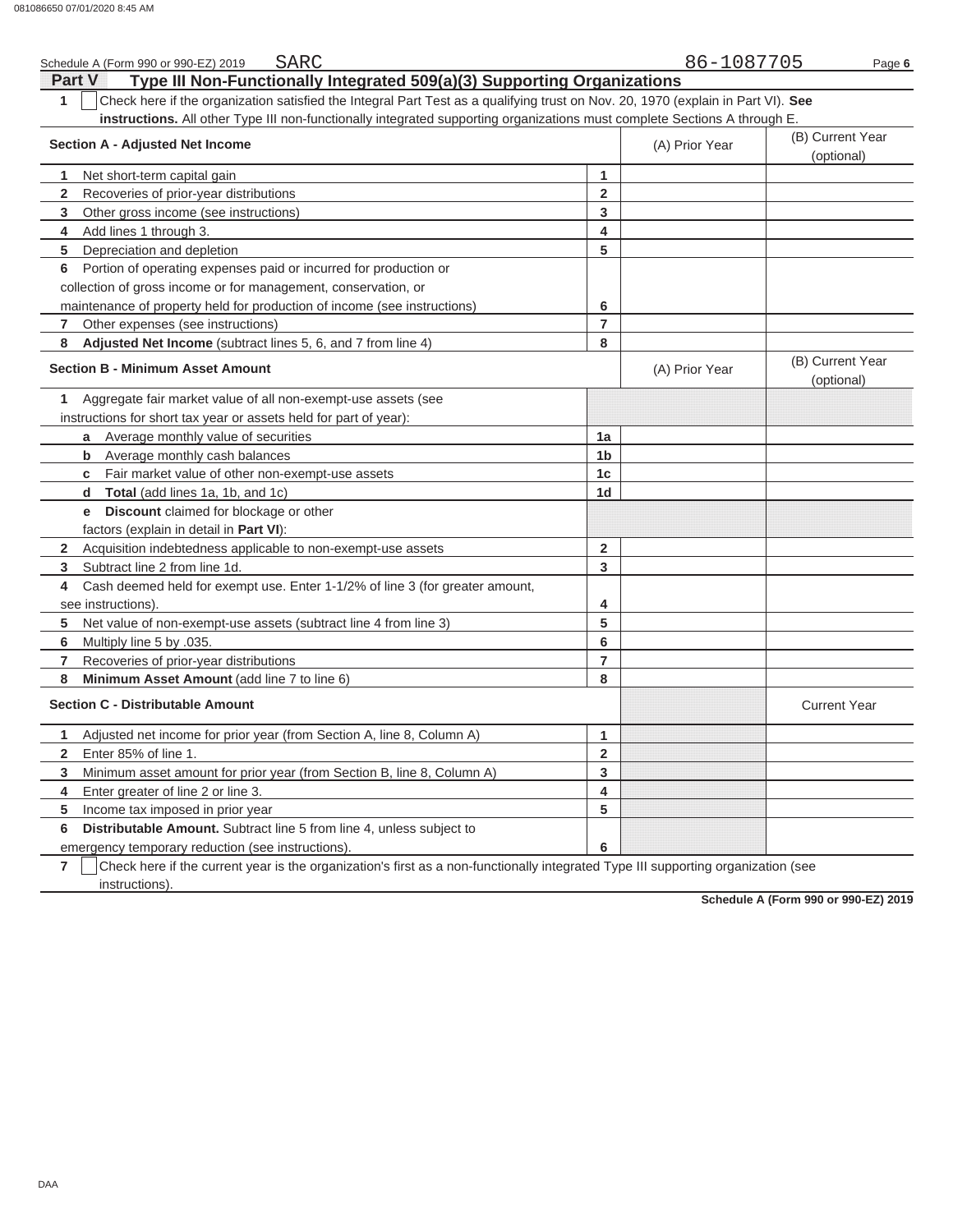Schedule A (Form 990 or 990-EZ) 2019 SARC 86-1087705

## Part V Type III Non-Functionally Integrated 509(a)(3) Supporting Organizations

**1** ☐ Check here if the organization satisfied the Integral Part Test as a qualifying trust on Nov. 20, 1970 (explain in Part VI). **See instructions.** All other Type III non-functionally integrated supporting organizations must complete Sections A through E.

| Section A - Adjusted Net Income | | (A) Prior Year | (B) Current Year (optional) |
|---|---|---|---|
| **1** Net short-term capital gain | 1 | | |
| **2** Recoveries of prior-year distributions | 2 | | |
| **3** Other gross income (see instructions) | 3 | | |
| **4** Add lines 1 through 3. | 4 | | |
| **5** Depreciation and depletion | 5 | | |
| **6** Portion of operating expenses paid or incurred for production or collection of gross income or for management, conservation, or maintenance of property held for production of income (see instructions) | 6 | | |
| **7** Other expenses (see instructions) | 7 | | |
| **8** **Adjusted Net Income** (subtract lines 5, 6, and 7 from line 4) | 8 | | |

| Section B - Minimum Asset Amount | | (A) Prior Year | (B) Current Year (optional) |
|---|---|---|---|
| **1** Aggregate fair market value of all non-exempt-use assets (see instructions for short tax year or assets held for part of year): | | | |
| **a** Average monthly value of securities | 1a | | |
| **b** Average monthly cash balances | 1b | | |
| **c** Fair market value of other non-exempt-use assets | 1c | | |
| **d** **Total** (add lines 1a, 1b, and 1c) | 1d | | |
| **e** **Discount** claimed for blockage or other factors (explain in detail in **Part VI**): | | | |
| **2** Acquisition indebtedness applicable to non-exempt-use assets | 2 | | |
| **3** Subtract line 2 from line 1d. | 3 | | |
| **4** Cash deemed held for exempt use. Enter 1-1/2% of line 3 (for greater amount, see instructions). | 4 | | |
| **5** Net value of non-exempt-use assets (subtract line 4 from line 3) | 5 | | |
| **6** Multiply line 5 by .035. | 6 | | |
| **7** Recoveries of prior-year distributions | 7 | | |
| **8** **Minimum Asset Amount** (add line 7 to line 6) | 8 | | |

| Section C - Distributable Amount | | | Current Year |
|---|---|---|---|
| **1** Adjusted net income for prior year (from Section A, line 8, Column A) | 1 | | |
| **2** Enter 85% of line 1. | 2 | | |
| **3** Minimum asset amount for prior year (from Section B, line 8, Column A) | 3 | | |
| **4** Enter greater of line 2 or line 3. | 4 | | |
| **5** Income tax imposed in prior year | 5 | | |
| **6** **Distributable Amount.** Subtract line 5 from line 4, unless subject to emergency temporary reduction (see instructions). | 6 | | |

**7** ☐ Check here if the current year is the organization's first as a non-functionally integrated Type III supporting organization (see instructions).

**Schedule A (Form 990 or 990-EZ) 2019**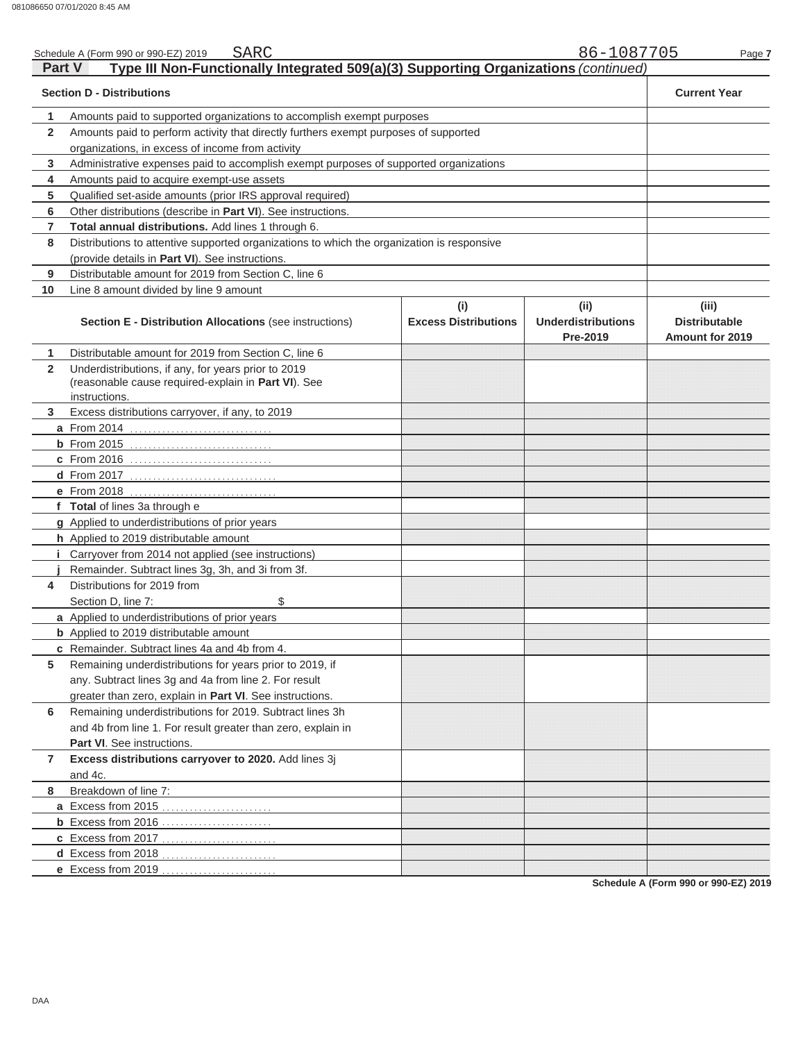Schedule A (Form 990 or 990-EZ) 2019 SARC 86-1087705

## Part V Type III Non-Functionally Integrated 509(a)(3) Supporting Organizations *(continued)*

| | Section D - Distributions | Current Year |
|---|---|---|
| 1 | Amounts paid to supported organizations to accomplish exempt purposes | |
| 2 | Amounts paid to perform activity that directly furthers exempt purposes of supported organizations, in excess of income from activity | |
| 3 | Administrative expenses paid to accomplish exempt purposes of supported organizations | |
| 4 | Amounts paid to acquire exempt-use assets | |
| 5 | Qualified set-aside amounts (prior IRS approval required) | |
| 6 | Other distributions (describe in **Part VI**). See instructions. | |
| 7 | **Total annual distributions.** Add lines 1 through 6. | |
| 8 | Distributions to attentive supported organizations to which the organization is responsive (provide details in **Part VI**). See instructions. | |
| 9 | Distributable amount for 2019 from Section C, line 6 | |
| 10 | Line 8 amount divided by line 9 amount | |

| | Section E - Distribution Allocations (see instructions) | (i) Excess Distributions | (ii) Underdistributions Pre-2019 | (iii) Distributable Amount for 2019 |
|---|---|---|---|---|
| 1 | Distributable amount for 2019 from Section C, line 6 | | | |
| 2 | Underdistributions, if any, for years prior to 2019 (reasonable cause required-explain in **Part VI**). See instructions. | | | |
| 3 | Excess distributions carryover, if any, to 2019 | | | |
| a | From 2014 | | | |
| b | From 2015 | | | |
| c | From 2016 | | | |
| d | From 2017 | | | |
| e | From 2018 | | | |
| f | **Total** of lines 3a through e | | | |
| g | Applied to underdistributions of prior years | | | |
| h | Applied to 2019 distributable amount | | | |
| i | Carryover from 2014 not applied (see instructions) | | | |
| j | Remainder. Subtract lines 3g, 3h, and 3i from 3f. | | | |
| 4 | Distributions for 2019 from Section D, line 7: $ | | | |
| a | Applied to underdistributions of prior years | | | |
| b | Applied to 2019 distributable amount | | | |
| c | Remainder. Subtract lines 4a and 4b from 4. | | | |
| 5 | Remaining underdistributions for years prior to 2019, if any. Subtract lines 3g and 4a from line 2. For result greater than zero, explain in **Part VI**. See instructions. | | | |
| 6 | Remaining underdistributions for 2019. Subtract lines 3h and 4b from line 1. For result greater than zero, explain in **Part VI**. See instructions. | | | |
| 7 | **Excess distributions carryover to 2020.** Add lines 3j and 4c. | | | |
| 8 | Breakdown of line 7: | | | |
| a | Excess from 2015 | | | |
| b | Excess from 2016 | | | |
| c | Excess from 2017 | | | |
| d | Excess from 2018 | | | |
| e | Excess from 2019 | | | |

**Schedule A (Form 990 or 990-EZ) 2019**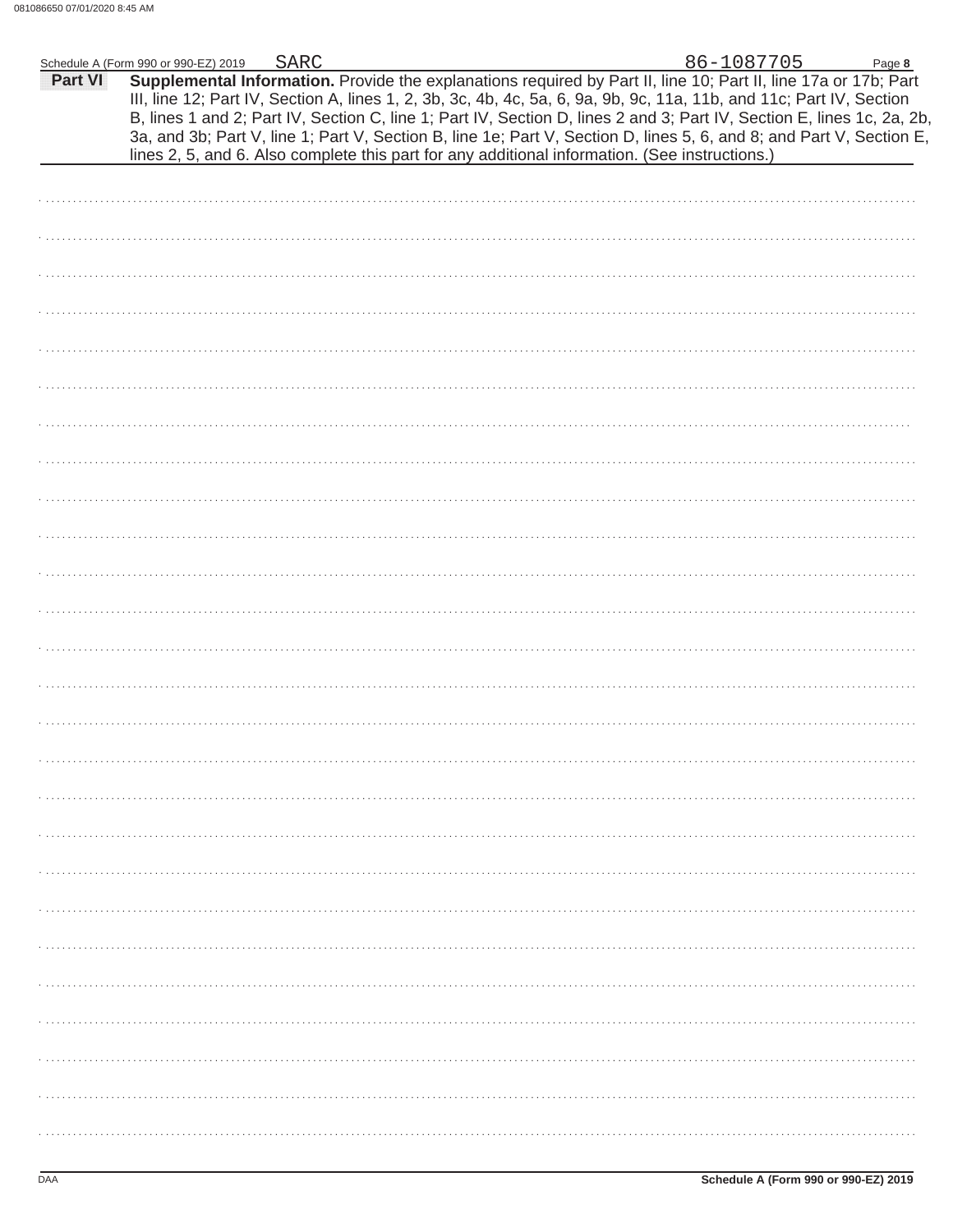Schedule A (Form 990 or 990-EZ) 2019 SARC 86-1087705

**Part VI** **Supplemental Information.** Provide the explanations required by Part II, line 10; Part II, line 17a or 17b; Part III, line 12; Part IV, Section A, lines 1, 2, 3b, 3c, 4b, 4c, 5a, 6, 9a, 9b, 9c, 11a, 11b, and 11c; Part IV, Section B, lines 1 and 2; Part IV, Section C, line 1; Part IV, Section D, lines 2 and 3; Part IV, Section E, lines 1c, 2a, 2b, 3a, and 3b; Part V, line 1; Part V, Section B, line 1e; Part V, Section D, lines 5, 6, and 8; and Part V, Section E, lines 2, 5, and 6. Also complete this part for any additional information. (See instructions.)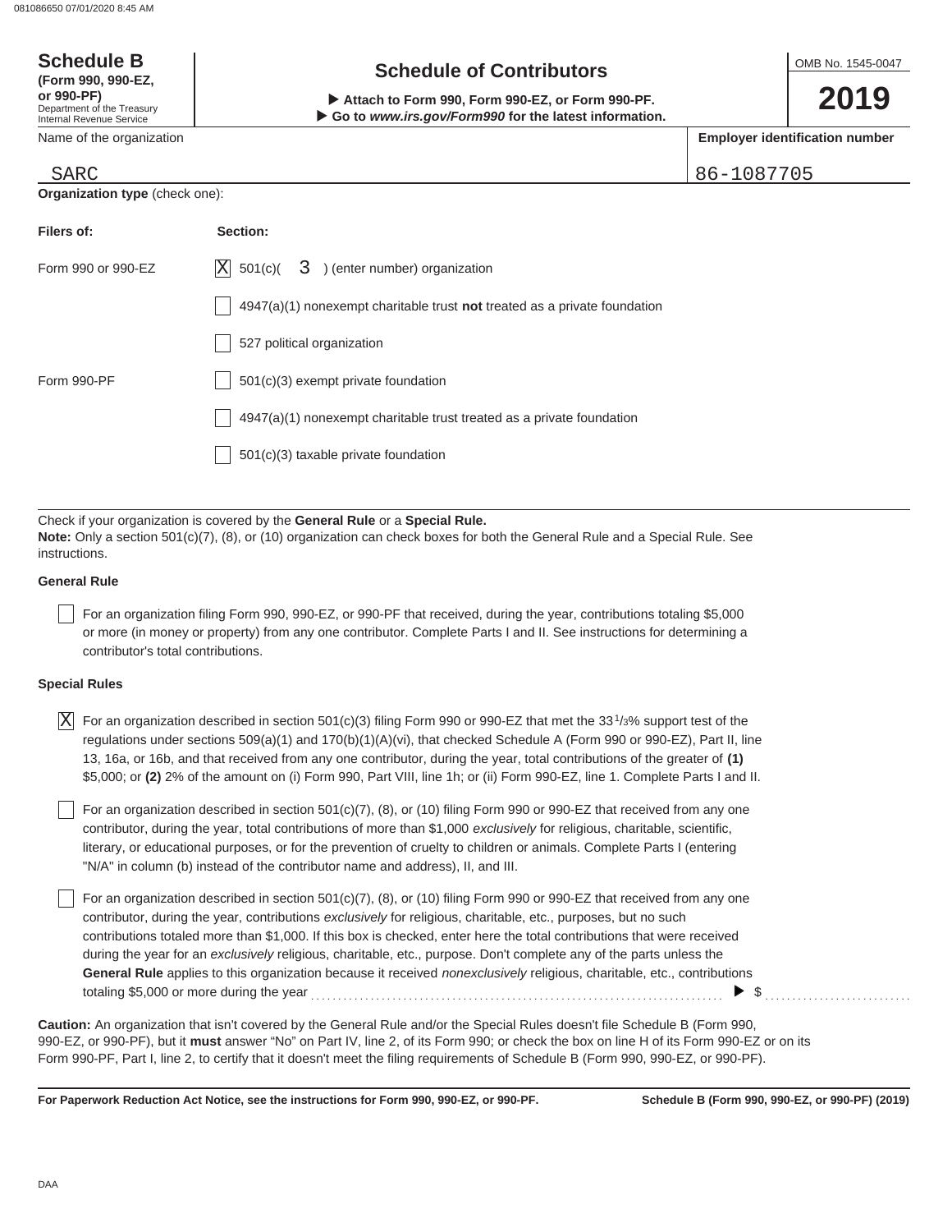**Schedule B**
**(Form 990, 990-EZ, or 990-PF)**
Department of the Treasury
Internal Revenue Service

## Schedule of Contributors

▶ **Attach to Form 990, Form 990-EZ, or Form 990-PF.**
▶ **Go to *www.irs.gov/Form990* for the latest information.**

OMB No. 1545-0047

**2019**

| Name of the organization | Employer identification number |
|---|---|
| SARC | 86-1087705 |

**Organization type** (check one):

| Filers of: | Section: |
|---|---|
| Form 990 or 990-EZ | [X] 501(c)( 3 ) (enter number) organization |
| | [ ] 4947(a)(1) nonexempt charitable trust **not** treated as a private foundation |
| | [ ] 527 political organization |
| Form 990-PF | [ ] 501(c)(3) exempt private foundation |
| | [ ] 4947(a)(1) nonexempt charitable trust treated as a private foundation |
| | [ ] 501(c)(3) taxable private foundation |

Check if your organization is covered by the **General Rule** or a **Special Rule.**
**Note:** Only a section 501(c)(7), (8), or (10) organization can check boxes for both the General Rule and a Special Rule. See instructions.

**General Rule**

[ ] For an organization filing Form 990, 990-EZ, or 990-PF that received, during the year, contributions totaling $5,000 or more (in money or property) from any one contributor. Complete Parts I and II. See instructions for determining a contributor's total contributions.

**Special Rules**

[X] For an organization described in section 501(c)(3) filing Form 990 or 990-EZ that met the 33 1/3% support test of the regulations under sections 509(a)(1) and 170(b)(1)(A)(vi), that checked Schedule A (Form 990 or 990-EZ), Part II, line 13, 16a, or 16b, and that received from any one contributor, during the year, total contributions of the greater of **(1)** $5,000; or **(2)** 2% of the amount on (i) Form 990, Part VIII, line 1h; or (ii) Form 990-EZ, line 1. Complete Parts I and II.

[ ] For an organization described in section 501(c)(7), (8), or (10) filing Form 990 or 990-EZ that received from any one contributor, during the year, total contributions of more than $1,000 *exclusively* for religious, charitable, scientific, literary, or educational purposes, or for the prevention of cruelty to children or animals. Complete Parts I (entering "N/A" in column (b) instead of the contributor name and address), II, and III.

[ ] For an organization described in section 501(c)(7), (8), or (10) filing Form 990 or 990-EZ that received from any one contributor, during the year, contributions *exclusively* for religious, charitable, etc., purposes, but no such contributions totaled more than $1,000. If this box is checked, enter here the total contributions that were received during the year for an *exclusively* religious, charitable, etc., purpose. Don't complete any of the parts unless the **General Rule** applies to this organization because it received *nonexclusively* religious, charitable, etc., contributions totaling $5,000 or more during the year ........ ▶ $ ........

**Caution:** An organization that isn't covered by the General Rule and/or the Special Rules doesn't file Schedule B (Form 990, 990-EZ, or 990-PF), but it **must** answer "No" on Part IV, line 2, of its Form 990; or check the box on line H of its Form 990-EZ or on its Form 990-PF, Part I, line 2, to certify that it doesn't meet the filing requirements of Schedule B (Form 990, 990-EZ, or 990-PF).

**For Paperwork Reduction Act Notice, see the instructions for Form 990, 990-EZ, or 990-PF.** **Schedule B (Form 990, 990-EZ, or 990-PF) (2019)**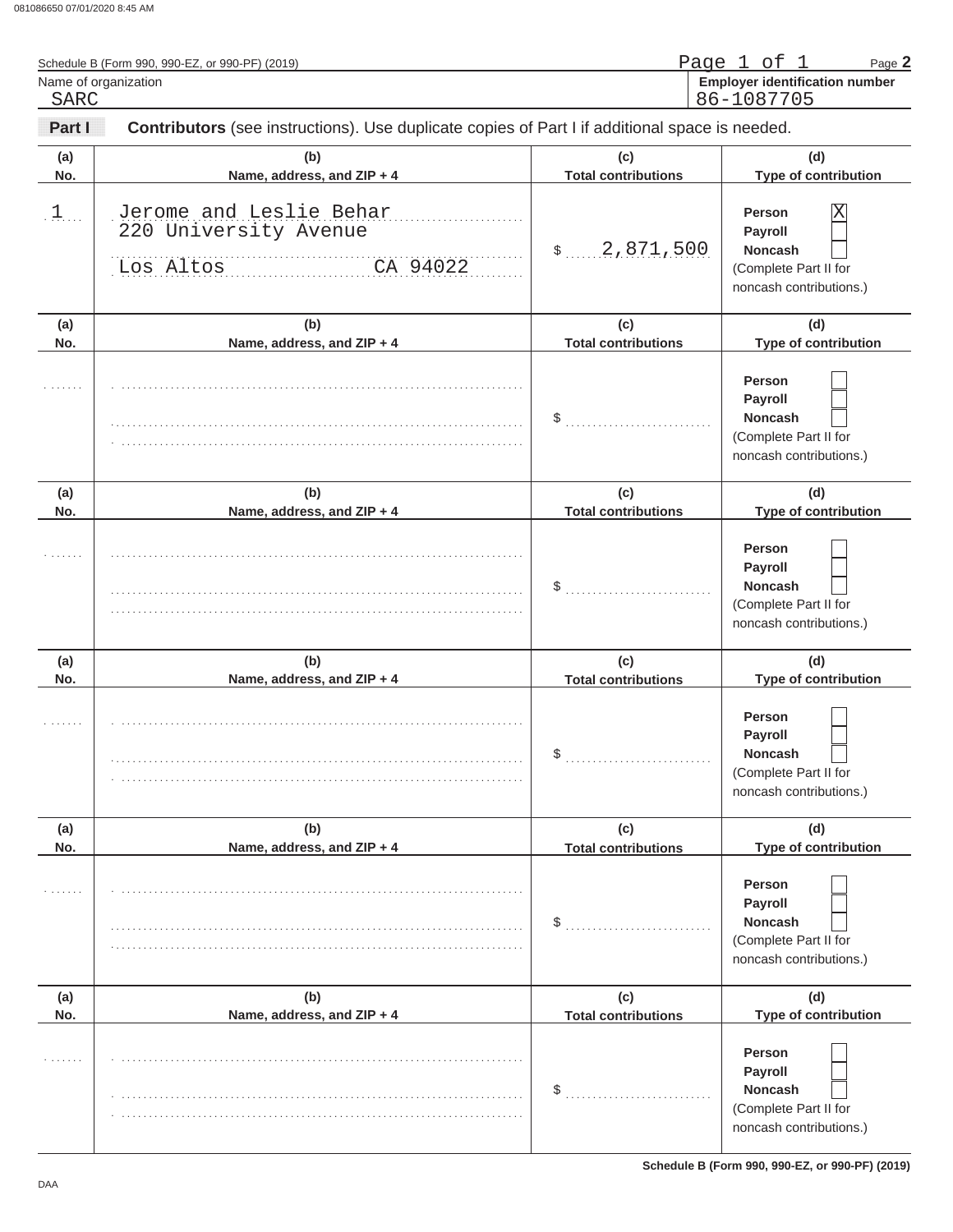Schedule B (Form 990, 990-EZ, or 990-PF) (2019)

Name of organization: SARC

Employer identification number: 86-1087705

**Part I** **Contributors** (see instructions). Use duplicate copies of Part I if additional space is needed.

| (a) No. | (b) Name, address, and ZIP + 4 | (c) Total contributions | (d) Type of contribution |
|---|---|---|---|
| 1 | Jerome and Leslie Behar<br>220 University Avenue<br>Los Altos CA 94022 | $ 2,871,500 | Person [X]<br>Payroll [ ]<br>Noncash [ ]<br>(Complete Part II for noncash contributions.) |
| | | $ | Person [ ]<br>Payroll [ ]<br>Noncash [ ]<br>(Complete Part II for noncash contributions.) |
| | | $ | Person [ ]<br>Payroll [ ]<br>Noncash [ ]<br>(Complete Part II for noncash contributions.) |
| | | $ | Person [ ]<br>Payroll [ ]<br>Noncash [ ]<br>(Complete Part II for noncash contributions.) |
| | | $ | Person [ ]<br>Payroll [ ]<br>Noncash [ ]<br>(Complete Part II for noncash contributions.) |
| | | $ | Person [ ]<br>Payroll [ ]<br>Noncash [ ]<br>(Complete Part II for noncash contributions.) |

Schedule B (Form 990, 990-EZ, or 990-PF) (2019)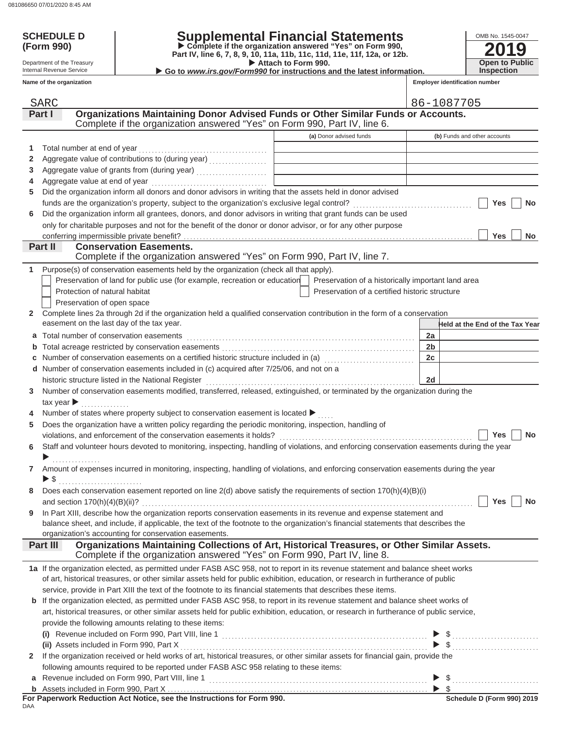# SCHEDULE D (Form 990)

Department of the Treasury
Internal Revenue Service

## Supplemental Financial Statements

▶ Complete if the organization answered "Yes" on Form 990, Part IV, line 6, 7, 8, 9, 10, 11a, 11b, 11c, 11d, 11e, 11f, 12a, or 12b.
▶ Attach to Form 990.
▶ Go to *www.irs.gov/Form990* for instructions and the latest information.

OMB No. 1545-0047
**2019**
**Open to Public Inspection**

**Name of the organization:** SARC
**Employer identification number:** 86-1087705

## Part I — Organizations Maintaining Donor Advised Funds or Other Similar Funds or Accounts.
Complete if the organization answered "Yes" on Form 990, Part IV, line 6.

| | | (a) Donor advised funds | (b) Funds and other accounts |
|---|---|---|---|
| 1 | Total number at end of year | | |
| 2 | Aggregate value of contributions to (during year) | | |
| 3 | Aggregate value of grants from (during year) | | |
| 4 | Aggregate value at end of year | | |

5 Did the organization inform all donors and donor advisors in writing that the assets held in donor advised funds are the organization's property, subject to the organization's exclusive legal control? ☐ Yes ☐ No

6 Did the organization inform all grantees, donors, and donor advisors in writing that grant funds can be used only for charitable purposes and not for the benefit of the donor or donor advisor, or for any other purpose conferring impermissible private benefit? ☐ Yes ☐ No

## Part II — Conservation Easements.
Complete if the organization answered "Yes" on Form 990, Part IV, line 7.

1 Purpose(s) of conservation easements held by the organization (check all that apply).
- ☐ Preservation of land for public use (for example, recreation or education)
- ☐ Preservation of a historically important land area
- ☐ Protection of natural habitat
- ☐ Preservation of a certified historic structure
- ☐ Preservation of open space

2 Complete lines 2a through 2d if the organization held a qualified conservation contribution in the form of a conservation easement on the last day of the tax year.

| | | | Held at the End of the Tax Year |
|---|---|---|---|
| a | Total number of conservation easements | 2a | |
| b | Total acreage restricted by conservation easements | 2b | |
| c | Number of conservation easements on a certified historic structure included in (a) | 2c | |
| d | Number of conservation easements included in (c) acquired after 7/25/06, and not on a historic structure listed in the National Register | 2d | |

3 Number of conservation easements modified, transferred, released, extinguished, or terminated by the organization during the tax year ▶

4 Number of states where property subject to conservation easement is located ▶

5 Does the organization have a written policy regarding the periodic monitoring, inspection, handling of violations, and enforcement of the conservation easements it holds? ☐ Yes ☐ No

6 Staff and volunteer hours devoted to monitoring, inspecting, handling of violations, and enforcing conservation easements during the year ▶

7 Amount of expenses incurred in monitoring, inspecting, handling of violations, and enforcing conservation easements during the year ▶ $

8 Does each conservation easement reported on line 2(d) above satisfy the requirements of section 170(h)(4)(B)(i) and section 170(h)(4)(B)(ii)? ☐ Yes ☐ No

9 In Part XIII, describe how the organization reports conservation easements in its revenue and expense statement and balance sheet, and include, if applicable, the text of the footnote to the organization's financial statements that describes the organization's accounting for conservation easements.

## Part III — Organizations Maintaining Collections of Art, Historical Treasures, or Other Similar Assets.
Complete if the organization answered "Yes" on Form 990, Part IV, line 8.

1a If the organization elected, as permitted under FASB ASC 958, not to report in its revenue statement and balance sheet works of art, historical treasures, or other similar assets held for public exhibition, education, or research in furtherance of public service, provide in Part XIII the text of the footnote to its financial statements that describes these items.

b If the organization elected, as permitted under FASB ASC 958, to report in its revenue statement and balance sheet works of art, historical treasures, or other similar assets held for public exhibition, education, or research in furtherance of public service, provide the following amounts relating to these items:

(i) Revenue included on Form 990, Part VIII, line 1 ▶ $

(ii) Assets included in Form 990, Part X ▶ $

2 If the organization received or held works of art, historical treasures, or other similar assets for financial gain, provide the following amounts required to be reported under FASB ASC 958 relating to these items:

a Revenue included on Form 990, Part VIII, line 1 ▶ $

b Assets included in Form 990, Part X ▶ $

**For Paperwork Reduction Act Notice, see the Instructions for Form 990.**

DAA

Schedule D (Form 990) 2019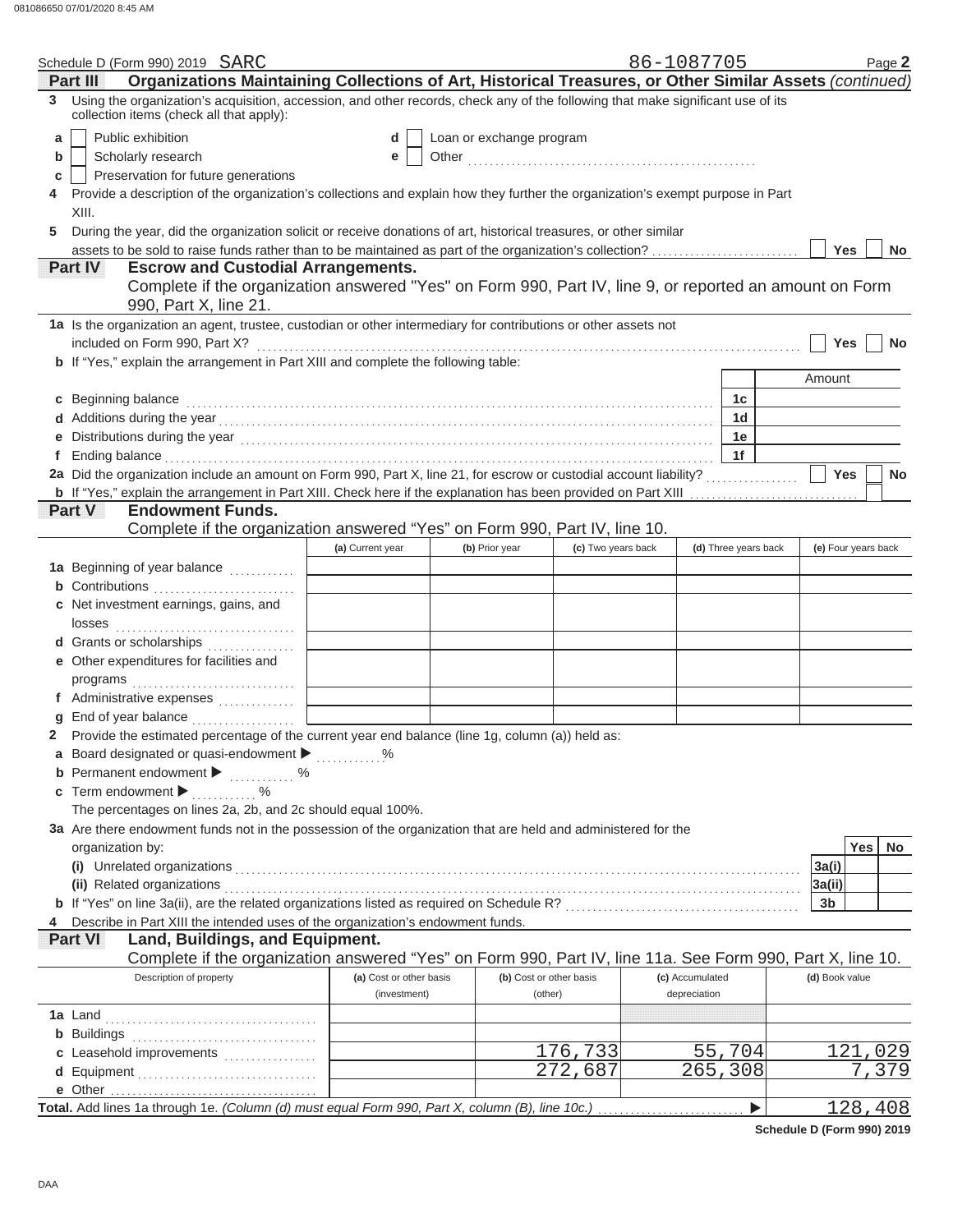Schedule D (Form 990) 2019 SARC 86-1087705

## Part III Organizations Maintaining Collections of Art, Historical Treasures, or Other Similar Assets *(continued)*

**3** Using the organization's acquisition, accession, and other records, check any of the following that make significant use of its collection items (check all that apply):

- **a** ☐ Public exhibition
- **b** ☐ Scholarly research
- **c** ☐ Preservation for future generations
- **d** ☐ Loan or exchange program
- **e** ☐ Other

**4** Provide a description of the organization's collections and explain how they further the organization's exempt purpose in Part XIII.

**5** During the year, did the organization solicit or receive donations of art, historical treasures, or other similar assets to be sold to raise funds rather than to be maintained as part of the organization's collection? ☐ Yes ☐ No

## Part IV Escrow and Custodial Arrangements.

Complete if the organization answered "Yes" on Form 990, Part IV, line 9, or reported an amount on Form 990, Part X, line 21.

**1a** Is the organization an agent, trustee, custodian or other intermediary for contributions or other assets not included on Form 990, Part X? ☐ Yes ☐ No

**b** If "Yes," explain the arrangement in Part XIII and complete the following table:

| | | Amount |
|---|---|---|
| **c** Beginning balance | 1c | |
| **d** Additions during the year | 1d | |
| **e** Distributions during the year | 1e | |
| **f** Ending balance | 1f | |

**2a** Did the organization include an amount on Form 990, Part X, line 21, for escrow or custodial account liability? ☐ Yes ☐ No

**b** If "Yes," explain the arrangement in Part XIII. Check here if the explanation has been provided on Part XIII ☐

## Part V Endowment Funds.

Complete if the organization answered "Yes" on Form 990, Part IV, line 10.

| | (a) Current year | (b) Prior year | (c) Two years back | (d) Three years back | (e) Four years back |
|---|---|---|---|---|---|
| **1a** Beginning of year balance | | | | | |
| **b** Contributions | | | | | |
| **c** Net investment earnings, gains, and losses | | | | | |
| **d** Grants or scholarships | | | | | |
| **e** Other expenditures for facilities and programs | | | | | |
| **f** Administrative expenses | | | | | |
| **g** End of year balance | | | | | |

**2** Provide the estimated percentage of the current year end balance (line 1g, column (a)) held as:

- **a** Board designated or quasi-endowment ▶ %
- **b** Permanent endowment ▶ %
- **c** Term endowment ▶ %

The percentages on lines 2a, 2b, and 2c should equal 100%.

**3a** Are there endowment funds not in the possession of the organization that are held and administered for the organization by:

| | | Yes | No |
|---|---|---|---|
| **(i)** Unrelated organizations | 3a(i) | | |
| **(ii)** Related organizations | 3a(ii) | | |
| **b** If "Yes" on line 3a(ii), are the related organizations listed as required on Schedule R? | 3b | | |

**4** Describe in Part XIII the intended uses of the organization's endowment funds.

## Part VI Land, Buildings, and Equipment.

Complete if the organization answered "Yes" on Form 990, Part IV, line 11a. See Form 990, Part X, line 10.

| Description of property | (a) Cost or other basis (investment) | (b) Cost or other basis (other) | (c) Accumulated depreciation | (d) Book value |
|---|---|---|---|---|
| **1a** Land | | | | |
| **b** Buildings | | | | |
| **c** Leasehold improvements | | 176,733 | 55,704 | 121,029 |
| **d** Equipment | | 272,687 | 265,308 | 7,379 |
| **e** Other | | | | |
| **Total.** Add lines 1a through 1e. *(Column (d) must equal Form 990, Part X, column (B), line 10c.)* | | | ▶ | 128,408 |

Schedule D (Form 990) 2019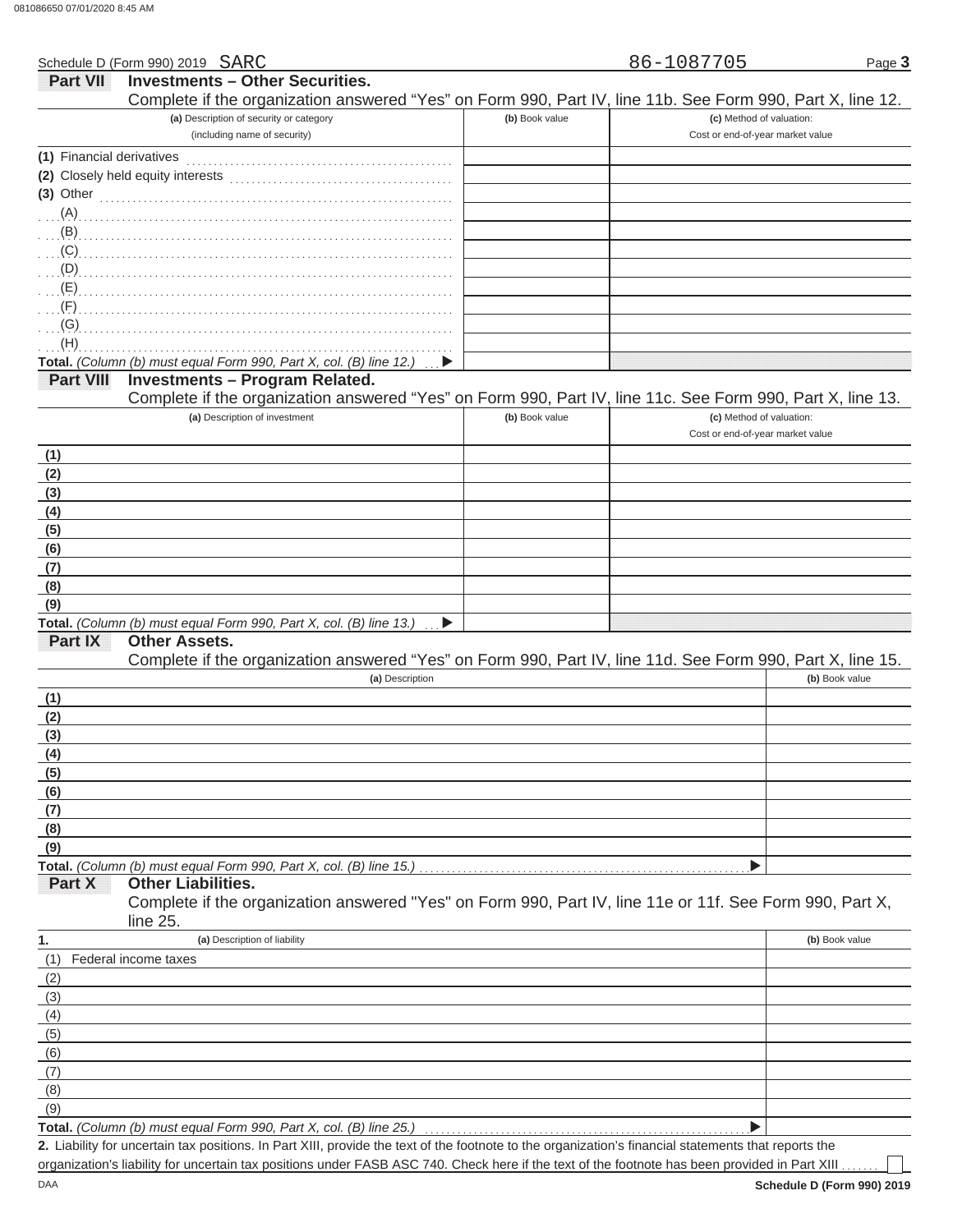Schedule D (Form 990) 2019 SARC 86-1087705

## Part VII Investments – Other Securities.

Complete if the organization answered "Yes" on Form 990, Part IV, line 11b. See Form 990, Part X, line 12.

| (a) Description of security or category (including name of security) | (b) Book value | (c) Method of valuation: Cost or end-of-year market value |
|---|---|---|
| (1) Financial derivatives | | |
| (2) Closely held equity interests | | |
| (3) Other | | |
| (A) | | |
| (B) | | |
| (C) | | |
| (D) | | |
| (E) | | |
| (F) | | |
| (G) | | |
| (H) | | |
| **Total.** *(Column (b) must equal Form 990, Part X, col. (B) line 12.)* ▶ | | |

## Part VIII Investments – Program Related.

Complete if the organization answered "Yes" on Form 990, Part IV, line 11c. See Form 990, Part X, line 13.

| (a) Description of investment | (b) Book value | (c) Method of valuation: Cost or end-of-year market value |
|---|---|---|
| (1) | | |
| (2) | | |
| (3) | | |
| (4) | | |
| (5) | | |
| (6) | | |
| (7) | | |
| (8) | | |
| (9) | | |
| **Total.** *(Column (b) must equal Form 990, Part X, col. (B) line 13.)* ▶ | | |

## Part IX Other Assets.

Complete if the organization answered "Yes" on Form 990, Part IV, line 11d. See Form 990, Part X, line 15.

| (a) Description | (b) Book value |
|---|---|
| (1) | |
| (2) | |
| (3) | |
| (4) | |
| (5) | |
| (6) | |
| (7) | |
| (8) | |
| (9) | |
| **Total.** *(Column (b) must equal Form 990, Part X, col. (B) line 15.)* ▶ | |

## Part X Other Liabilities.

Complete if the organization answered "Yes" on Form 990, Part IV, line 11e or 11f. See Form 990, Part X, line 25.

| 1. (a) Description of liability | (b) Book value |
|---|---|
| (1) Federal income taxes | |
| (2) | |
| (3) | |
| (4) | |
| (5) | |
| (6) | |
| (7) | |
| (8) | |
| (9) | |
| **Total.** *(Column (b) must equal Form 990, Part X, col. (B) line 25.)* ▶ | |

**2.** Liability for uncertain tax positions. In Part XIII, provide the text of the footnote to the organization's financial statements that reports the organization's liability for uncertain tax positions under FASB ASC 740. Check here if the text of the footnote has been provided in Part XIII ☐

DAA **Schedule D (Form 990) 2019**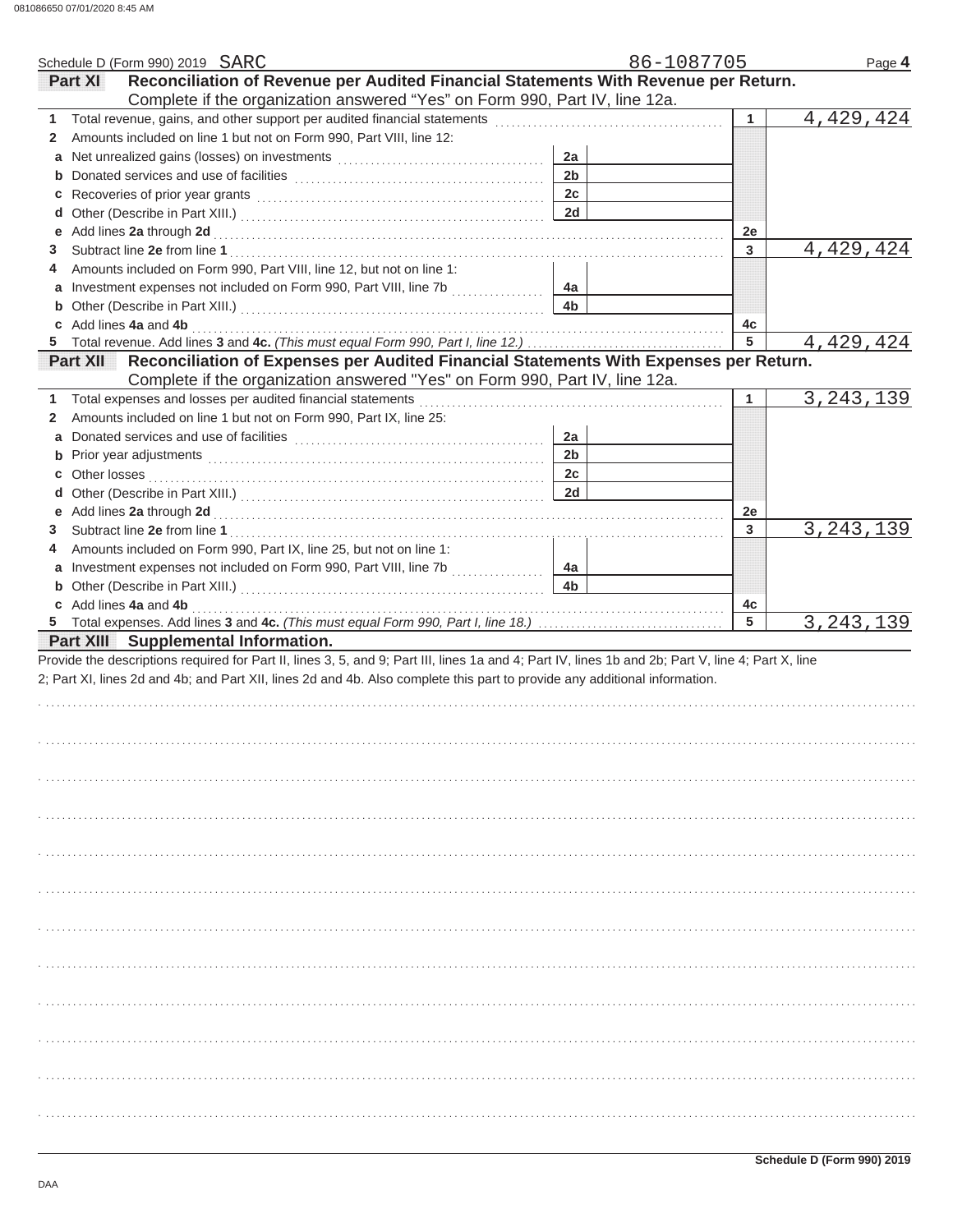Schedule D (Form 990) 2019 SARC 86-1087705 Page **4**

## Part XI Reconciliation of Revenue per Audited Financial Statements With Revenue per Return.

Complete if the organization answered "Yes" on Form 990, Part IV, line 12a.

| | | | | | |
|---|---|---|---|---|---|
| **1** | Total revenue, gains, and other support per audited financial statements | | | 1 | 4,429,424 |
| **2** | Amounts included on line 1 but not on Form 990, Part VIII, line 12: | | | | |
| **a** | Net unrealized gains (losses) on investments | 2a | | | |
| **b** | Donated services and use of facilities | 2b | | | |
| **c** | Recoveries of prior year grants | 2c | | | |
| **d** | Other (Describe in Part XIII.) | 2d | | | |
| **e** | Add lines **2a** through **2d** | | | 2e | |
| **3** | Subtract line **2e** from line **1** | | | 3 | 4,429,424 |
| **4** | Amounts included on Form 990, Part VIII, line 12, but not on line 1: | | | | |
| **a** | Investment expenses not included on Form 990, Part VIII, line 7b | 4a | | | |
| **b** | Other (Describe in Part XIII.) | 4b | | | |
| **c** | Add lines **4a** and **4b** | | | 4c | |
| **5** | Total revenue. Add lines **3** and **4c.** *(This must equal Form 990, Part I, line 12.)* | | | 5 | 4,429,424 |

## Part XII Reconciliation of Expenses per Audited Financial Statements With Expenses per Return.

Complete if the organization answered "Yes" on Form 990, Part IV, line 12a.

| | | | | | |
|---|---|---|---|---|---|
| **1** | Total expenses and losses per audited financial statements | | | 1 | 3,243,139 |
| **2** | Amounts included on line 1 but not on Form 990, Part IX, line 25: | | | | |
| **a** | Donated services and use of facilities | 2a | | | |
| **b** | Prior year adjustments | 2b | | | |
| **c** | Other losses | 2c | | | |
| **d** | Other (Describe in Part XIII.) | 2d | | | |
| **e** | Add lines **2a** through **2d** | | | 2e | |
| **3** | Subtract line **2e** from line **1** | | | 3 | 3,243,139 |
| **4** | Amounts included on Form 990, Part IX, line 25, but not on line 1: | | | | |
| **a** | Investment expenses not included on Form 990, Part VIII, line 7b | 4a | | | |
| **b** | Other (Describe in Part XIII.) | 4b | | | |
| **c** | Add lines **4a** and **4b** | | | 4c | |
| **5** | Total expenses. Add lines **3** and **4c.** *(This must equal Form 990, Part I, line 18.)* | | | 5 | 3,243,139 |

## Part XIII Supplemental Information.

Provide the descriptions required for Part II, lines 3, 5, and 9; Part III, lines 1a and 4; Part IV, lines 1b and 2b; Part V, line 4; Part X, line 2; Part XI, lines 2d and 4b; and Part XII, lines 2d and 4b. Also complete this part to provide any additional information.

**Schedule D (Form 990) 2019**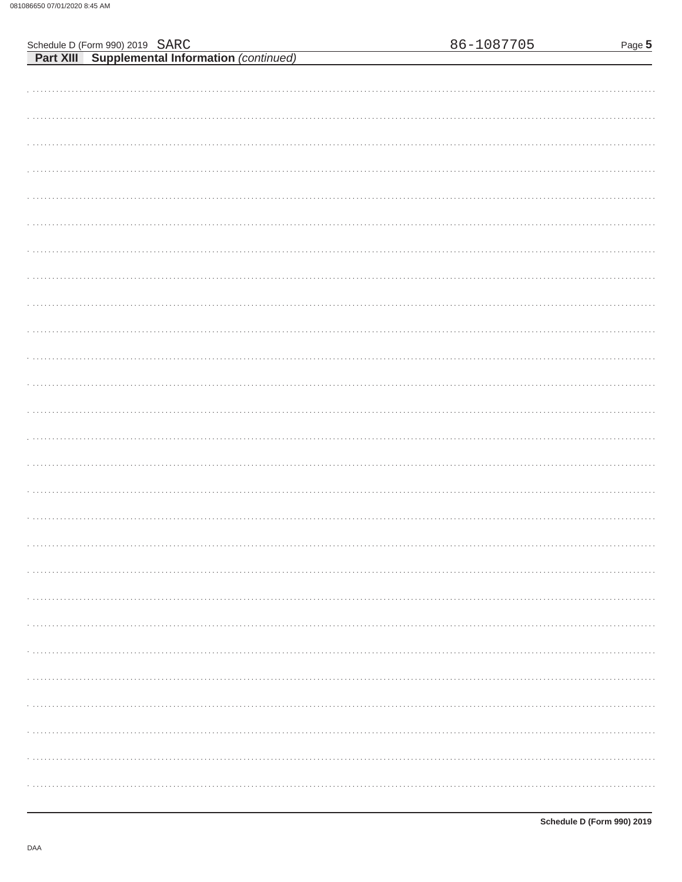Schedule D (Form 990) 2019 SARC 86-1087705

**Part XIII Supplemental Information** *(continued)*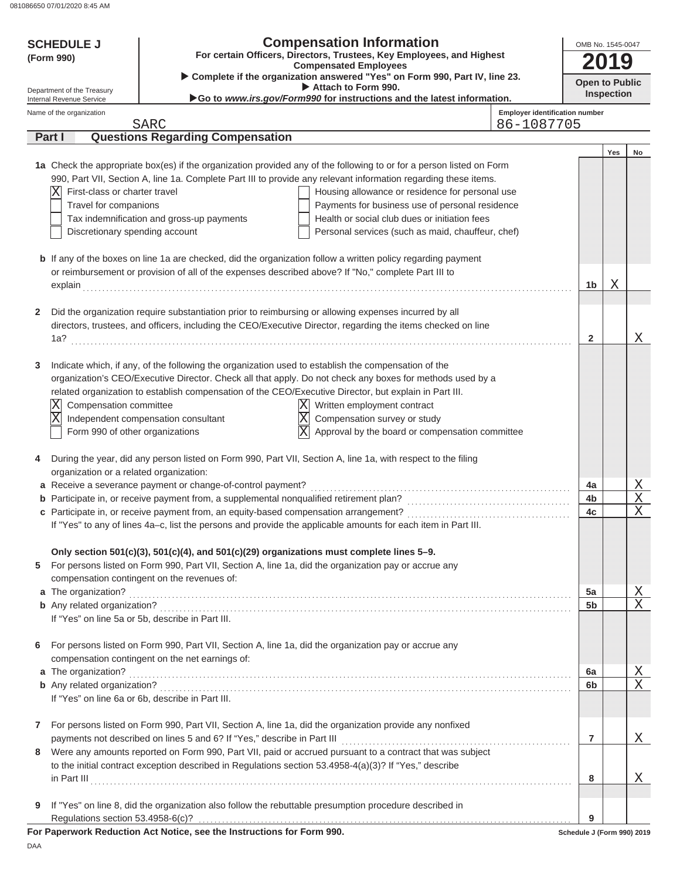**SCHEDULE J**
**(Form 990)**

Department of the Treasury
Internal Revenue Service

# Compensation Information

**For certain Officers, Directors, Trustees, Key Employees, and Highest Compensated Employees**

▶ **Complete if the organization answered "Yes" on Form 990, Part IV, line 23.**
▶ **Attach to Form 990.**
▶**Go to *www.irs.gov/Form990* for instructions and the latest information.**

OMB No. 1545-0047

**2019**

**Open to Public Inspection**

Name of the organization: SARC

Employer identification number: 86-1087705

## Part I Questions Regarding Compensation

| | | Yes | No |
|---|---|---|---|
| **1a** Check the appropriate box(es) if the organization provided any of the following to or for a person listed on Form 990, Part VII, Section A, line 1a. Complete Part III to provide any relevant information regarding these items.<br>[X] First-class or charter travel<br>[ ] Travel for companions<br>[ ] Tax indemnification and gross-up payments<br>[ ] Discretionary spending account<br>[ ] Housing allowance or residence for personal use<br>[ ] Payments for business use of personal residence<br>[ ] Health or social club dues or initiation fees<br>[ ] Personal services (such as maid, chauffeur, chef) | | | |
| **b** If any of the boxes on line 1a are checked, did the organization follow a written policy regarding payment or reimbursement or provision of all of the expenses described above? If "No," complete Part III to explain | 1b | X | |
| **2** Did the organization require substantiation prior to reimbursing or allowing expenses incurred by all directors, trustees, and officers, including the CEO/Executive Director, regarding the items checked on line 1a? | 2 | | X |
| **3** Indicate which, if any, of the following the organization used to establish the compensation of the organization's CEO/Executive Director. Check all that apply. Do not check any boxes for methods used by a related organization to establish compensation of the CEO/Executive Director, but explain in Part III.<br>[X] Compensation committee<br>[X] Independent compensation consultant<br>[ ] Form 990 of other organizations<br>[X] Written employment contract<br>[X] Compensation survey or study<br>[X] Approval by the board or compensation committee | | | |
| **4** During the year, did any person listed on Form 990, Part VII, Section A, line 1a, with respect to the filing organization or a related organization: | | | |
| **a** Receive a severance payment or change-of-control payment? | 4a | | X |
| **b** Participate in, or receive payment from, a supplemental nonqualified retirement plan? | 4b | | X |
| **c** Participate in, or receive payment from, an equity-based compensation arrangement? | 4c | | X |
| If "Yes" to any of lines 4a–c, list the persons and provide the applicable amounts for each item in Part III. | | | |
| **Only section 501(c)(3), 501(c)(4), and 501(c)(29) organizations must complete lines 5–9.** | | | |
| **5** For persons listed on Form 990, Part VII, Section A, line 1a, did the organization pay or accrue any compensation contingent on the revenues of: | | | |
| **a** The organization? | 5a | | X |
| **b** Any related organization? | 5b | | X |
| If "Yes" on line 5a or 5b, describe in Part III. | | | |
| **6** For persons listed on Form 990, Part VII, Section A, line 1a, did the organization pay or accrue any compensation contingent on the net earnings of: | | | |
| **a** The organization? | 6a | | X |
| **b** Any related organization? | 6b | | X |
| If "Yes" on line 6a or 6b, describe in Part III. | | | |
| **7** For persons listed on Form 990, Part VII, Section A, line 1a, did the organization provide any nonfixed payments not described on lines 5 and 6? If "Yes," describe in Part III | 7 | | X |
| **8** Were any amounts reported on Form 990, Part VII, paid or accrued pursuant to a contract that was subject to the initial contract exception described in Regulations section 53.4958-4(a)(3)? If "Yes," describe in Part III | 8 | | X |
| **9** If "Yes" on line 8, did the organization also follow the rebuttable presumption procedure described in Regulations section 53.4958-6(c)? | 9 | | |

**For Paperwork Reduction Act Notice, see the Instructions for Form 990.** Schedule J (Form 990) 2019

DAA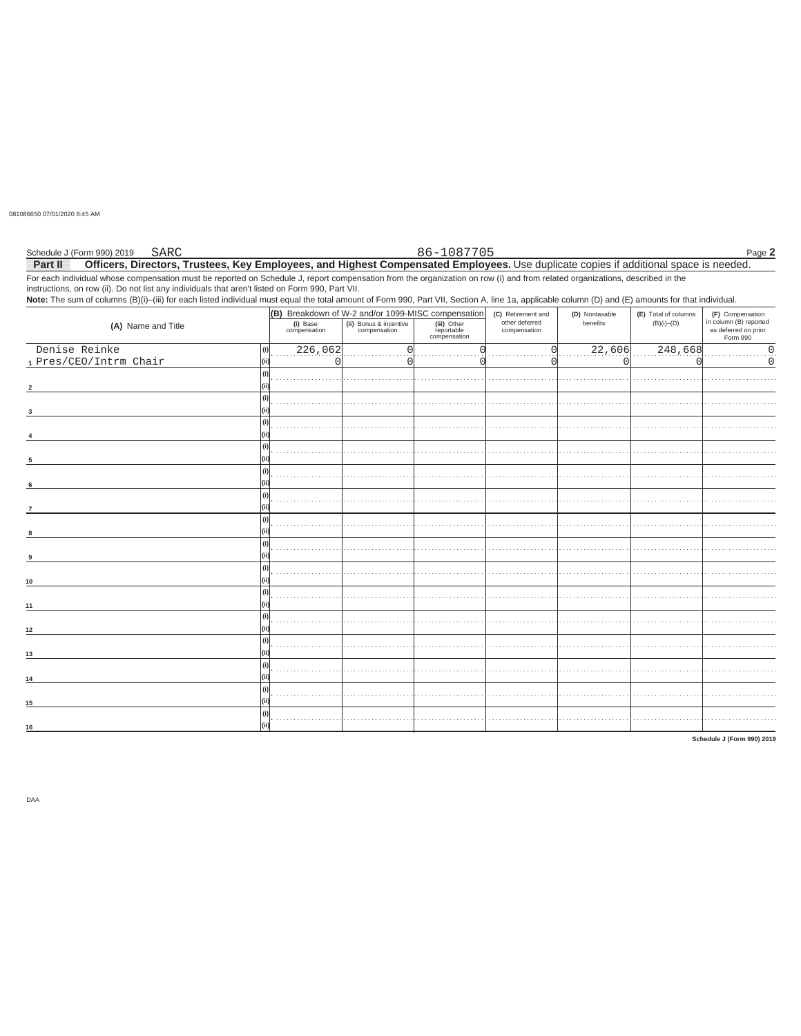081086650 07/01/2020 8:45 AM

Schedule J (Form 990) 2019 SARC 86-1087705 Page **2**

**Part II** **Officers, Directors, Trustees, Key Employees, and Highest Compensated Employees.** Use duplicate copies if additional space is needed.

For each individual whose compensation must be reported on Schedule J, report compensation from the organization on row (i) and from related organizations, described in the instructions, on row (ii). Do not list any individuals that aren't listed on Form 990, Part VII.

**Note:** The sum of columns (B)(i)–(iii) for each listed individual must equal the total amount of Form 990, Part VII, Section A, line 1a, applicable column (D) and (E) amounts for that individual.

| (A) Name and Title | | (B) Breakdown of W-2 and/or 1099-MISC compensation | | | (C) Retirement and other deferred compensation | (D) Nontaxable benefits | (E) Total of columns (B)(i)–(D) | (F) Compensation in column (B) reported as deferred on prior Form 990 |
|---|---|---|---|---|---|---|---|---|
| | | (i) Base compensation | (ii) Bonus & incentive compensation | (iii) Other reportable compensation | | | | |
| 1 Denise Reinke | (i) | 226,062 | 0 | 0 | 0 | 22,606 | 248,668 | 0 |
| Pres/CEO/Intrm Chair | (ii) | 0 | 0 | 0 | 0 | 0 | 0 | 0 |
| 2 | (i) | | | | | | | |
| | (ii) | | | | | | | |
| 3 | (i) | | | | | | | |
| | (ii) | | | | | | | |
| 4 | (i) | | | | | | | |
| | (ii) | | | | | | | |
| 5 | (i) | | | | | | | |
| | (ii) | | | | | | | |
| 6 | (i) | | | | | | | |
| | (ii) | | | | | | | |
| 7 | (i) | | | | | | | |
| | (ii) | | | | | | | |
| 8 | (i) | | | | | | | |
| | (ii) | | | | | | | |
| 9 | (i) | | | | | | | |
| | (ii) | | | | | | | |
| 10 | (i) | | | | | | | |
| | (ii) | | | | | | | |
| 11 | (i) | | | | | | | |
| | (ii) | | | | | | | |
| 12 | (i) | | | | | | | |
| | (ii) | | | | | | | |
| 13 | (i) | | | | | | | |
| | (ii) | | | | | | | |
| 14 | (i) | | | | | | | |
| | (ii) | | | | | | | |
| 15 | (i) | | | | | | | |
| | (ii) | | | | | | | |
| 16 | (i) | | | | | | | |
| | (ii) | | | | | | | |

**Schedule J (Form 990) 2019**

DAA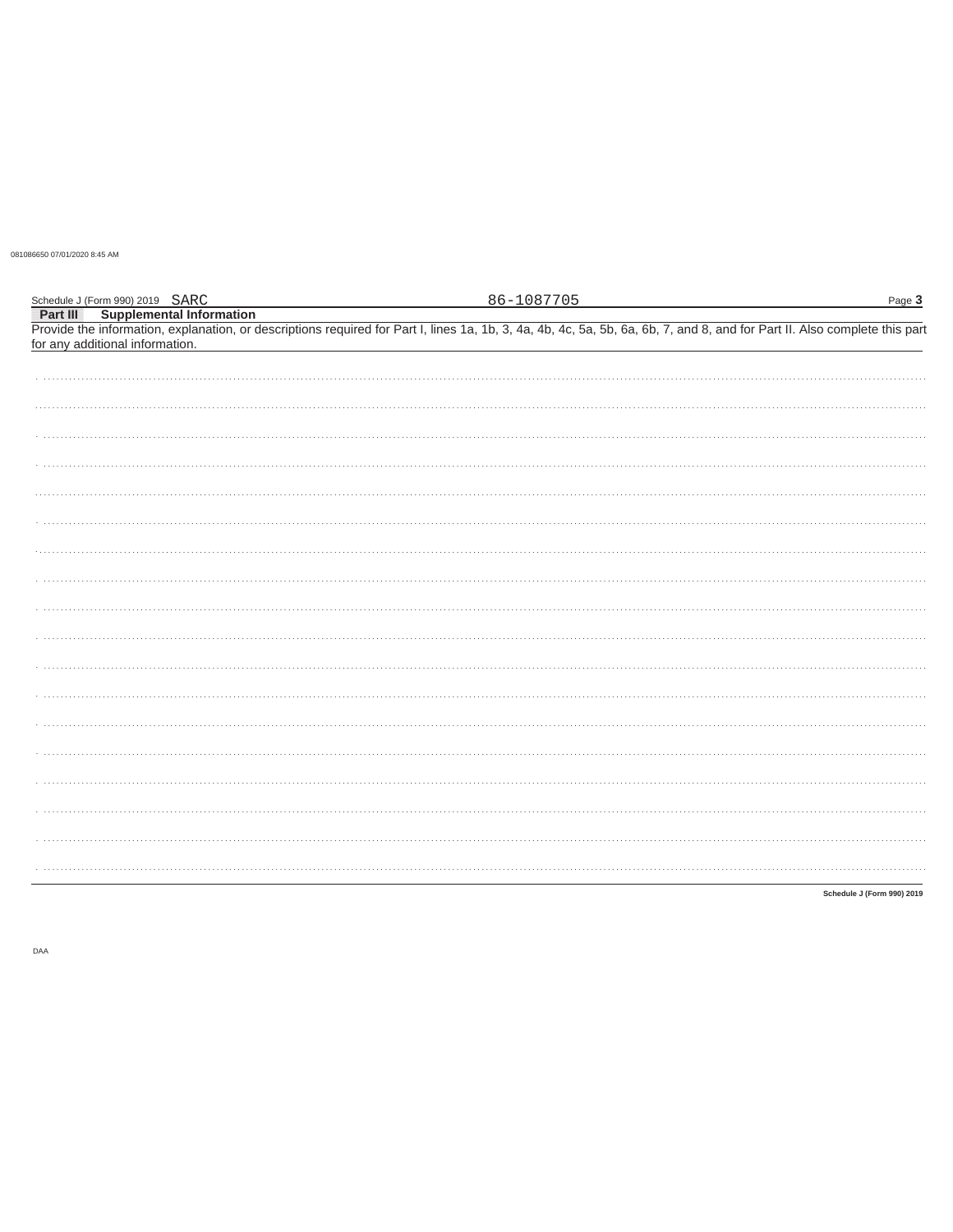Schedule J (Form 990) 2019 SARC 86-1087705

**Part III Supplemental Information**

Provide the information, explanation, or descriptions required for Part I, lines 1a, 1b, 3, 4a, 4b, 4c, 5a, 5b, 6a, 6b, 7, and 8, and for Part II. Also complete this part for any additional information.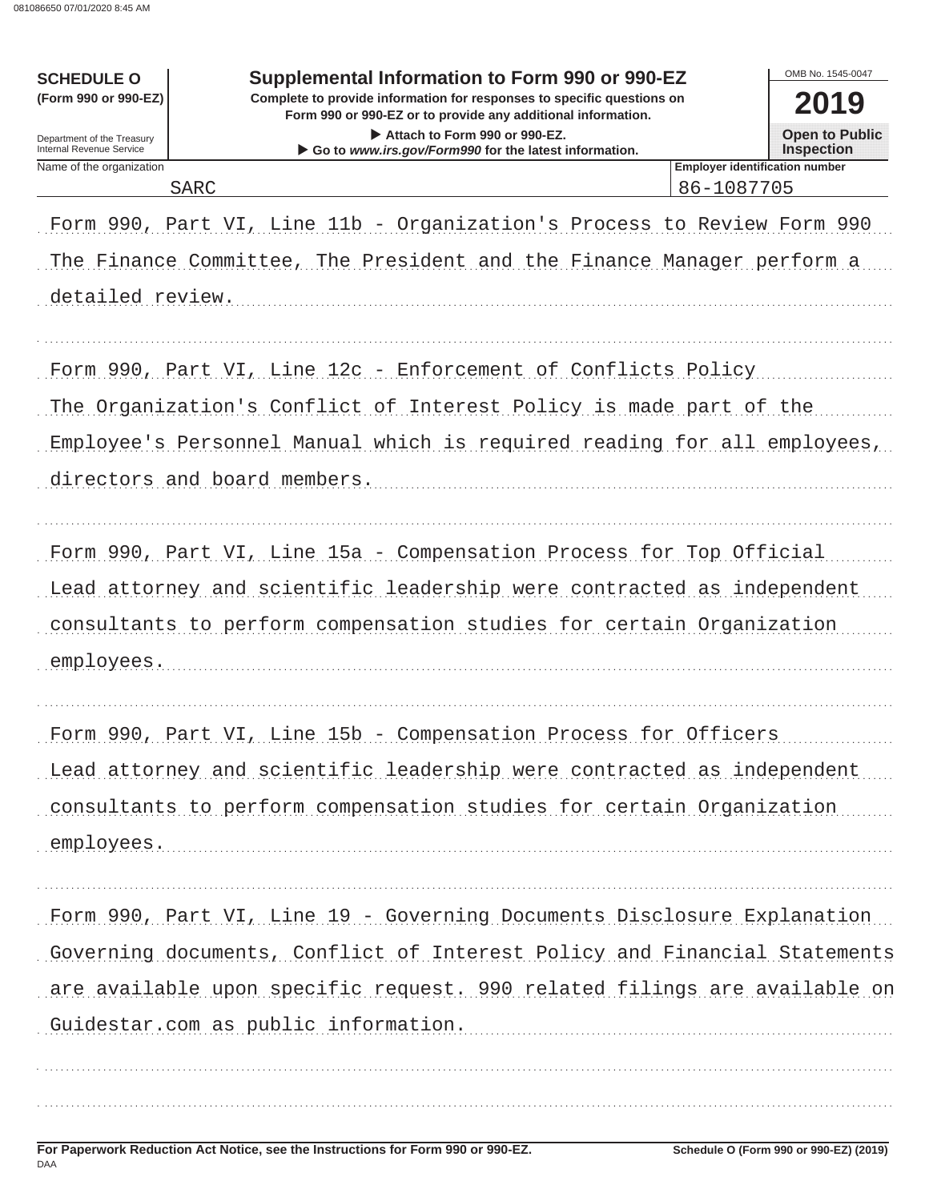**SCHEDULE O**
**(Form 990 or 990-EZ)**

Department of the Treasury
Internal Revenue Service

# Supplemental Information to Form 990 or 990-EZ

**Complete to provide information for responses to specific questions on Form 990 or 990-EZ or to provide any additional information.**

▶ **Attach to Form 990 or 990-EZ.**

▶ **Go to *www.irs.gov/Form990* for the latest information.**

OMB No. 1545-0047

**2019**

**Open to Public Inspection**

| Name of the organization | Employer identification number |
|---|---|
| SARC | 86-1087705 |

Form 990, Part VI, Line 11b - Organization's Process to Review Form 990

The Finance Committee, The President and the Finance Manager perform a detailed review.

Form 990, Part VI, Line 12c - Enforcement of Conflicts Policy

The Organization's Conflict of Interest Policy is made part of the Employee's Personnel Manual which is required reading for all employees, directors and board members.

Form 990, Part VI, Line 15a - Compensation Process for Top Official

Lead attorney and scientific leadership were contracted as independent consultants to perform compensation studies for certain Organization employees.

Form 990, Part VI, Line 15b - Compensation Process for Officers

Lead attorney and scientific leadership were contracted as independent consultants to perform compensation studies for certain Organization employees.

Form 990, Part VI, Line 19 - Governing Documents Disclosure Explanation

Governing documents, Conflict of Interest Policy and Financial Statements are available upon specific request. 990 related filings are available on Guidestar.com as public information.

**For Paperwork Reduction Act Notice, see the Instructions for Form 990 or 990-EZ.**

**Schedule O (Form 990 or 990-EZ) (2019)**

DAA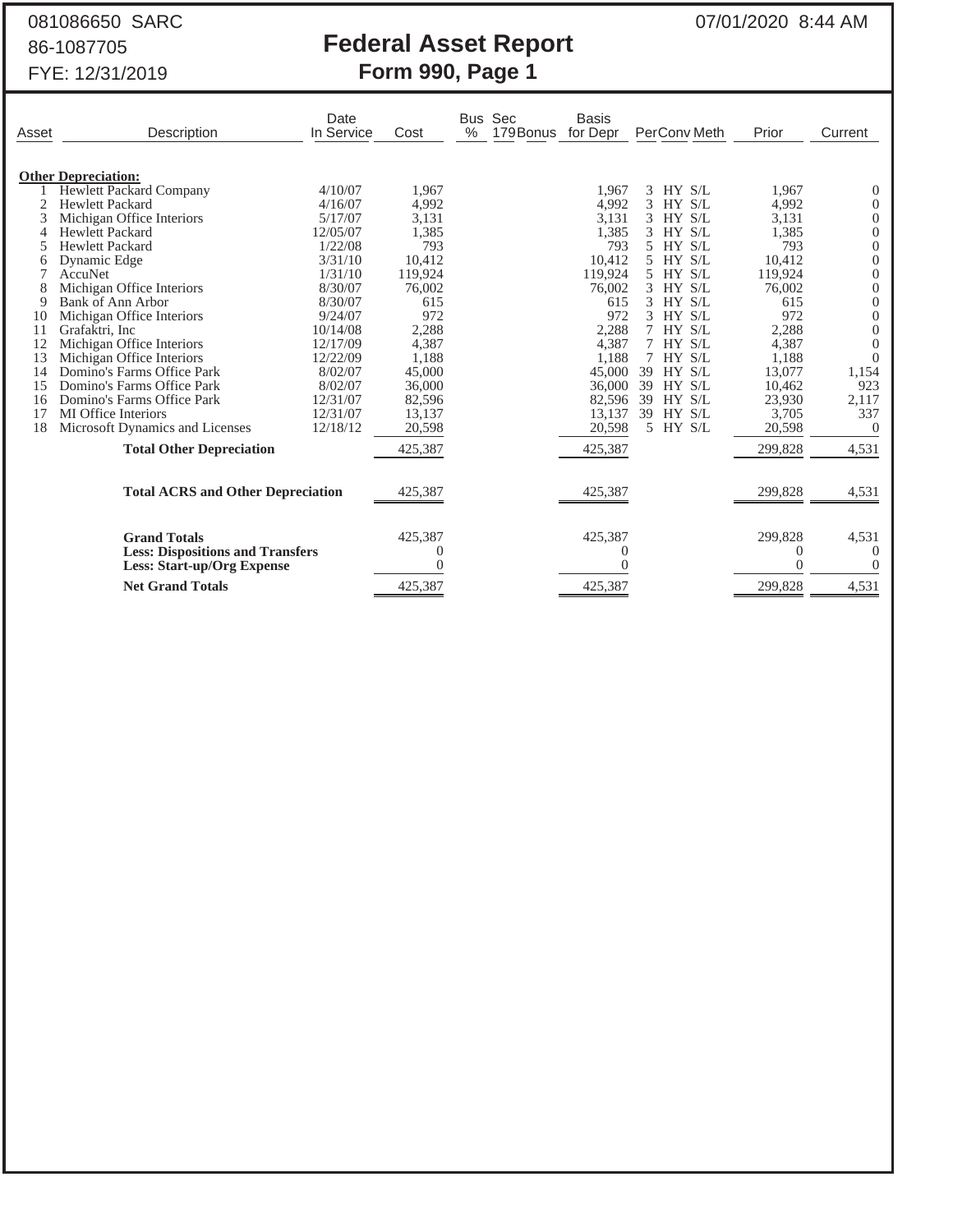081086650 SARC

86-1087705

FYE: 12/31/2019

07/01/2020 8:44 AM

# Federal Asset Report
## Form 990, Page 1

| Asset | Description | Date In Service | Cost | Bus % | Sec 179Bonus | Basis for Depr | Per | Conv | Meth | Prior | Current |
|---|---|---|---|---|---|---|---|---|---|---|---|
| | **Other Depreciation:** | | | | | | | | | | |
| 1 | Hewlett Packard Company | 4/10/07 | 1,967 | | | 1,967 | 3 | HY | S/L | 1,967 | 0 |
| 2 | Hewlett Packard | 4/16/07 | 4,992 | | | 4,992 | 3 | HY | S/L | 4,992 | 0 |
| 3 | Michigan Office Interiors | 5/17/07 | 3,131 | | | 3,131 | 3 | HY | S/L | 3,131 | 0 |
| 4 | Hewlett Packard | 12/05/07 | 1,385 | | | 1,385 | 3 | HY | S/L | 1,385 | 0 |
| 5 | Hewlett Packard | 1/22/08 | 793 | | | 793 | 5 | HY | S/L | 793 | 0 |
| 6 | Dynamic Edge | 3/31/10 | 10,412 | | | 10,412 | 5 | HY | S/L | 10,412 | 0 |
| 7 | AccuNet | 1/31/10 | 119,924 | | | 119,924 | 5 | HY | S/L | 119,924 | 0 |
| 8 | Michigan Office Interiors | 8/30/07 | 76,002 | | | 76,002 | 3 | HY | S/L | 76,002 | 0 |
| 9 | Bank of Ann Arbor | 8/30/07 | 615 | | | 615 | 3 | HY | S/L | 615 | 0 |
| 10 | Michigan Office Interiors | 9/24/07 | 972 | | | 972 | 3 | HY | S/L | 972 | 0 |
| 11 | Grafaktri, Inc | 10/14/08 | 2,288 | | | 2,288 | 7 | HY | S/L | 2,288 | 0 |
| 12 | Michigan Office Interiors | 12/17/09 | 4,387 | | | 4,387 | 7 | HY | S/L | 4,387 | 0 |
| 13 | Michigan Office Interiors | 12/22/09 | 1,188 | | | 1,188 | 7 | HY | S/L | 1,188 | 0 |
| 14 | Domino's Farms Office Park | 8/02/07 | 45,000 | | | 45,000 | 39 | HY | S/L | 13,077 | 1,154 |
| 15 | Domino's Farms Office Park | 8/02/07 | 36,000 | | | 36,000 | 39 | HY | S/L | 10,462 | 923 |
| 16 | Domino's Farms Office Park | 12/31/07 | 82,596 | | | 82,596 | 39 | HY | S/L | 23,930 | 2,117 |
| 17 | MI Office Interiors | 12/31/07 | 13,137 | | | 13,137 | 39 | HY | S/L | 3,705 | 337 |
| 18 | Microsoft Dynamics and Licenses | 12/18/12 | 20,598 | | | 20,598 | 5 | HY | S/L | 20,598 | 0 |
| | **Total Other Depreciation** | | 425,387 | | | 425,387 | | | | 299,828 | 4,531 |
| | **Total ACRS and Other Depreciation** | | 425,387 | | | 425,387 | | | | 299,828 | 4,531 |
| | **Grand Totals** | | 425,387 | | | 425,387 | | | | 299,828 | 4,531 |
| | **Less: Dispositions and Transfers** | | 0 | | | 0 | | | | 0 | 0 |
| | **Less: Start-up/Org Expense** | | 0 | | | 0 | | | | 0 | 0 |
| | **Net Grand Totals** | | 425,387 | | | 425,387 | | | | 299,828 | 4,531 |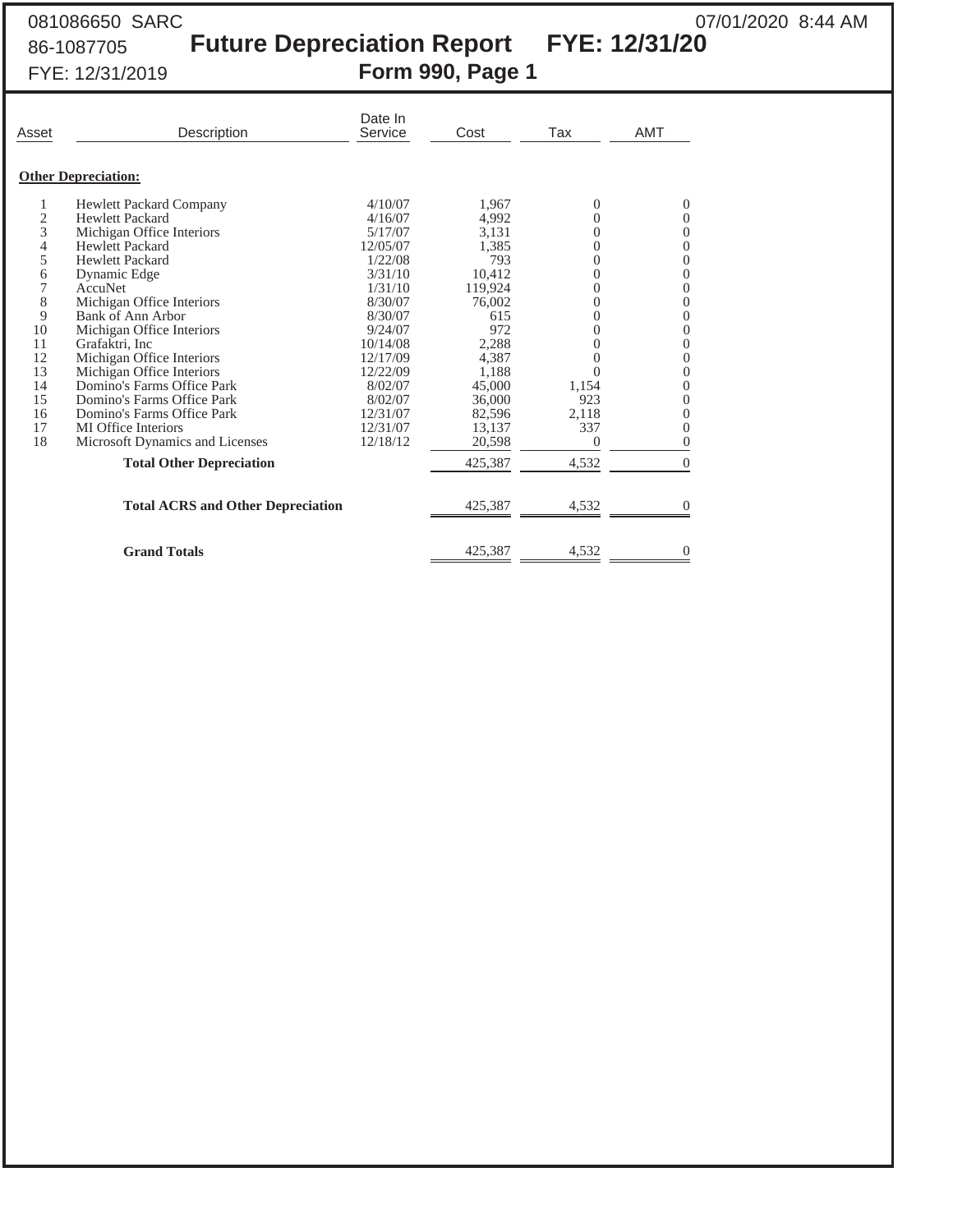081086650 SARC

86-1087705

FYE: 12/31/2019

07/01/2020 8:44 AM

# Future Depreciation Report FYE: 12/31/20

## Form 990, Page 1

| Asset | Description | Date In Service | Cost | Tax | AMT |
|---|---|---|---|---|---|
| **Other Depreciation:** | | | | | |
| 1 | Hewlett Packard Company | 4/10/07 | 1,967 | 0 | 0 |
| 2 | Hewlett Packard | 4/16/07 | 4,992 | 0 | 0 |
| 3 | Michigan Office Interiors | 5/17/07 | 3,131 | 0 | 0 |
| 4 | Hewlett Packard | 12/05/07 | 1,385 | 0 | 0 |
| 5 | Hewlett Packard | 1/22/08 | 793 | 0 | 0 |
| 6 | Dynamic Edge | 3/31/10 | 10,412 | 0 | 0 |
| 7 | AccuNet | 1/31/10 | 119,924 | 0 | 0 |
| 8 | Michigan Office Interiors | 8/30/07 | 76,002 | 0 | 0 |
| 9 | Bank of Ann Arbor | 8/30/07 | 615 | 0 | 0 |
| 10 | Michigan Office Interiors | 9/24/07 | 972 | 0 | 0 |
| 11 | Grafaktri, Inc | 10/14/08 | 2,288 | 0 | 0 |
| 12 | Michigan Office Interiors | 12/17/09 | 4,387 | 0 | 0 |
| 13 | Michigan Office Interiors | 12/22/09 | 1,188 | 0 | 0 |
| 14 | Domino's Farms Office Park | 8/02/07 | 45,000 | 1,154 | 0 |
| 15 | Domino's Farms Office Park | 8/02/07 | 36,000 | 923 | 0 |
| 16 | Domino's Farms Office Park | 12/31/07 | 82,596 | 2,118 | 0 |
| 17 | MI Office Interiors | 12/31/07 | 13,137 | 337 | 0 |
| 18 | Microsoft Dynamics and Licenses | 12/18/12 | 20,598 | 0 | 0 |
| | **Total Other Depreciation** | | 425,387 | 4,532 | 0 |
| | **Total ACRS and Other Depreciation** | | 425,387 | 4,532 | 0 |
| | **Grand Totals** | | 425,387 | 4,532 | 0 |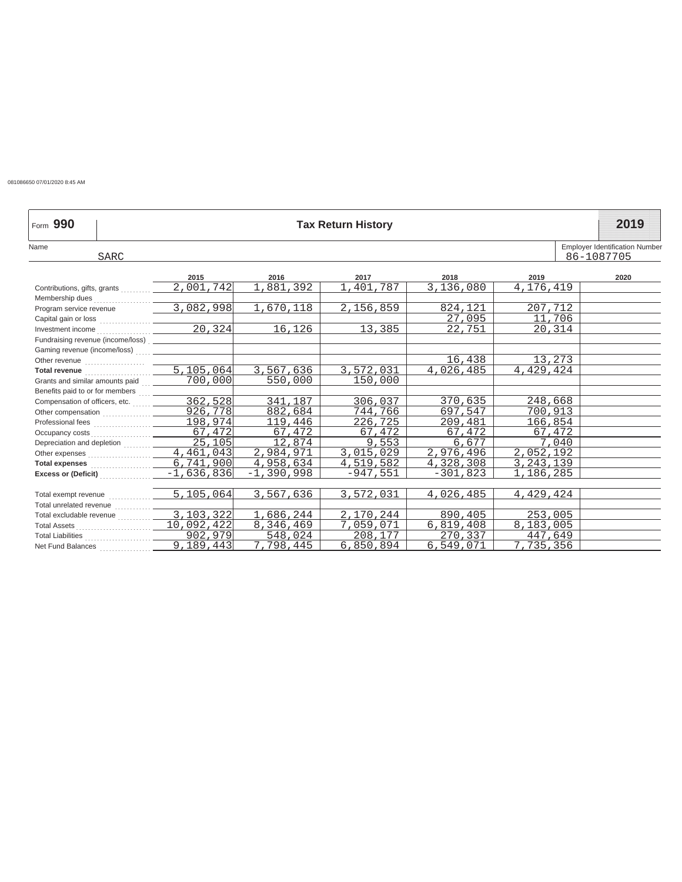081086650 07/01/2020 8:45 AM

# Form 990 — Tax Return History — 2019

Name: SARC

Employer Identification Number: 86-1087705

| | 2015 | 2016 | 2017 | 2018 | 2019 | 2020 |
|---|---|---|---|---|---|---|
| Contributions, gifts, grants | 2,001,742 | 1,881,392 | 1,401,787 | 3,136,080 | 4,176,419 | |
| Membership dues | | | | | | |
| Program service revenue | 3,082,998 | 1,670,118 | 2,156,859 | 824,121 | 207,712 | |
| Capital gain or loss | | | | 27,095 | 11,706 | |
| Investment income | 20,324 | 16,126 | 13,385 | 22,751 | 20,314 | |
| Fundraising revenue (income/loss) | | | | | | |
| Gaming revenue (income/loss) | | | | | | |
| Other revenue | | | | 16,438 | 13,273 | |
| **Total revenue** | 5,105,064 | 3,567,636 | 3,572,031 | 4,026,485 | 4,429,424 | |
| Grants and similar amounts paid | 700,000 | 550,000 | 150,000 | | | |
| Benefits paid to or for members | | | | | | |
| Compensation of officers, etc. | 362,528 | 341,187 | 306,037 | 370,635 | 248,668 | |
| Other compensation | 926,778 | 882,684 | 744,766 | 697,547 | 700,913 | |
| Professional fees | 198,974 | 119,446 | 226,725 | 209,481 | 166,854 | |
| Occupancy costs | 67,472 | 67,472 | 67,472 | 67,472 | 67,472 | |
| Depreciation and depletion | 25,105 | 12,874 | 9,553 | 6,677 | 7,040 | |
| Other expenses | 4,461,043 | 2,984,971 | 3,015,029 | 2,976,496 | 2,052,192 | |
| **Total expenses** | 6,741,900 | 4,958,634 | 4,519,582 | 4,328,308 | 3,243,139 | |
| **Excess or (Deficit)** | -1,636,836 | -1,390,998 | -947,551 | -301,823 | 1,186,285 | |
| | | | | | | |
| Total exempt revenue | 5,105,064 | 3,567,636 | 3,572,031 | 4,026,485 | 4,429,424 | |
| Total unrelated revenue | | | | | | |
| Total excludable revenue | 3,103,322 | 1,686,244 | 2,170,244 | 890,405 | 253,005 | |
| Total Assets | 10,092,422 | 8,346,469 | 7,059,071 | 6,819,408 | 8,183,005 | |
| Total Liabilities | 902,979 | 548,024 | 208,177 | 270,337 | 447,649 | |
| Net Fund Balances | 9,189,443 | 7,798,445 | 6,850,894 | 6,549,071 | 7,735,356 | |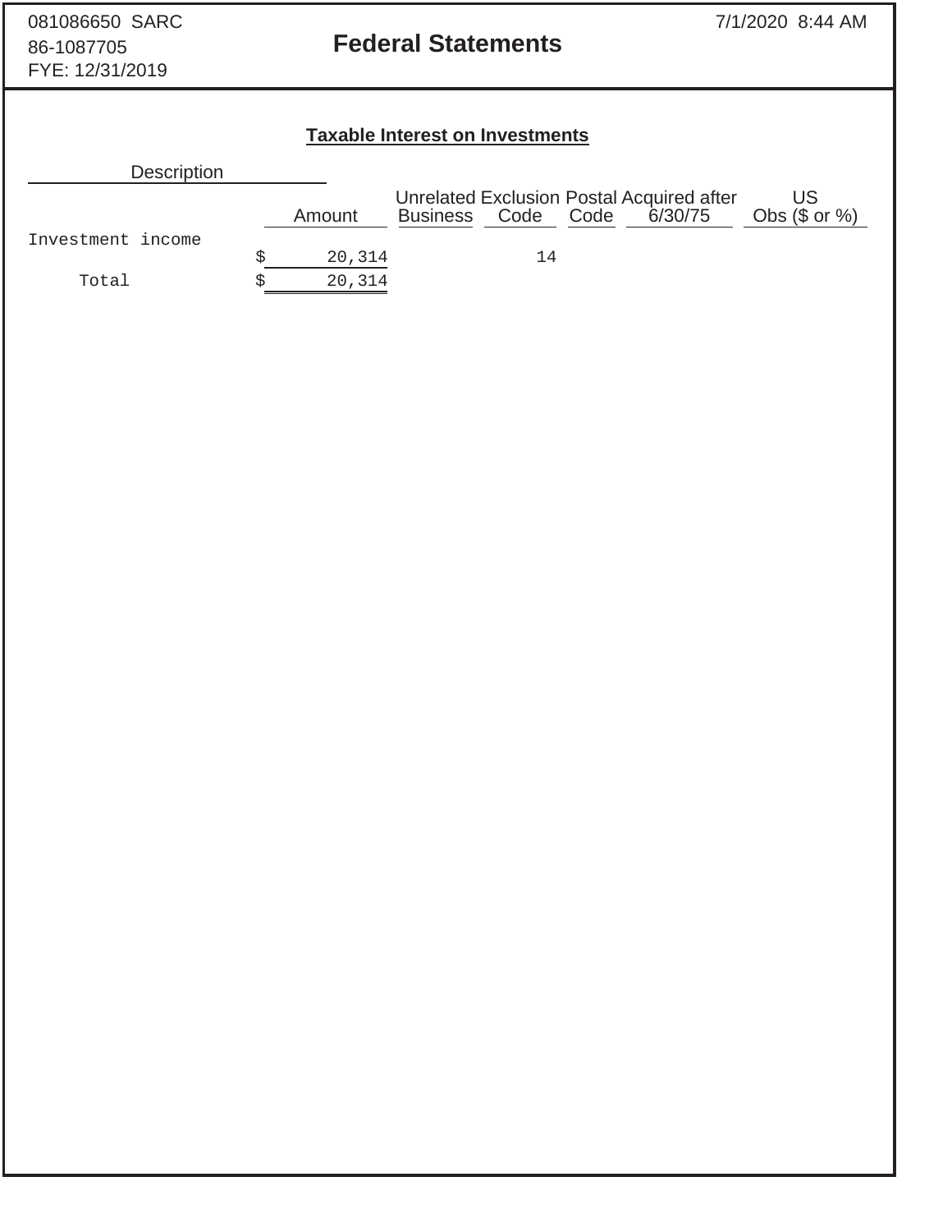081086650 SARC
86-1087705
FYE: 12/31/2019

7/1/2020 8:44 AM

# Federal Statements

## Taxable Interest on Investments

| Description | Amount | Unrelated Business | Exclusion Code | Postal Code | Acquired after 6/30/75 | US Obs ($ or %) |
|---|---|---|---|---|---|---|
| Investment income | $ 20,314 | | 14 | | | |
| Total | $ 20,314 | | | | | |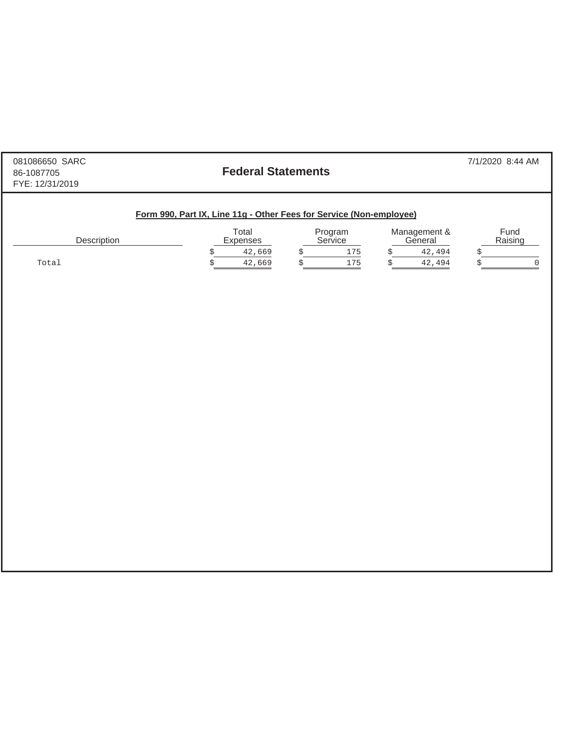081086650 SARC
86-1087705
FYE: 12/31/2019

# Federal Statements

7/1/2020 8:44 AM

## Form 990, Part IX, Line 11g - Other Fees for Service (Non-employee)

| Description | Total Expenses | Program Service | Management & General | Fund Raising |
|---|---|---|---|---|
| | $ 42,669 | $ 175 | $ 42,494 | $ |
| Total | $ 42,669 | $ 175 | $ 42,494 | $ 0 |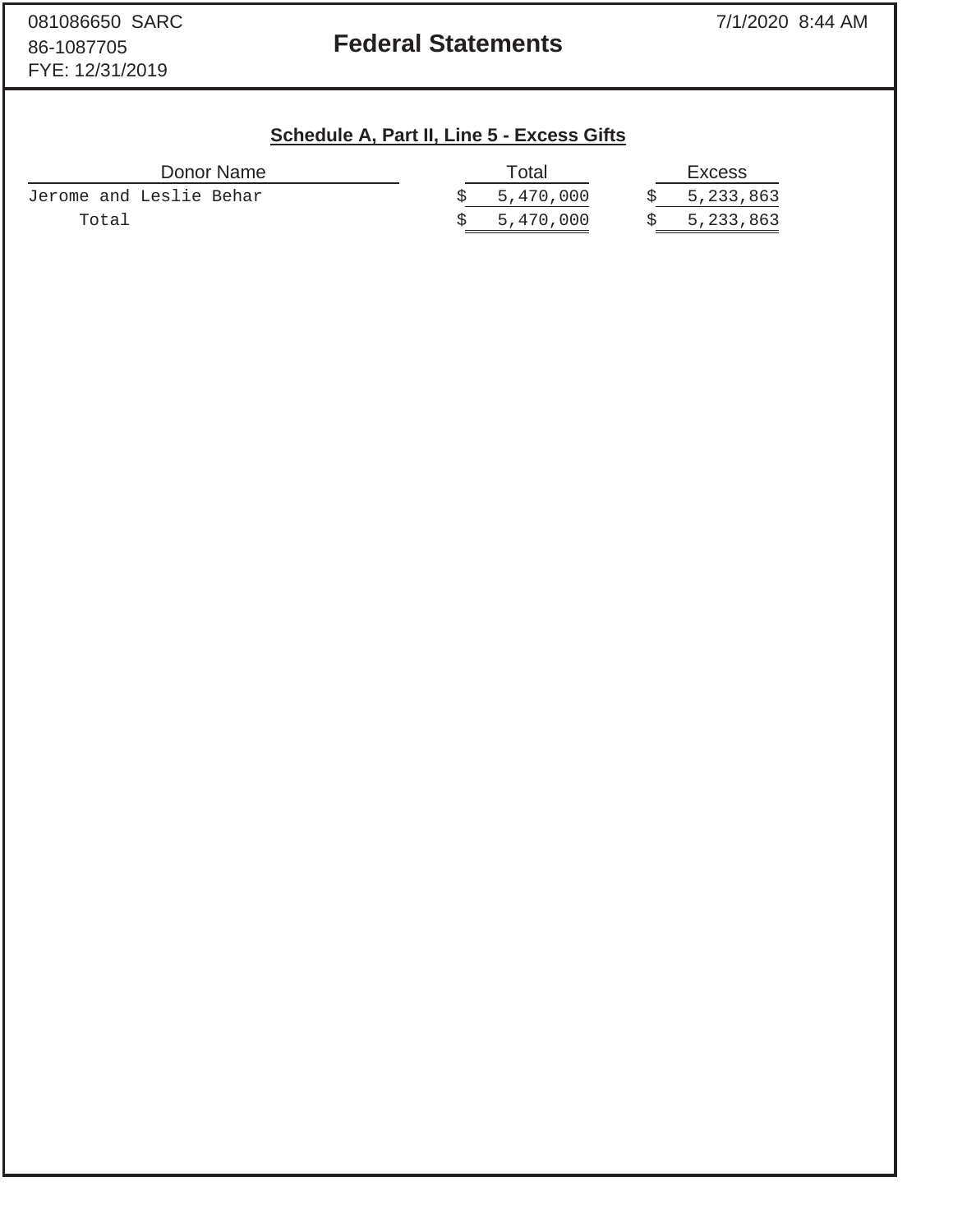081086650 SARC
86-1087705
FYE: 12/31/2019

# Federal Statements

7/1/2020 8:44 AM

## Schedule A, Part II, Line 5 - Excess Gifts

| Donor Name | Total | Excess |
|---|---|---|
| Jerome and Leslie Behar | $ 5,470,000 | $ 5,233,863 |
| Total | $ 5,470,000 | $ 5,233,863 |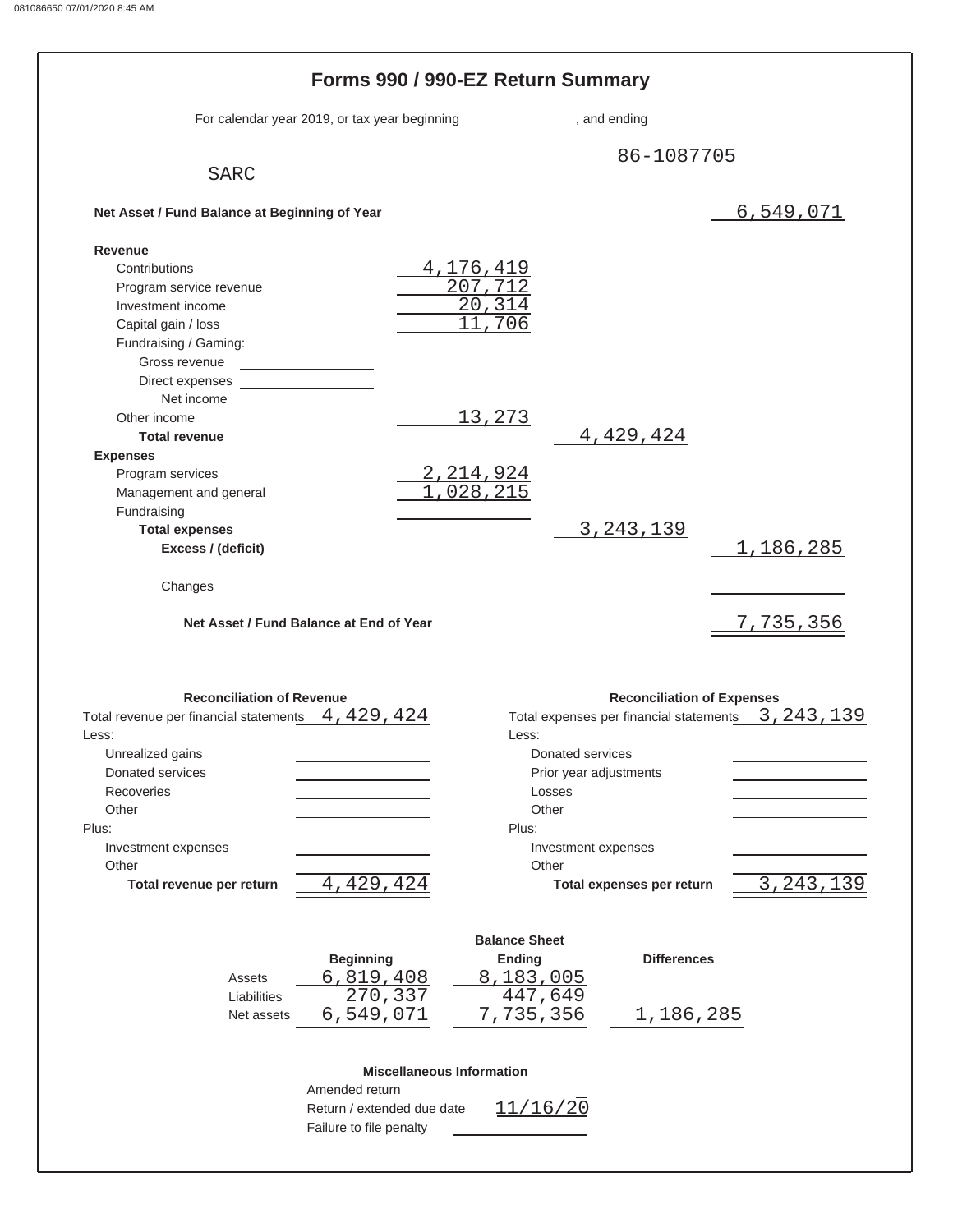# Forms 990 / 990-EZ Return Summary

For calendar year 2019, or tax year beginning , and ending

SARC

86-1087705

| | | | |
|---|---|---|---|
| **Net Asset / Fund Balance at Beginning of Year** | | | 6,549,071 |
| **Revenue** | | | |
| Contributions | 4,176,419 | | |
| Program service revenue | 207,712 | | |
| Investment income | 20,314 | | |
| Capital gain / loss | 11,706 | | |
| Fundraising / Gaming: | | | |
| Gross revenue | | | |
| Direct expenses | | | |
| Net income | | | |
| Other income | 13,273 | | |
| **Total revenue** | | 4,429,424 | |
| **Expenses** | | | |
| Program services | 2,214,924 | | |
| Management and general | 1,028,215 | | |
| Fundraising | | | |
| **Total expenses** | | 3,243,139 | |
| **Excess / (deficit)** | | | 1,186,285 |
| Changes | | | |
| **Net Asset / Fund Balance at End of Year** | | | 7,735,356 |

| Reconciliation of Revenue | | Reconciliation of Expenses | |
|---|---|---|---|
| Total revenue per financial statements | 4,429,424 | Total expenses per financial statements | 3,243,139 |
| Less: | | Less: | |
| Unrealized gains | | Donated services | |
| Donated services | | Prior year adjustments | |
| Recoveries | | Losses | |
| Other | | Other | |
| Plus: | | Plus: | |
| Investment expenses | | Investment expenses | |
| Other | | Other | |
| **Total revenue per return** | 4,429,424 | **Total expenses per return** | 3,243,139 |

**Balance Sheet**

| | Beginning | Ending | Differences |
|---|---|---|---|
| Assets | 6,819,408 | 8,183,005 | |
| Liabilities | 270,337 | 447,649 | |
| Net assets | 6,549,071 | 7,735,356 | 1,186,285 |

**Miscellaneous Information**

| | |
|---|---|
| Amended return | |
| Return / extended due date | 11/16/20 |
| Failure to file penalty | |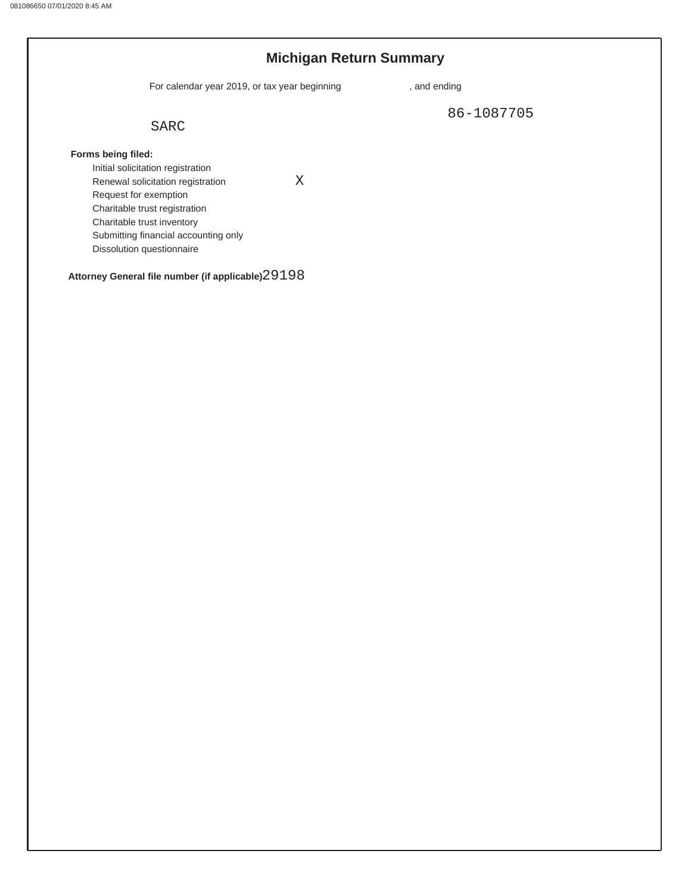# Michigan Return Summary

For calendar year 2019, or tax year beginning , and ending

SARC

86-1087705

**Forms being filed:**

- Initial solicitation registration
- Renewal solicitation registration X
- Request for exemption
- Charitable trust registration
- Charitable trust inventory
- Submitting financial accounting only
- Dissolution questionnaire

**Attorney General file number (if applicable)** 29198